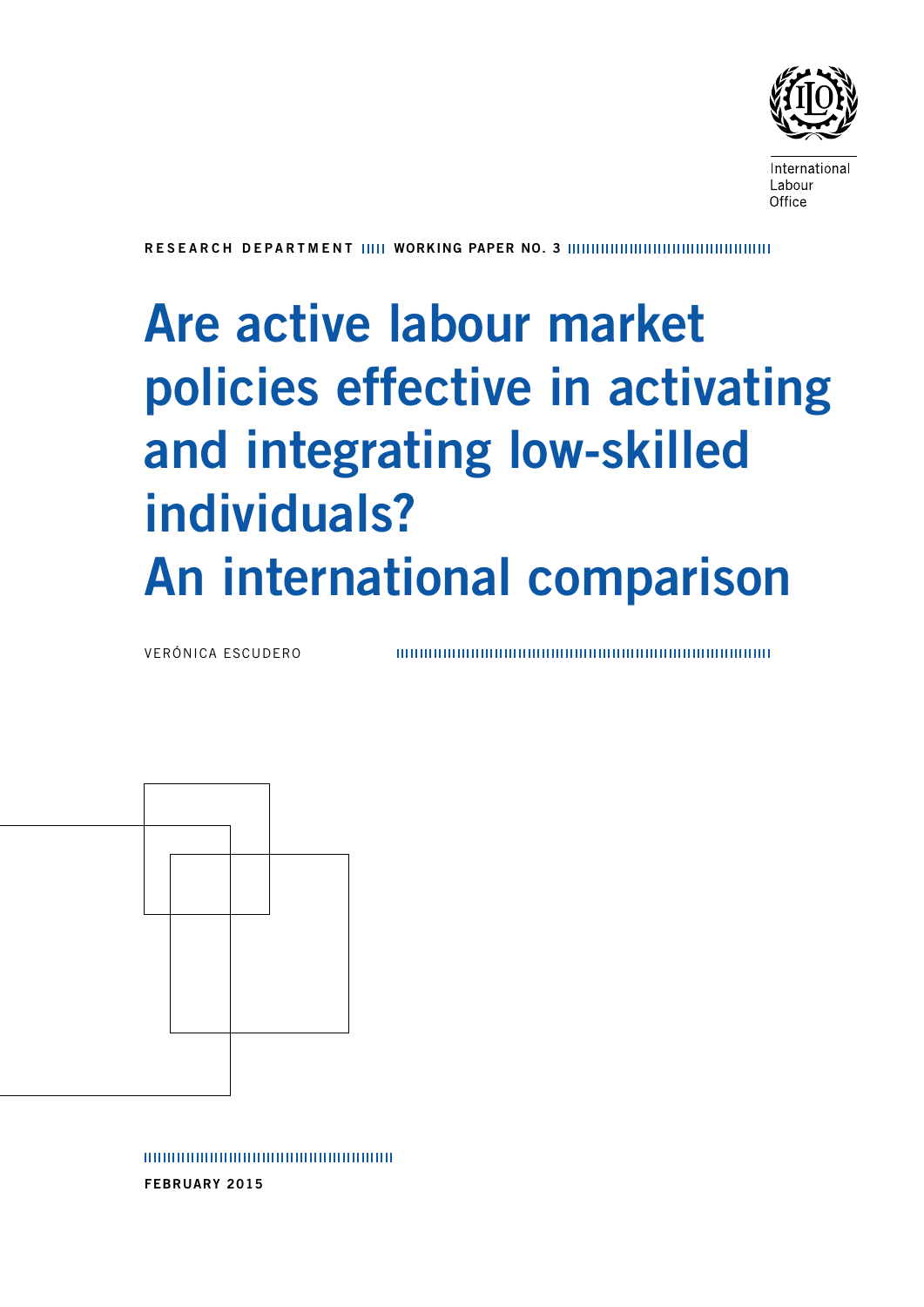International Labour Office

RESEARCH DEPARTMENT WORKING PAPER NO. 3

# Are active labour market policies effective in activating and integrating low-skilled individuals? An international comparison

VERÓNICA ESCUDERO

FEBRUARY 2015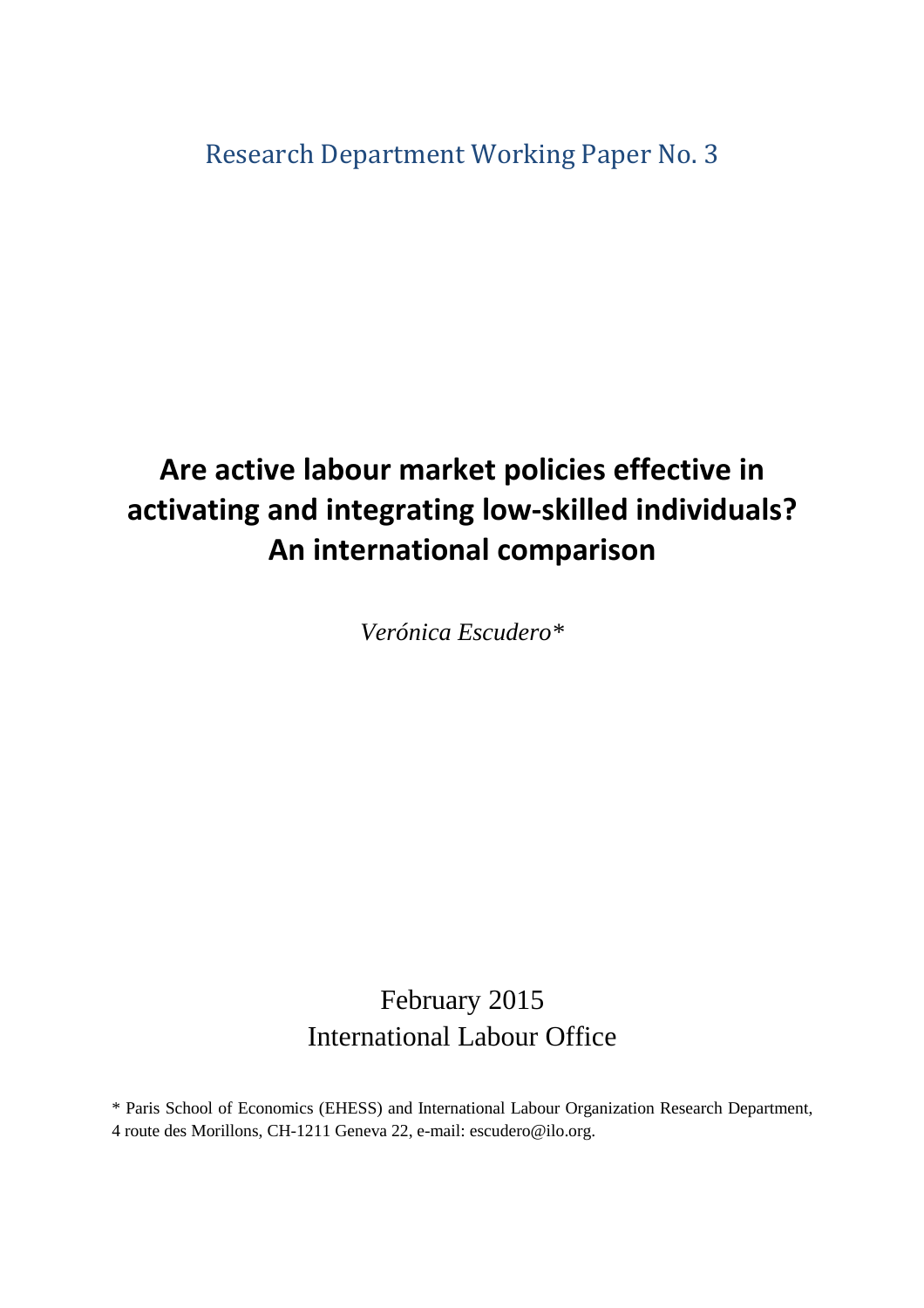Research Department Working Paper No. 3

# Are active labour market policies effective in activating and integrating low-skilled individuals? An international comparison

*Verónica Escudero\**

February 2015
International Labour Office

\* Paris School of Economics (EHESS) and International Labour Organization Research Department, 4 route des Morillons, CH-1211 Geneva 22, e-mail: escudero@ilo.org.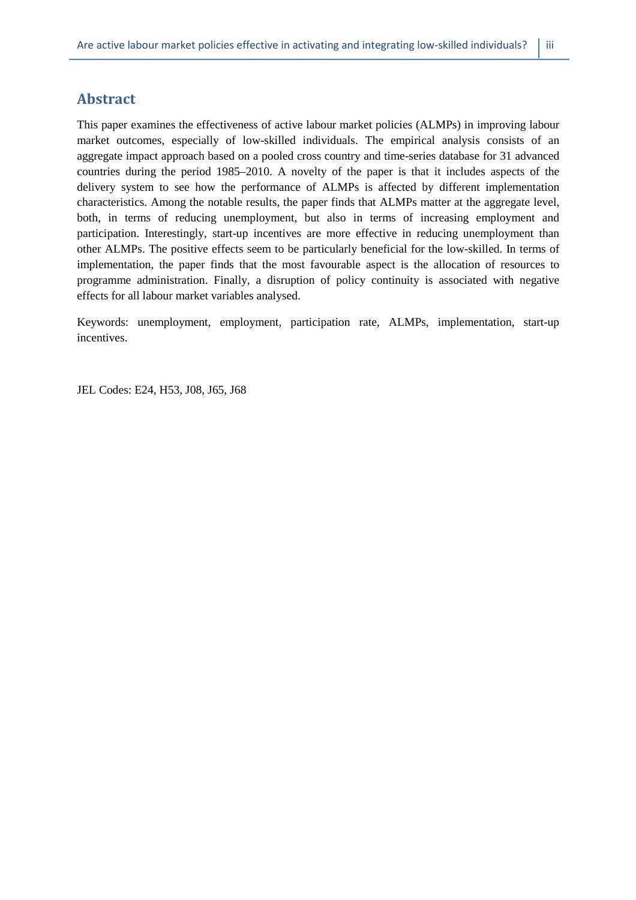## Abstract

This paper examines the effectiveness of active labour market policies (ALMPs) in improving labour market outcomes, especially of low-skilled individuals. The empirical analysis consists of an aggregate impact approach based on a pooled cross country and time-series database for 31 advanced countries during the period 1985–2010. A novelty of the paper is that it includes aspects of the delivery system to see how the performance of ALMPs is affected by different implementation characteristics. Among the notable results, the paper finds that ALMPs matter at the aggregate level, both, in terms of reducing unemployment, but also in terms of increasing employment and participation. Interestingly, start-up incentives are more effective in reducing unemployment than other ALMPs. The positive effects seem to be particularly beneficial for the low-skilled. In terms of implementation, the paper finds that the most favourable aspect is the allocation of resources to programme administration. Finally, a disruption of policy continuity is associated with negative effects for all labour market variables analysed.

Keywords: unemployment, employment, participation rate, ALMPs, implementation, start-up incentives.

JEL Codes: E24, H53, J08, J65, J68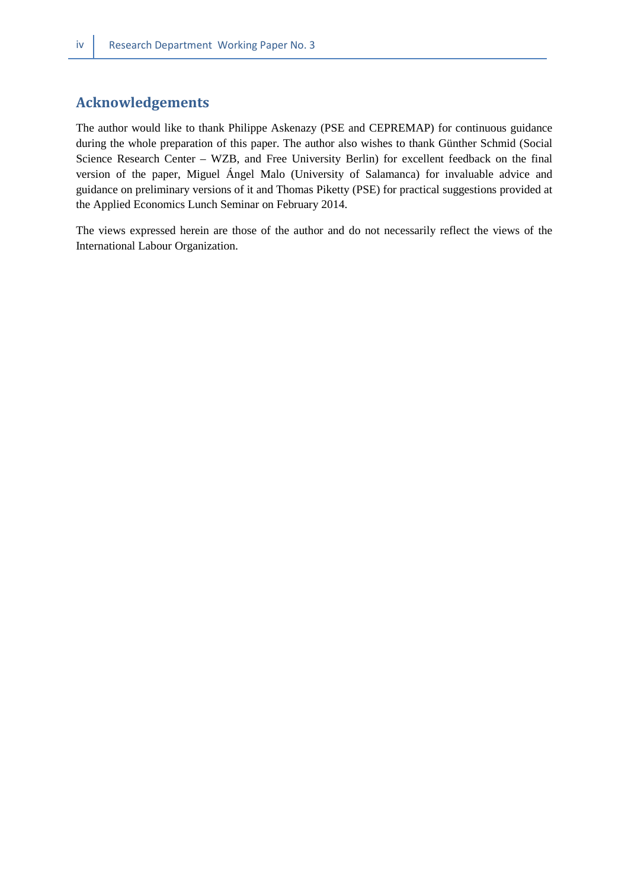## Acknowledgements

The author would like to thank Philippe Askenazy (PSE and CEPREMAP) for continuous guidance during the whole preparation of this paper. The author also wishes to thank Günther Schmid (Social Science Research Center – WZB, and Free University Berlin) for excellent feedback on the final version of the paper, Miguel Ángel Malo (University of Salamanca) for invaluable advice and guidance on preliminary versions of it and Thomas Piketty (PSE) for practical suggestions provided at the Applied Economics Lunch Seminar on February 2014.

The views expressed herein are those of the author and do not necessarily reflect the views of the International Labour Organization.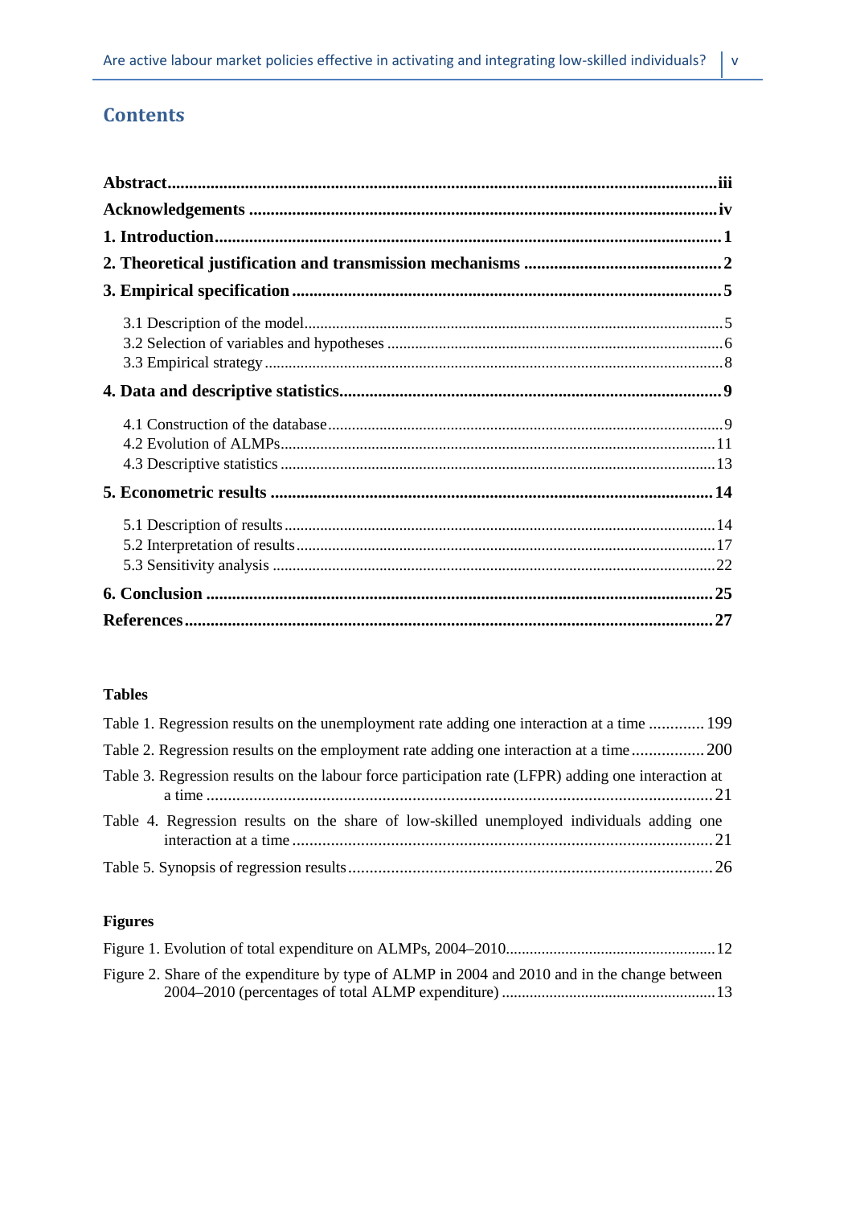# Contents

**Abstract** ........................................................................................................................... iii

**Acknowledgements** ........................................................................................................ iv

**1. Introduction** .................................................................................................................. 1

**2. Theoretical justification and transmission mechanisms** .............................................. 2

**3. Empirical specification** ................................................................................................. 5

3.1 Description of the model ........................................................................................... 5
3.2 Selection of variables and hypotheses ........................................................................ 6
3.3 Empirical strategy ...................................................................................................... 8

**4. Data and descriptive statistics** ..................................................................................... 9

4.1 Construction of the database ..................................................................................... 9
4.2 Evolution of ALMPs ................................................................................................ 11
4.3 Descriptive statistics ................................................................................................ 13

**5. Econometric results** .................................................................................................... 14

5.1 Description of results ............................................................................................... 14
5.2 Interpretation of results ............................................................................................ 17
5.3 Sensitivity analysis ................................................................................................... 22

**6. Conclusion** .................................................................................................................. 25

**References** ..................................................................................................................... 27

### Tables

Table 1. Regression results on the unemployment rate adding one interaction at a time ............. 199

Table 2. Regression results on the employment rate adding one interaction at a time ................. 200

Table 3. Regression results on the labour force participation rate (LFPR) adding one interaction at a time ........................................................................................................................ 21

Table 4. Regression results on the share of low-skilled unemployed individuals adding one interaction at a time ...................................................................................................... 21

Table 5. Synopsis of regression results ..................................................................................... 26

### Figures

Figure 1. Evolution of total expenditure on ALMPs, 2004–2010 .................................................... 12

Figure 2. Share of the expenditure by type of ALMP in 2004 and 2010 and in the change between 2004–2010 (percentages of total ALMP expenditure) ..................................................... 13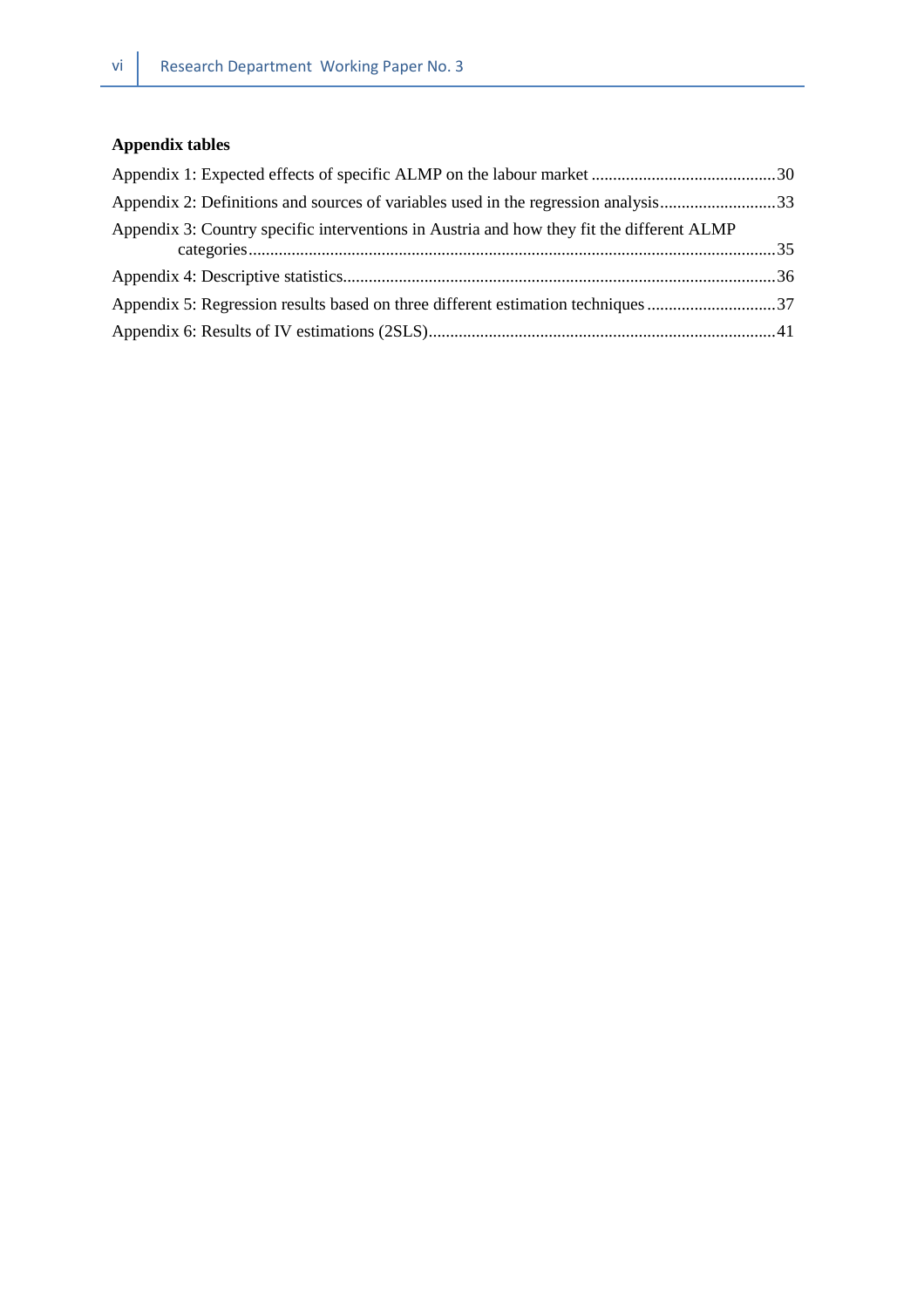**Appendix tables**

Appendix 1: Expected effects of specific ALMP on the labour market ....................................... 30

Appendix 2: Definitions and sources of variables used in the regression analysis ....................... 33

Appendix 3: Country specific interventions in Austria and how they fit the different ALMP categories ...................................................................................................................... 35

Appendix 4: Descriptive statistics .................................................................................................. 36

Appendix 5: Regression results based on three different estimation techniques .......................... 37

Appendix 6: Results of IV estimations (2SLS) .............................................................................. 41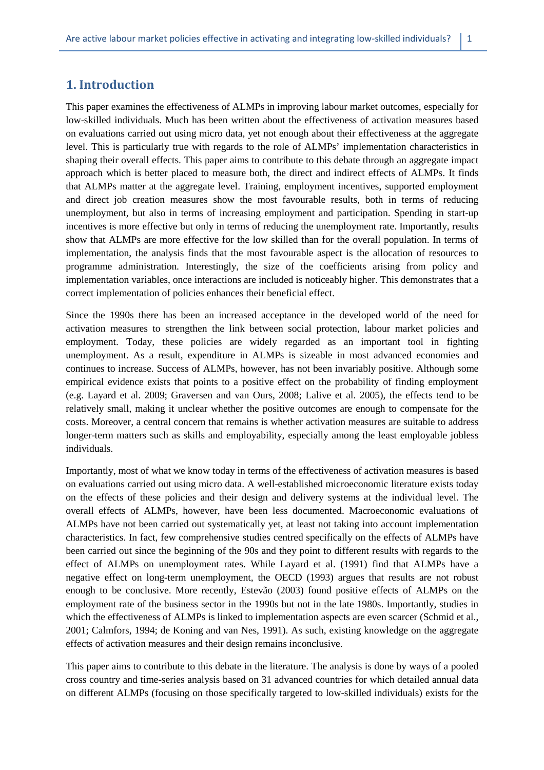# 1. Introduction

This paper examines the effectiveness of ALMPs in improving labour market outcomes, especially for low-skilled individuals. Much has been written about the effectiveness of activation measures based on evaluations carried out using micro data, yet not enough about their effectiveness at the aggregate level. This is particularly true with regards to the role of ALMPs' implementation characteristics in shaping their overall effects. This paper aims to contribute to this debate through an aggregate impact approach which is better placed to measure both, the direct and indirect effects of ALMPs. It finds that ALMPs matter at the aggregate level. Training, employment incentives, supported employment and direct job creation measures show the most favourable results, both in terms of reducing unemployment, but also in terms of increasing employment and participation. Spending in start-up incentives is more effective but only in terms of reducing the unemployment rate. Importantly, results show that ALMPs are more effective for the low skilled than for the overall population. In terms of implementation, the analysis finds that the most favourable aspect is the allocation of resources to programme administration. Interestingly, the size of the coefficients arising from policy and implementation variables, once interactions are included is noticeably higher. This demonstrates that a correct implementation of policies enhances their beneficial effect.

Since the 1990s there has been an increased acceptance in the developed world of the need for activation measures to strengthen the link between social protection, labour market policies and employment. Today, these policies are widely regarded as an important tool in fighting unemployment. As a result, expenditure in ALMPs is sizeable in most advanced economies and continues to increase. Success of ALMPs, however, has not been invariably positive. Although some empirical evidence exists that points to a positive effect on the probability of finding employment (e.g. Layard et al. 2009; Graversen and van Ours, 2008; Lalive et al. 2005), the effects tend to be relatively small, making it unclear whether the positive outcomes are enough to compensate for the costs. Moreover, a central concern that remains is whether activation measures are suitable to address longer-term matters such as skills and employability, especially among the least employable jobless individuals.

Importantly, most of what we know today in terms of the effectiveness of activation measures is based on evaluations carried out using micro data. A well-established microeconomic literature exists today on the effects of these policies and their design and delivery systems at the individual level. The overall effects of ALMPs, however, have been less documented. Macroeconomic evaluations of ALMPs have not been carried out systematically yet, at least not taking into account implementation characteristics. In fact, few comprehensive studies centred specifically on the effects of ALMPs have been carried out since the beginning of the 90s and they point to different results with regards to the effect of ALMPs on unemployment rates. While Layard et al. (1991) find that ALMPs have a negative effect on long-term unemployment, the OECD (1993) argues that results are not robust enough to be conclusive. More recently, Estevão (2003) found positive effects of ALMPs on the employment rate of the business sector in the 1990s but not in the late 1980s. Importantly, studies in which the effectiveness of ALMPs is linked to implementation aspects are even scarcer (Schmid et al., 2001; Calmfors, 1994; de Koning and van Nes, 1991). As such, existing knowledge on the aggregate effects of activation measures and their design remains inconclusive.

This paper aims to contribute to this debate in the literature. The analysis is done by ways of a pooled cross country and time-series analysis based on 31 advanced countries for which detailed annual data on different ALMPs (focusing on those specifically targeted to low-skilled individuals) exists for the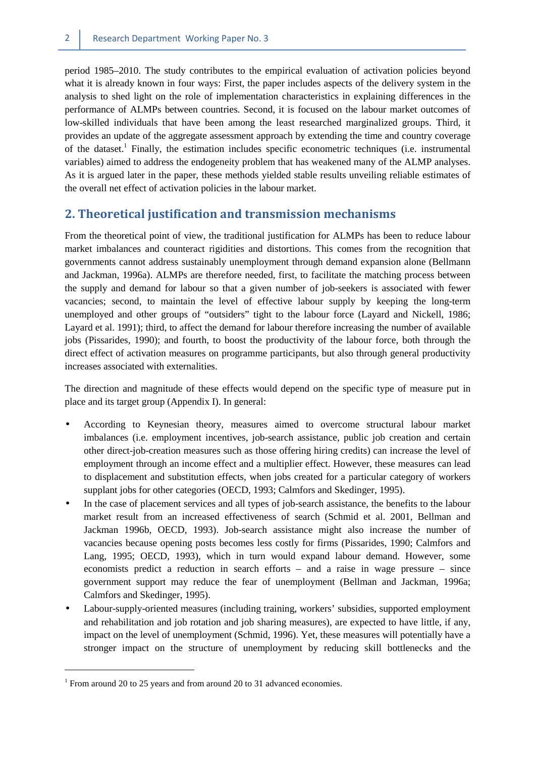period 1985–2010. The study contributes to the empirical evaluation of activation policies beyond what it is already known in four ways: First, the paper includes aspects of the delivery system in the analysis to shed light on the role of implementation characteristics in explaining differences in the performance of ALMPs between countries. Second, it is focused on the labour market outcomes of low-skilled individuals that have been among the least researched marginalized groups. Third, it provides an update of the aggregate assessment approach by extending the time and country coverage of the dataset.[1] Finally, the estimation includes specific econometric techniques (i.e. instrumental variables) aimed to address the endogeneity problem that has weakened many of the ALMP analyses. As it is argued later in the paper, these methods yielded stable results unveiling reliable estimates of the overall net effect of activation policies in the labour market.

## 2. Theoretical justification and transmission mechanisms

From the theoretical point of view, the traditional justification for ALMPs has been to reduce labour market imbalances and counteract rigidities and distortions. This comes from the recognition that governments cannot address sustainably unemployment through demand expansion alone (Bellmann and Jackman, 1996a). ALMPs are therefore needed, first, to facilitate the matching process between the supply and demand for labour so that a given number of job-seekers is associated with fewer vacancies; second, to maintain the level of effective labour supply by keeping the long-term unemployed and other groups of "outsiders" tight to the labour force (Layard and Nickell, 1986; Layard et al. 1991); third, to affect the demand for labour therefore increasing the number of available jobs (Pissarides, 1990); and fourth, to boost the productivity of the labour force, both through the direct effect of activation measures on programme participants, but also through general productivity increases associated with externalities.

The direction and magnitude of these effects would depend on the specific type of measure put in place and its target group (Appendix I). In general:

- According to Keynesian theory, measures aimed to overcome structural labour market imbalances (i.e. employment incentives, job-search assistance, public job creation and certain other direct-job-creation measures such as those offering hiring credits) can increase the level of employment through an income effect and a multiplier effect. However, these measures can lead to displacement and substitution effects, when jobs created for a particular category of workers supplant jobs for other categories (OECD, 1993; Calmfors and Skedinger, 1995).
- In the case of placement services and all types of job-search assistance, the benefits to the labour market result from an increased effectiveness of search (Schmid et al. 2001, Bellman and Jackman 1996b, OECD, 1993). Job-search assistance might also increase the number of vacancies because opening posts becomes less costly for firms (Pissarides, 1990; Calmfors and Lang, 1995; OECD, 1993), which in turn would expand labour demand. However, some economists predict a reduction in search efforts – and a raise in wage pressure – since government support may reduce the fear of unemployment (Bellman and Jackman, 1996a; Calmfors and Skedinger, 1995).
- Labour-supply-oriented measures (including training, workers' subsidies, supported employment and rehabilitation and job rotation and job sharing measures), are expected to have little, if any, impact on the level of unemployment (Schmid, 1996). Yet, these measures will potentially have a stronger impact on the structure of unemployment by reducing skill bottlenecks and the

[1] From around 20 to 25 years and from around 20 to 31 advanced economies.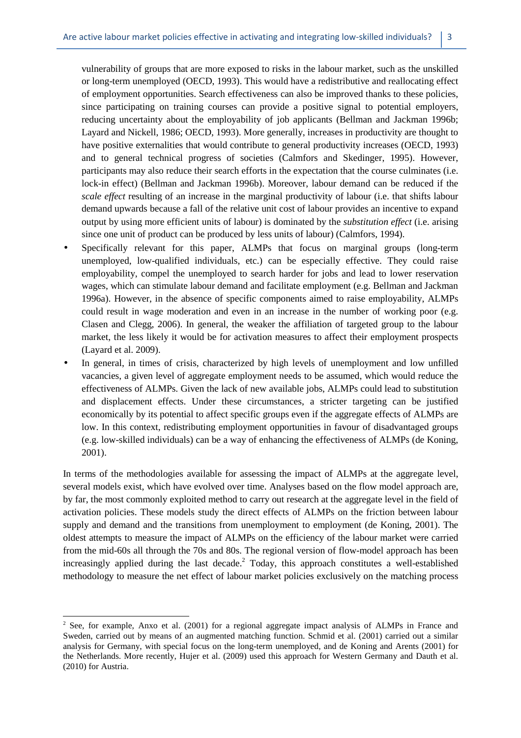vulnerability of groups that are more exposed to risks in the labour market, such as the unskilled or long-term unemployed (OECD, 1993). This would have a redistributive and reallocating effect of employment opportunities. Search effectiveness can also be improved thanks to these policies, since participating on training courses can provide a positive signal to potential employers, reducing uncertainty about the employability of job applicants (Bellman and Jackman 1996b; Layard and Nickell, 1986; OECD, 1993). More generally, increases in productivity are thought to have positive externalities that would contribute to general productivity increases (OECD, 1993) and to general technical progress of societies (Calmfors and Skedinger, 1995). However, participants may also reduce their search efforts in the expectation that the course culminates (i.e. lock-in effect) (Bellman and Jackman 1996b). Moreover, labour demand can be reduced if the *scale effect* resulting of an increase in the marginal productivity of labour (i.e. that shifts labour demand upwards because a fall of the relative unit cost of labour provides an incentive to expand output by using more efficient units of labour) is dominated by the *substitution effect* (i.e. arising since one unit of product can be produced by less units of labour) (Calmfors, 1994).

- Specifically relevant for this paper, ALMPs that focus on marginal groups (long-term unemployed, low-qualified individuals, etc.) can be especially effective. They could raise employability, compel the unemployed to search harder for jobs and lead to lower reservation wages, which can stimulate labour demand and facilitate employment (e.g. Bellman and Jackman 1996a). However, in the absence of specific components aimed to raise employability, ALMPs could result in wage moderation and even in an increase in the number of working poor (e.g. Clasen and Clegg, 2006). In general, the weaker the affiliation of targeted group to the labour market, the less likely it would be for activation measures to affect their employment prospects (Layard et al. 2009).
- In general, in times of crisis, characterized by high levels of unemployment and low unfilled vacancies, a given level of aggregate employment needs to be assumed, which would reduce the effectiveness of ALMPs. Given the lack of new available jobs, ALMPs could lead to substitution and displacement effects. Under these circumstances, a stricter targeting can be justified economically by its potential to affect specific groups even if the aggregate effects of ALMPs are low. In this context, redistributing employment opportunities in favour of disadvantaged groups (e.g. low-skilled individuals) can be a way of enhancing the effectiveness of ALMPs (de Koning, 2001).

In terms of the methodologies available for assessing the impact of ALMPs at the aggregate level, several models exist, which have evolved over time. Analyses based on the flow model approach are, by far, the most commonly exploited method to carry out research at the aggregate level in the field of activation policies. These models study the direct effects of ALMPs on the friction between labour supply and demand and the transitions from unemployment to employment (de Koning, 2001). The oldest attempts to measure the impact of ALMPs on the efficiency of the labour market were carried from the mid-60s all through the 70s and 80s. The regional version of flow-model approach has been increasingly applied during the last decade.[2] Today, this approach constitutes a well-established methodology to measure the net effect of labour market policies exclusively on the matching process

[2] See, for example, Anxo et al. (2001) for a regional aggregate impact analysis of ALMPs in France and Sweden, carried out by means of an augmented matching function. Schmid et al. (2001) carried out a similar analysis for Germany, with special focus on the long-term unemployed, and de Koning and Arents (2001) for the Netherlands. More recently, Hujer et al. (2009) used this approach for Western Germany and Dauth et al. (2010) for Austria.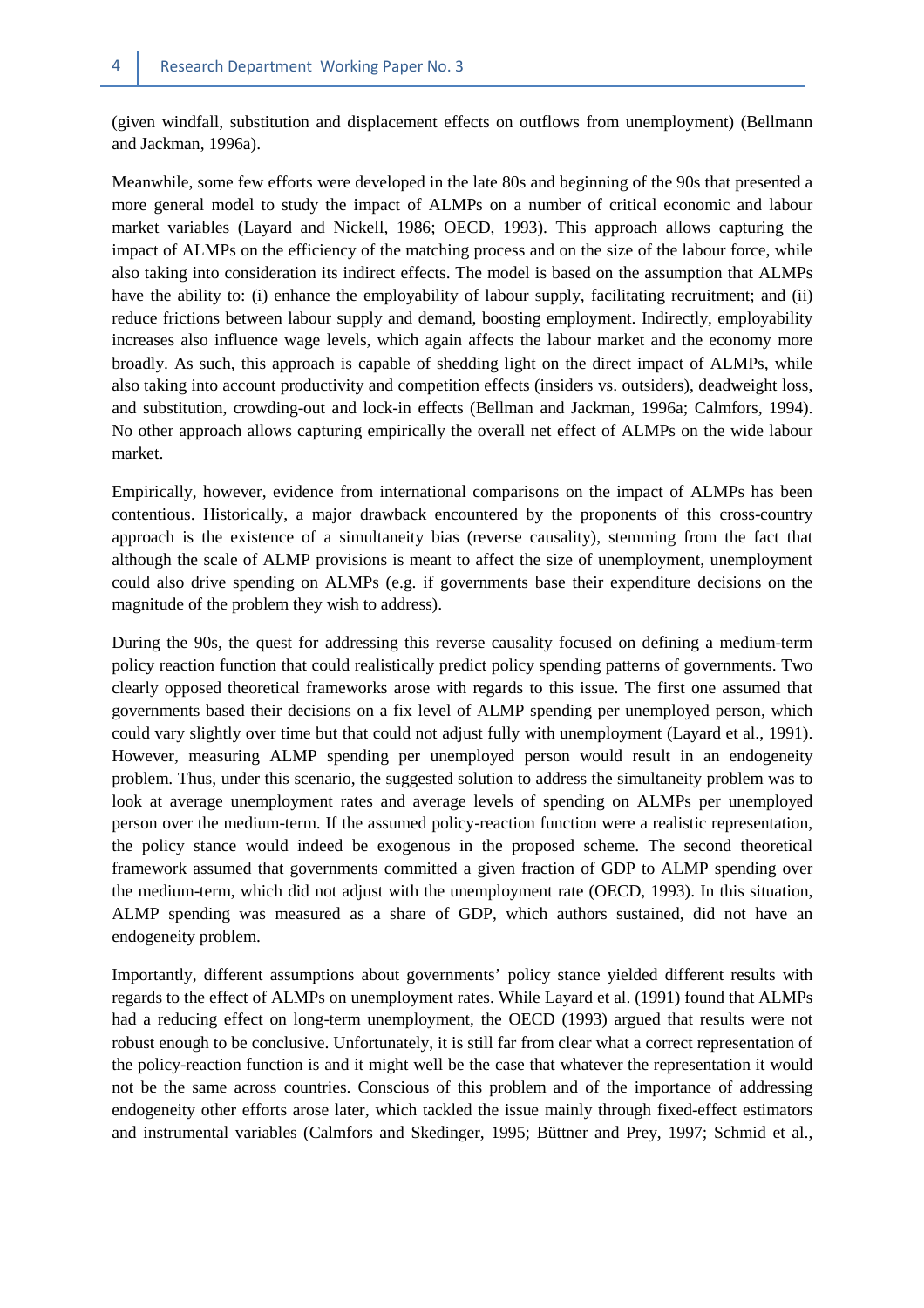(given windfall, substitution and displacement effects on outflows from unemployment) (Bellmann and Jackman, 1996a).

Meanwhile, some few efforts were developed in the late 80s and beginning of the 90s that presented a more general model to study the impact of ALMPs on a number of critical economic and labour market variables (Layard and Nickell, 1986; OECD, 1993). This approach allows capturing the impact of ALMPs on the efficiency of the matching process and on the size of the labour force, while also taking into consideration its indirect effects. The model is based on the assumption that ALMPs have the ability to: (i) enhance the employability of labour supply, facilitating recruitment; and (ii) reduce frictions between labour supply and demand, boosting employment. Indirectly, employability increases also influence wage levels, which again affects the labour market and the economy more broadly. As such, this approach is capable of shedding light on the direct impact of ALMPs, while also taking into account productivity and competition effects (insiders vs. outsiders), deadweight loss, and substitution, crowding-out and lock-in effects (Bellman and Jackman, 1996a; Calmfors, 1994). No other approach allows capturing empirically the overall net effect of ALMPs on the wide labour market.

Empirically, however, evidence from international comparisons on the impact of ALMPs has been contentious. Historically, a major drawback encountered by the proponents of this cross-country approach is the existence of a simultaneity bias (reverse causality), stemming from the fact that although the scale of ALMP provisions is meant to affect the size of unemployment, unemployment could also drive spending on ALMPs (e.g. if governments base their expenditure decisions on the magnitude of the problem they wish to address).

During the 90s, the quest for addressing this reverse causality focused on defining a medium-term policy reaction function that could realistically predict policy spending patterns of governments. Two clearly opposed theoretical frameworks arose with regards to this issue. The first one assumed that governments based their decisions on a fix level of ALMP spending per unemployed person, which could vary slightly over time but that could not adjust fully with unemployment (Layard et al., 1991). However, measuring ALMP spending per unemployed person would result in an endogeneity problem. Thus, under this scenario, the suggested solution to address the simultaneity problem was to look at average unemployment rates and average levels of spending on ALMPs per unemployed person over the medium-term. If the assumed policy-reaction function were a realistic representation, the policy stance would indeed be exogenous in the proposed scheme. The second theoretical framework assumed that governments committed a given fraction of GDP to ALMP spending over the medium-term, which did not adjust with the unemployment rate (OECD, 1993). In this situation, ALMP spending was measured as a share of GDP, which authors sustained, did not have an endogeneity problem.

Importantly, different assumptions about governments' policy stance yielded different results with regards to the effect of ALMPs on unemployment rates. While Layard et al. (1991) found that ALMPs had a reducing effect on long-term unemployment, the OECD (1993) argued that results were not robust enough to be conclusive. Unfortunately, it is still far from clear what a correct representation of the policy-reaction function is and it might well be the case that whatever the representation it would not be the same across countries. Conscious of this problem and of the importance of addressing endogeneity other efforts arose later, which tackled the issue mainly through fixed-effect estimators and instrumental variables (Calmfors and Skedinger, 1995; Büttner and Prey, 1997; Schmid et al.,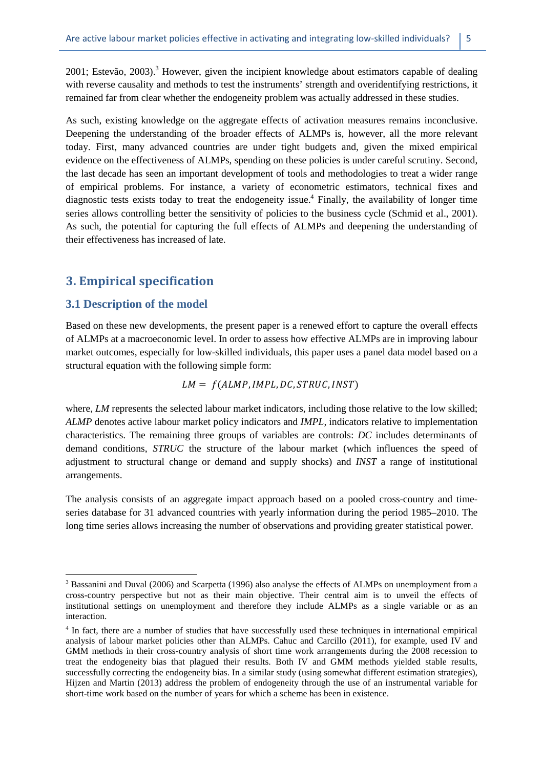2001; Estevão, 2003).[3] However, given the incipient knowledge about estimators capable of dealing with reverse causality and methods to test the instruments' strength and overidentifying restrictions, it remained far from clear whether the endogeneity problem was actually addressed in these studies.

As such, existing knowledge on the aggregate effects of activation measures remains inconclusive. Deepening the understanding of the broader effects of ALMPs is, however, all the more relevant today. First, many advanced countries are under tight budgets and, given the mixed empirical evidence on the effectiveness of ALMPs, spending on these policies is under careful scrutiny. Second, the last decade has seen an important development of tools and methodologies to treat a wider range of empirical problems. For instance, a variety of econometric estimators, technical fixes and diagnostic tests exists today to treat the endogeneity issue.[4] Finally, the availability of longer time series allows controlling better the sensitivity of policies to the business cycle (Schmid et al., 2001). As such, the potential for capturing the full effects of ALMPs and deepening the understanding of their effectiveness has increased of late.

## 3. Empirical specification

### 3.1 Description of the model

Based on these new developments, the present paper is a renewed effort to capture the overall effects of ALMPs at a macroeconomic level. In order to assess how effective ALMPs are in improving labour market outcomes, especially for low-skilled individuals, this paper uses a panel data model based on a structural equation with the following simple form:

$$LM = f(ALMP, IMPL, DC, STRUC, INST)$$

where, *LM* represents the selected labour market indicators, including those relative to the low skilled; *ALMP* denotes active labour market policy indicators and *IMPL*, indicators relative to implementation characteristics. The remaining three groups of variables are controls: *DC* includes determinants of demand conditions, *STRUC* the structure of the labour market (which influences the speed of adjustment to structural change or demand and supply shocks) and *INST* a range of institutional arrangements.

The analysis consists of an aggregate impact approach based on a pooled cross-country and time-series database for 31 advanced countries with yearly information during the period 1985–2010. The long time series allows increasing the number of observations and providing greater statistical power.

---

[3] Bassanini and Duval (2006) and Scarpetta (1996) also analyse the effects of ALMPs on unemployment from a cross-country perspective but not as their main objective. Their central aim is to unveil the effects of institutional settings on unemployment and therefore they include ALMPs as a single variable or as an interaction.

[4] In fact, there are a number of studies that have successfully used these techniques in international empirical analysis of labour market policies other than ALMPs. Cahuc and Carcillo (2011), for example, used IV and GMM methods in their cross-country analysis of short time work arrangements during the 2008 recession to treat the endogeneity bias that plagued their results. Both IV and GMM methods yielded stable results, successfully correcting the endogeneity bias. In a similar study (using somewhat different estimation strategies), Hijzen and Martin (2013) address the problem of endogeneity through the use of an instrumental variable for short-time work based on the number of years for which a scheme has been in existence.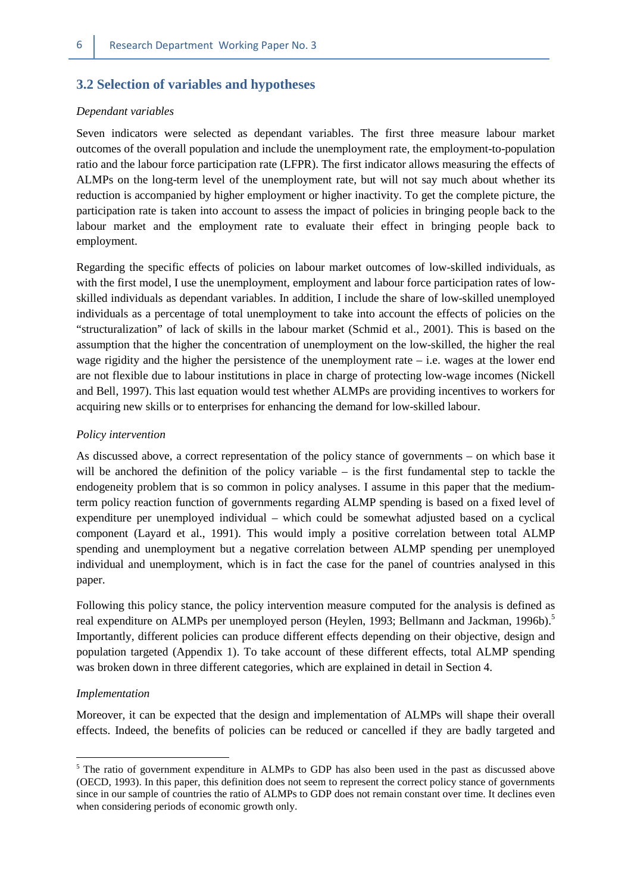## 3.2 Selection of variables and hypotheses

*Dependant variables*

Seven indicators were selected as dependant variables. The first three measure labour market outcomes of the overall population and include the unemployment rate, the employment-to-population ratio and the labour force participation rate (LFPR). The first indicator allows measuring the effects of ALMPs on the long-term level of the unemployment rate, but will not say much about whether its reduction is accompanied by higher employment or higher inactivity. To get the complete picture, the participation rate is taken into account to assess the impact of policies in bringing people back to the labour market and the employment rate to evaluate their effect in bringing people back to employment.

Regarding the specific effects of policies on labour market outcomes of low-skilled individuals, as with the first model, I use the unemployment, employment and labour force participation rates of low-skilled individuals as dependant variables. In addition, I include the share of low-skilled unemployed individuals as a percentage of total unemployment to take into account the effects of policies on the "structuralization" of lack of skills in the labour market (Schmid et al., 2001). This is based on the assumption that the higher the concentration of unemployment on the low-skilled, the higher the real wage rigidity and the higher the persistence of the unemployment rate – i.e. wages at the lower end are not flexible due to labour institutions in place in charge of protecting low-wage incomes (Nickell and Bell, 1997). This last equation would test whether ALMPs are providing incentives to workers for acquiring new skills or to enterprises for enhancing the demand for low-skilled labour.

*Policy intervention*

As discussed above, a correct representation of the policy stance of governments – on which base it will be anchored the definition of the policy variable – is the first fundamental step to tackle the endogeneity problem that is so common in policy analyses. I assume in this paper that the medium-term policy reaction function of governments regarding ALMP spending is based on a fixed level of expenditure per unemployed individual – which could be somewhat adjusted based on a cyclical component (Layard et al., 1991). This would imply a positive correlation between total ALMP spending and unemployment but a negative correlation between ALMP spending per unemployed individual and unemployment, which is in fact the case for the panel of countries analysed in this paper.

Following this policy stance, the policy intervention measure computed for the analysis is defined as real expenditure on ALMPs per unemployed person (Heylen, 1993; Bellmann and Jackman, 1996b).[5] Importantly, different policies can produce different effects depending on their objective, design and population targeted (Appendix 1). To take account of these different effects, total ALMP spending was broken down in three different categories, which are explained in detail in Section 4.

*Implementation*

Moreover, it can be expected that the design and implementation of ALMPs will shape their overall effects. Indeed, the benefits of policies can be reduced or cancelled if they are badly targeted and

[5] The ratio of government expenditure in ALMPs to GDP has also been used in the past as discussed above (OECD, 1993). In this paper, this definition does not seem to represent the correct policy stance of governments since in our sample of countries the ratio of ALMPs to GDP does not remain constant over time. It declines even when considering periods of economic growth only.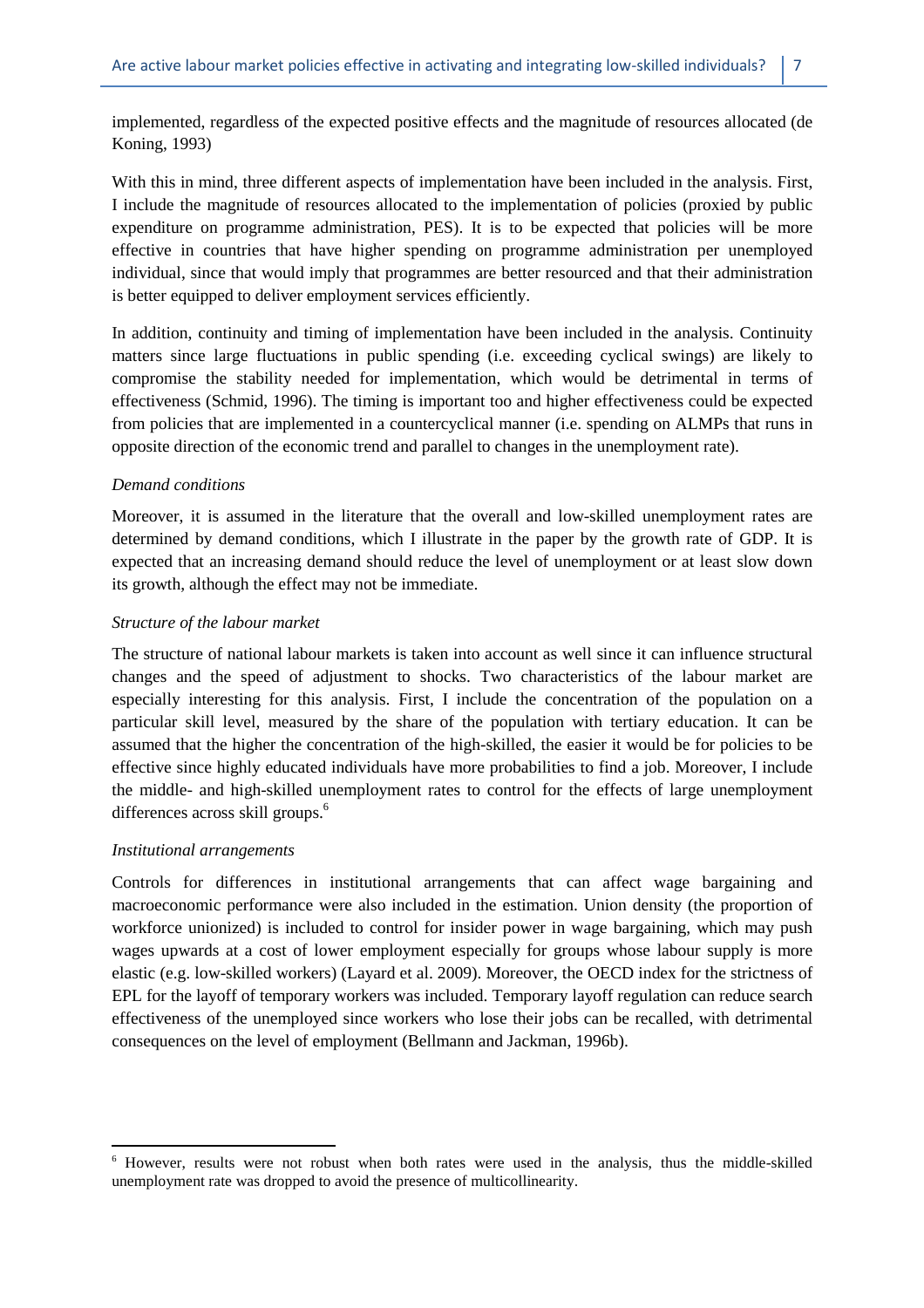implemented, regardless of the expected positive effects and the magnitude of resources allocated (de Koning, 1993)

With this in mind, three different aspects of implementation have been included in the analysis. First, I include the magnitude of resources allocated to the implementation of policies (proxied by public expenditure on programme administration, PES). It is to be expected that policies will be more effective in countries that have higher spending on programme administration per unemployed individual, since that would imply that programmes are better resourced and that their administration is better equipped to deliver employment services efficiently.

In addition, continuity and timing of implementation have been included in the analysis. Continuity matters since large fluctuations in public spending (i.e. exceeding cyclical swings) are likely to compromise the stability needed for implementation, which would be detrimental in terms of effectiveness (Schmid, 1996). The timing is important too and higher effectiveness could be expected from policies that are implemented in a countercyclical manner (i.e. spending on ALMPs that runs in opposite direction of the economic trend and parallel to changes in the unemployment rate).

*Demand conditions*

Moreover, it is assumed in the literature that the overall and low-skilled unemployment rates are determined by demand conditions, which I illustrate in the paper by the growth rate of GDP. It is expected that an increasing demand should reduce the level of unemployment or at least slow down its growth, although the effect may not be immediate.

*Structure of the labour market*

The structure of national labour markets is taken into account as well since it can influence structural changes and the speed of adjustment to shocks. Two characteristics of the labour market are especially interesting for this analysis. First, I include the concentration of the population on a particular skill level, measured by the share of the population with tertiary education. It can be assumed that the higher the concentration of the high-skilled, the easier it would be for policies to be effective since highly educated individuals have more probabilities to find a job. Moreover, I include the middle- and high-skilled unemployment rates to control for the effects of large unemployment differences across skill groups.[6]

*Institutional arrangements*

Controls for differences in institutional arrangements that can affect wage bargaining and macroeconomic performance were also included in the estimation. Union density (the proportion of workforce unionized) is included to control for insider power in wage bargaining, which may push wages upwards at a cost of lower employment especially for groups whose labour supply is more elastic (e.g. low-skilled workers) (Layard et al. 2009). Moreover, the OECD index for the strictness of EPL for the layoff of temporary workers was included. Temporary layoff regulation can reduce search effectiveness of the unemployed since workers who lose their jobs can be recalled, with detrimental consequences on the level of employment (Bellmann and Jackman, 1996b).

---

[6] However, results were not robust when both rates were used in the analysis, thus the middle-skilled unemployment rate was dropped to avoid the presence of multicollinearity.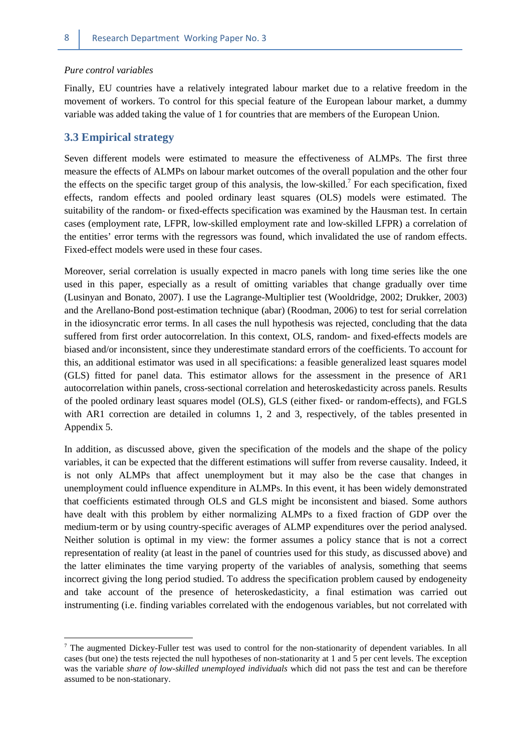*Pure control variables*

Finally, EU countries have a relatively integrated labour market due to a relative freedom in the movement of workers. To control for this special feature of the European labour market, a dummy variable was added taking the value of 1 for countries that are members of the European Union.

## 3.3 Empirical strategy

Seven different models were estimated to measure the effectiveness of ALMPs. The first three measure the effects of ALMPs on labour market outcomes of the overall population and the other four the effects on the specific target group of this analysis, the low-skilled.[7] For each specification, fixed effects, random effects and pooled ordinary least squares (OLS) models were estimated. The suitability of the random- or fixed-effects specification was examined by the Hausman test. In certain cases (employment rate, LFPR, low-skilled employment rate and low-skilled LFPR) a correlation of the entities' error terms with the regressors was found, which invalidated the use of random effects. Fixed-effect models were used in these four cases.

Moreover, serial correlation is usually expected in macro panels with long time series like the one used in this paper, especially as a result of omitting variables that change gradually over time (Lusinyan and Bonato, 2007). I use the Lagrange-Multiplier test (Wooldridge, 2002; Drukker, 2003) and the Arellano-Bond post-estimation technique (abar) (Roodman, 2006) to test for serial correlation in the idiosyncratic error terms. In all cases the null hypothesis was rejected, concluding that the data suffered from first order autocorrelation. In this context, OLS, random- and fixed-effects models are biased and/or inconsistent, since they underestimate standard errors of the coefficients. To account for this, an additional estimator was used in all specifications: a feasible generalized least squares model (GLS) fitted for panel data. This estimator allows for the assessment in the presence of AR1 autocorrelation within panels, cross-sectional correlation and heteroskedasticity across panels. Results of the pooled ordinary least squares model (OLS), GLS (either fixed- or random-effects), and FGLS with AR1 correction are detailed in columns 1, 2 and 3, respectively, of the tables presented in Appendix 5.

In addition, as discussed above, given the specification of the models and the shape of the policy variables, it can be expected that the different estimations will suffer from reverse causality. Indeed, it is not only ALMPs that affect unemployment but it may also be the case that changes in unemployment could influence expenditure in ALMPs. In this event, it has been widely demonstrated that coefficients estimated through OLS and GLS might be inconsistent and biased. Some authors have dealt with this problem by either normalizing ALMPs to a fixed fraction of GDP over the medium-term or by using country-specific averages of ALMP expenditures over the period analysed. Neither solution is optimal in my view: the former assumes a policy stance that is not a correct representation of reality (at least in the panel of countries used for this study, as discussed above) and the latter eliminates the time varying property of the variables of analysis, something that seems incorrect giving the long period studied. To address the specification problem caused by endogeneity and take account of the presence of heteroskedasticity, a final estimation was carried out instrumenting (i.e. finding variables correlated with the endogenous variables, but not correlated with

[7] The augmented Dickey-Fuller test was used to control for the non-stationarity of dependent variables. In all cases (but one) the tests rejected the null hypotheses of non-stationarity at 1 and 5 per cent levels. The exception was the variable *share of low-skilled unemployed individuals* which did not pass the test and can be therefore assumed to be non-stationary.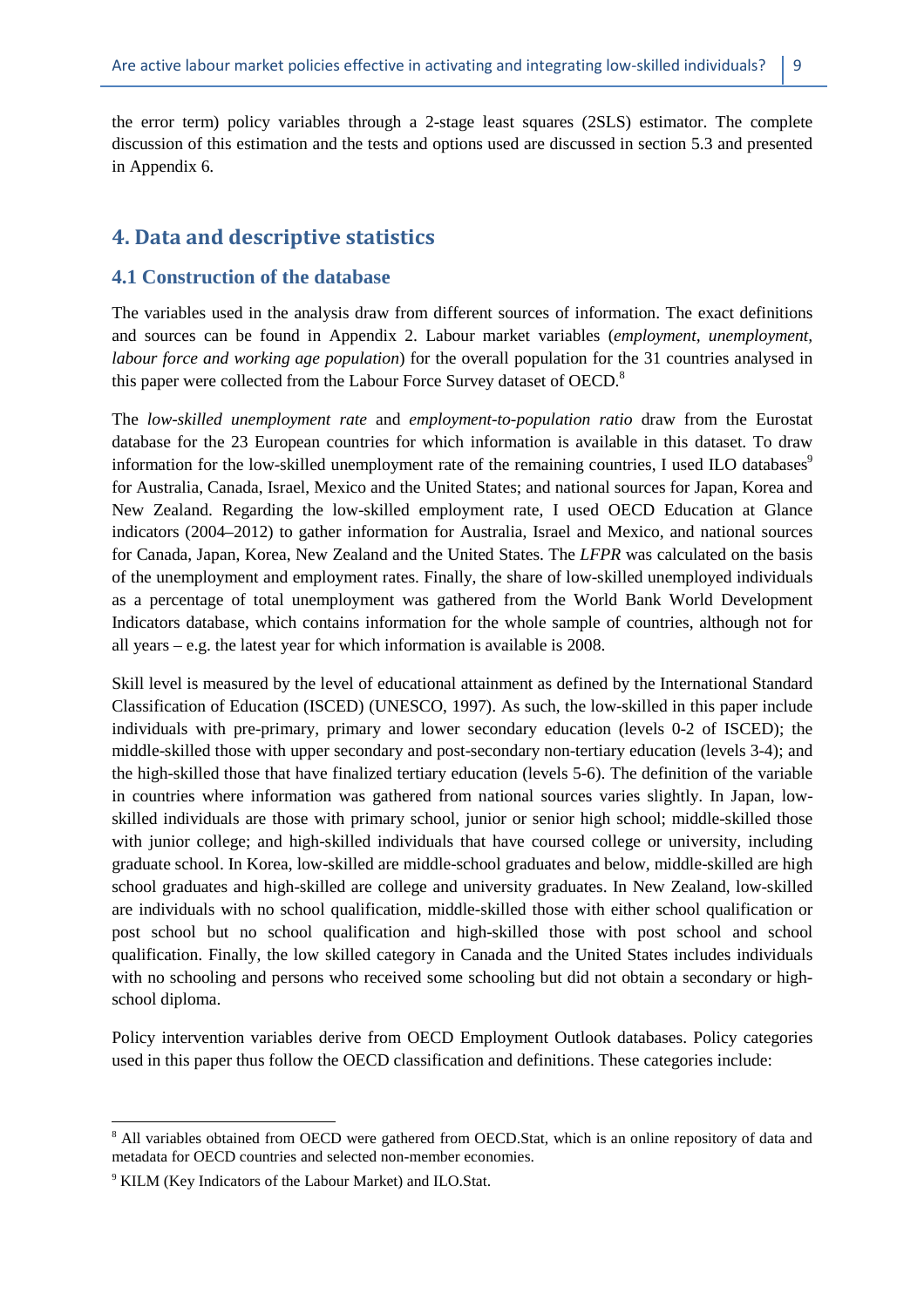the error term) policy variables through a 2-stage least squares (2SLS) estimator. The complete discussion of this estimation and the tests and options used are discussed in section 5.3 and presented in Appendix 6.

## 4. Data and descriptive statistics

### 4.1 Construction of the database

The variables used in the analysis draw from different sources of information. The exact definitions and sources can be found in Appendix 2. Labour market variables (*employment, unemployment, labour force and working age population*) for the overall population for the 31 countries analysed in this paper were collected from the Labour Force Survey dataset of OECD.[8]

The *low-skilled unemployment rate* and *employment-to-population ratio* draw from the Eurostat database for the 23 European countries for which information is available in this dataset. To draw information for the low-skilled unemployment rate of the remaining countries, I used ILO databases[9] for Australia, Canada, Israel, Mexico and the United States; and national sources for Japan, Korea and New Zealand. Regarding the low-skilled employment rate, I used OECD Education at Glance indicators (2004–2012) to gather information for Australia, Israel and Mexico, and national sources for Canada, Japan, Korea, New Zealand and the United States. The *LFPR* was calculated on the basis of the unemployment and employment rates. Finally, the share of low-skilled unemployed individuals as a percentage of total unemployment was gathered from the World Bank World Development Indicators database, which contains information for the whole sample of countries, although not for all years – e.g. the latest year for which information is available is 2008.

Skill level is measured by the level of educational attainment as defined by the International Standard Classification of Education (ISCED) (UNESCO, 1997). As such, the low-skilled in this paper include individuals with pre-primary, primary and lower secondary education (levels 0-2 of ISCED); the middle-skilled those with upper secondary and post-secondary non-tertiary education (levels 3-4); and the high-skilled those that have finalized tertiary education (levels 5-6). The definition of the variable in countries where information was gathered from national sources varies slightly. In Japan, low-skilled individuals are those with primary school, junior or senior high school; middle-skilled those with junior college; and high-skilled individuals that have coursed college or university, including graduate school. In Korea, low-skilled are middle-school graduates and below, middle-skilled are high school graduates and high-skilled are college and university graduates. In New Zealand, low-skilled are individuals with no school qualification, middle-skilled those with either school qualification or post school but no school qualification and high-skilled those with post school and school qualification. Finally, the low skilled category in Canada and the United States includes individuals with no schooling and persons who received some schooling but did not obtain a secondary or high-school diploma.

Policy intervention variables derive from OECD Employment Outlook databases. Policy categories used in this paper thus follow the OECD classification and definitions. These categories include:

---

[8] All variables obtained from OECD were gathered from OECD.Stat, which is an online repository of data and metadata for OECD countries and selected non-member economies.

[9] KILM (Key Indicators of the Labour Market) and ILO.Stat.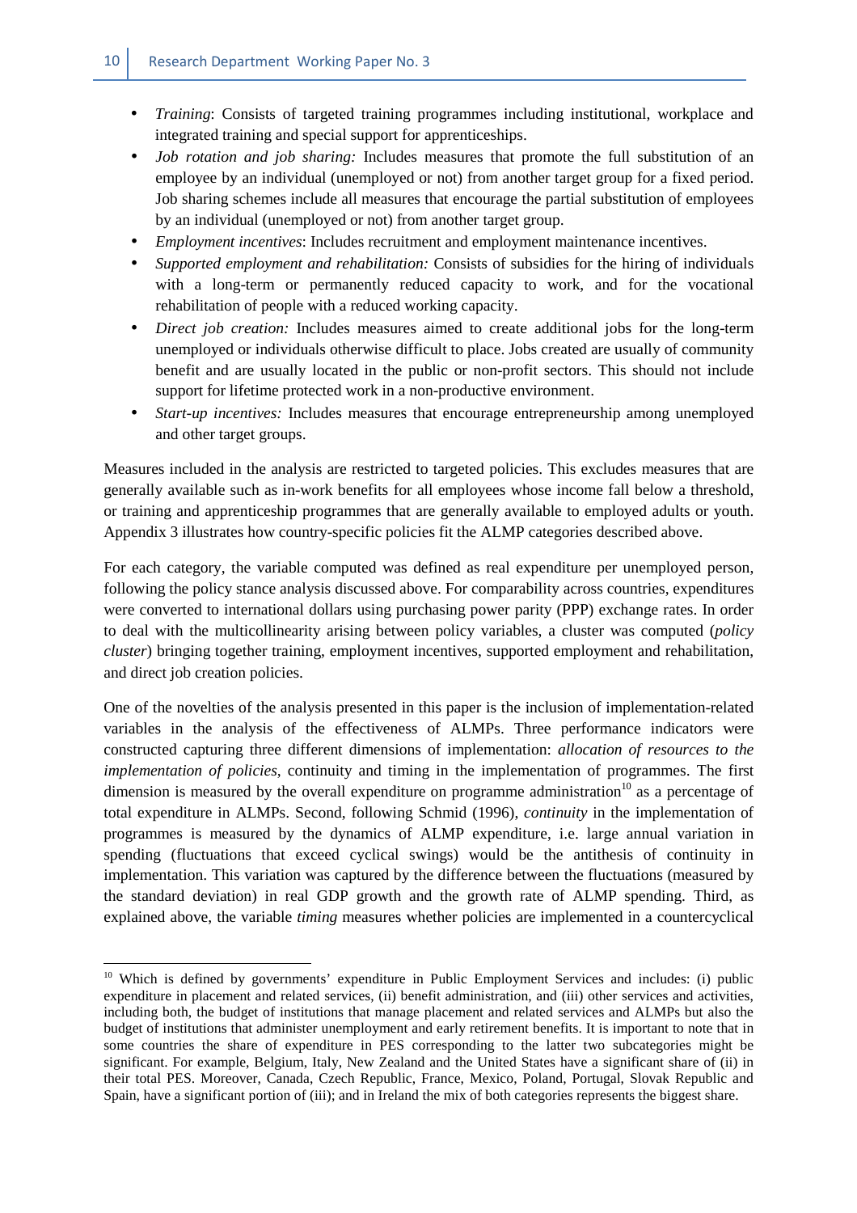- *Training*: Consists of targeted training programmes including institutional, workplace and integrated training and special support for apprenticeships.
- *Job rotation and job sharing:* Includes measures that promote the full substitution of an employee by an individual (unemployed or not) from another target group for a fixed period. Job sharing schemes include all measures that encourage the partial substitution of employees by an individual (unemployed or not) from another target group.
- *Employment incentives*: Includes recruitment and employment maintenance incentives.
- *Supported employment and rehabilitation:* Consists of subsidies for the hiring of individuals with a long-term or permanently reduced capacity to work, and for the vocational rehabilitation of people with a reduced working capacity.
- *Direct job creation:* Includes measures aimed to create additional jobs for the long-term unemployed or individuals otherwise difficult to place. Jobs created are usually of community benefit and are usually located in the public or non-profit sectors. This should not include support for lifetime protected work in a non-productive environment.
- *Start-up incentives:* Includes measures that encourage entrepreneurship among unemployed and other target groups.

Measures included in the analysis are restricted to targeted policies. This excludes measures that are generally available such as in-work benefits for all employees whose income fall below a threshold, or training and apprenticeship programmes that are generally available to employed adults or youth. Appendix 3 illustrates how country-specific policies fit the ALMP categories described above.

For each category, the variable computed was defined as real expenditure per unemployed person, following the policy stance analysis discussed above. For comparability across countries, expenditures were converted to international dollars using purchasing power parity (PPP) exchange rates. In order to deal with the multicollinearity arising between policy variables, a cluster was computed (*policy cluster*) bringing together training, employment incentives, supported employment and rehabilitation, and direct job creation policies.

One of the novelties of the analysis presented in this paper is the inclusion of implementation-related variables in the analysis of the effectiveness of ALMPs. Three performance indicators were constructed capturing three different dimensions of implementation: *allocation of resources to the implementation of policies*, continuity and timing in the implementation of programmes. The first dimension is measured by the overall expenditure on programme administration[10] as a percentage of total expenditure in ALMPs. Second, following Schmid (1996), *continuity* in the implementation of programmes is measured by the dynamics of ALMP expenditure, i.e. large annual variation in spending (fluctuations that exceed cyclical swings) would be the antithesis of continuity in implementation. This variation was captured by the difference between the fluctuations (measured by the standard deviation) in real GDP growth and the growth rate of ALMP spending. Third, as explained above, the variable *timing* measures whether policies are implemented in a countercyclical

[10] Which is defined by governments' expenditure in Public Employment Services and includes: (i) public expenditure in placement and related services, (ii) benefit administration, and (iii) other services and activities, including both, the budget of institutions that manage placement and related services and ALMPs but also the budget of institutions that administer unemployment and early retirement benefits. It is important to note that in some countries the share of expenditure in PES corresponding to the latter two subcategories might be significant. For example, Belgium, Italy, New Zealand and the United States have a significant share of (ii) in their total PES. Moreover, Canada, Czech Republic, France, Mexico, Poland, Portugal, Slovak Republic and Spain, have a significant portion of (iii); and in Ireland the mix of both categories represents the biggest share.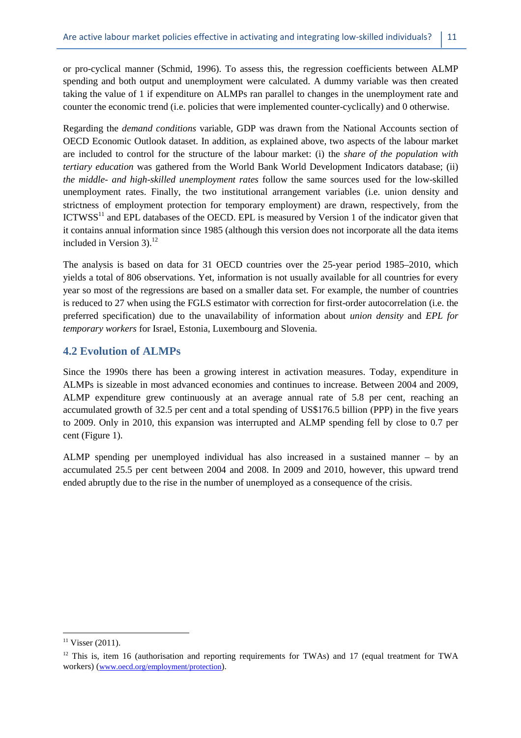or pro-cyclical manner (Schmid, 1996). To assess this, the regression coefficients between ALMP spending and both output and unemployment were calculated. A dummy variable was then created taking the value of 1 if expenditure on ALMPs ran parallel to changes in the unemployment rate and counter the economic trend (i.e. policies that were implemented counter-cyclically) and 0 otherwise.

Regarding the *demand conditions* variable, GDP was drawn from the National Accounts section of OECD Economic Outlook dataset. In addition, as explained above, two aspects of the labour market are included to control for the structure of the labour market: (i) the *share of the population with tertiary education* was gathered from the World Bank World Development Indicators database; (ii) *the middle- and high-skilled unemployment rates* follow the same sources used for the low-skilled unemployment rates. Finally, the two institutional arrangement variables (i.e. union density and strictness of employment protection for temporary employment) are drawn, respectively, from the ICTWSS[11] and EPL databases of the OECD. EPL is measured by Version 1 of the indicator given that it contains annual information since 1985 (although this version does not incorporate all the data items included in Version 3).[12]

The analysis is based on data for 31 OECD countries over the 25-year period 1985–2010, which yields a total of 806 observations. Yet, information is not usually available for all countries for every year so most of the regressions are based on a smaller data set. For example, the number of countries is reduced to 27 when using the FGLS estimator with correction for first-order autocorrelation (i.e. the preferred specification) due to the unavailability of information about *union density* and *EPL for temporary workers* for Israel, Estonia, Luxembourg and Slovenia.

## 4.2 Evolution of ALMPs

Since the 1990s there has been a growing interest in activation measures. Today, expenditure in ALMPs is sizeable in most advanced economies and continues to increase. Between 2004 and 2009, ALMP expenditure grew continuously at an average annual rate of 5.8 per cent, reaching an accumulated growth of 32.5 per cent and a total spending of US$176.5 billion (PPP) in the five years to 2009. Only in 2010, this expansion was interrupted and ALMP spending fell by close to 0.7 per cent (Figure 1).

ALMP spending per unemployed individual has also increased in a sustained manner – by an accumulated 25.5 per cent between 2004 and 2008. In 2009 and 2010, however, this upward trend ended abruptly due to the rise in the number of unemployed as a consequence of the crisis.

---

[11] Visser (2011).

[12] This is, item 16 (authorisation and reporting requirements for TWAs) and 17 (equal treatment for TWA workers) (www.oecd.org/employment/protection).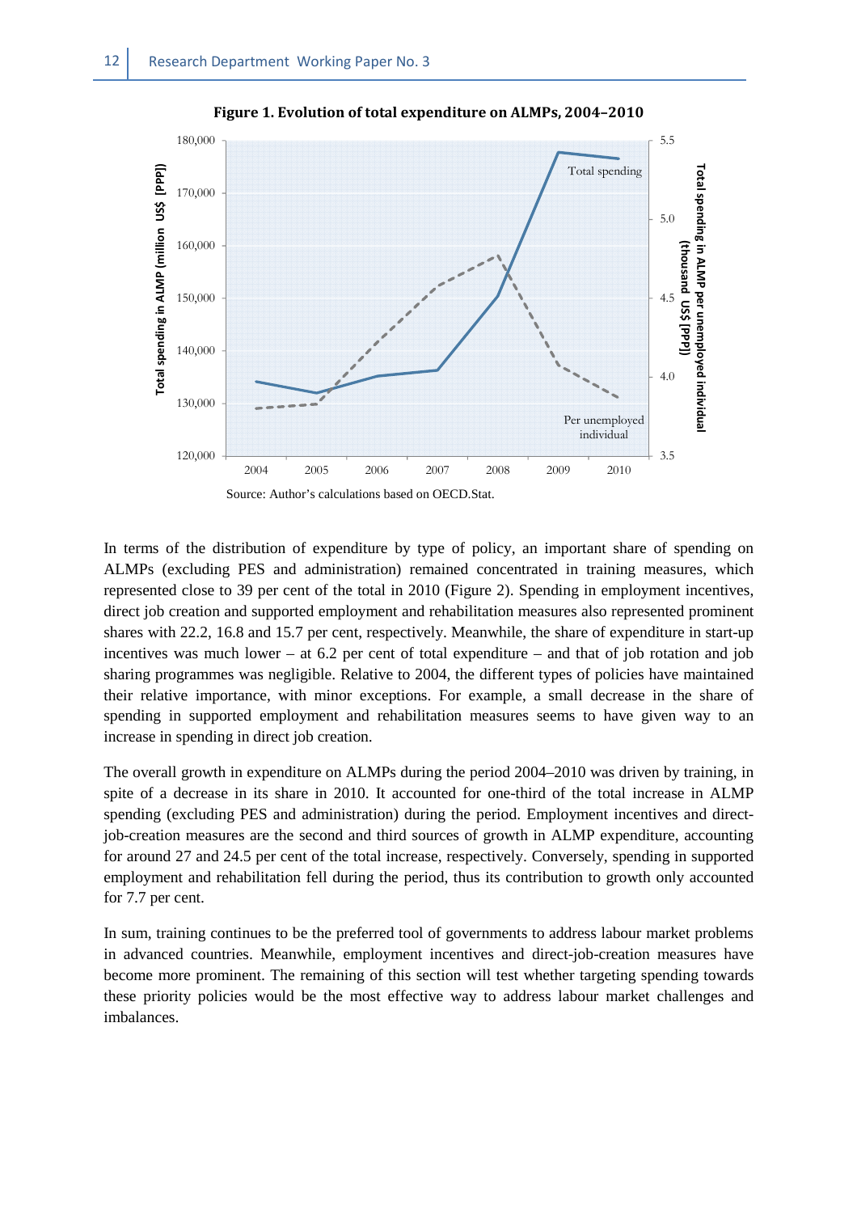**Figure 1. Evolution of total expenditure on ALMPs, 2004–2010**

Source: Author's calculations based on OECD.Stat.

In terms of the distribution of expenditure by type of policy, an important share of spending on ALMPs (excluding PES and administration) remained concentrated in training measures, which represented close to 39 per cent of the total in 2010 (Figure 2). Spending in employment incentives, direct job creation and supported employment and rehabilitation measures also represented prominent shares with 22.2, 16.8 and 15.7 per cent, respectively. Meanwhile, the share of expenditure in start-up incentives was much lower – at 6.2 per cent of total expenditure – and that of job rotation and job sharing programmes was negligible. Relative to 2004, the different types of policies have maintained their relative importance, with minor exceptions. For example, a small decrease in the share of spending in supported employment and rehabilitation measures seems to have given way to an increase in spending in direct job creation.

The overall growth in expenditure on ALMPs during the period 2004–2010 was driven by training, in spite of a decrease in its share in 2010. It accounted for one-third of the total increase in ALMP spending (excluding PES and administration) during the period. Employment incentives and direct-job-creation measures are the second and third sources of growth in ALMP expenditure, accounting for around 27 and 24.5 per cent of the total increase, respectively. Conversely, spending in supported employment and rehabilitation fell during the period, thus its contribution to growth only accounted for 7.7 per cent.

In sum, training continues to be the preferred tool of governments to address labour market problems in advanced countries. Meanwhile, employment incentives and direct-job-creation measures have become more prominent. The remaining of this section will test whether targeting spending towards these priority policies would be the most effective way to address labour market challenges and imbalances.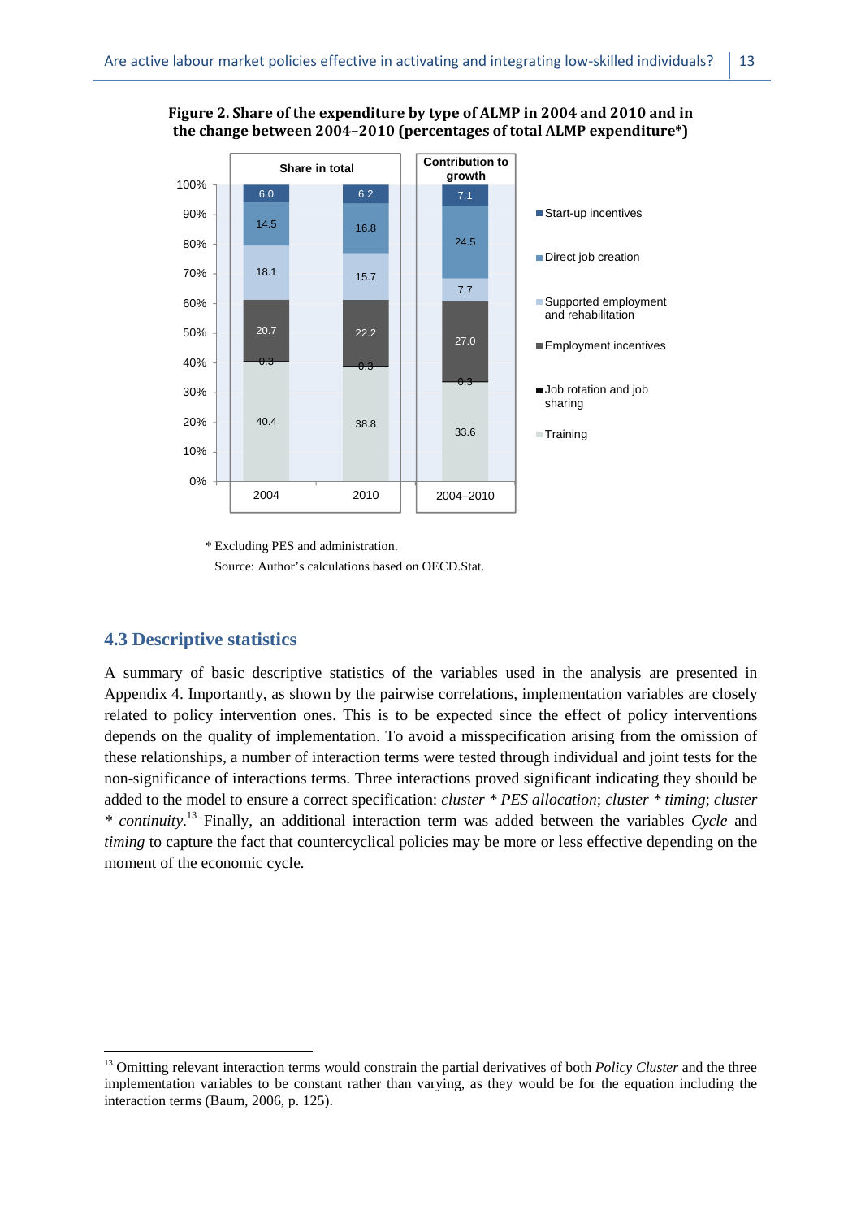**Figure 2. Share of the expenditure by type of ALMP in 2004 and 2010 and in the change between 2004–2010 (percentages of total ALMP expenditure*)**

| | Share in total 2004 | Share in total 2010 | Contribution to growth 2004–2010 |
|---|---|---|---|
| Start-up incentives | 6.0 | 6.2 | 7.1 |
| Direct job creation | 14.5 | 16.8 | 24.5 |
| Supported employment and rehabilitation | 18.1 | 15.7 | 7.7 |
| Employment incentives | 20.7 | 22.2 | 27.0 |
| Job rotation and job sharing | 0.3 | 0.3 | 0.3 |
| Training | 40.4 | 38.8 | 33.6 |

\* Excluding PES and administration.

Source: Author's calculations based on OECD.Stat.

## 4.3 Descriptive statistics

A summary of basic descriptive statistics of the variables used in the analysis are presented in Appendix 4. Importantly, as shown by the pairwise correlations, implementation variables are closely related to policy intervention ones. This is to be expected since the effect of policy interventions depends on the quality of implementation. To avoid a misspecification arising from the omission of these relationships, a number of interaction terms were tested through individual and joint tests for the non-significance of interactions terms. Three interactions proved significant indicating they should be added to the model to ensure a correct specification: *cluster * PES allocation*; *cluster * timing*; *cluster * continuity*.[13] Finally, an additional interaction term was added between the variables *Cycle* and *timing* to capture the fact that countercyclical policies may be more or less effective depending on the moment of the economic cycle.

[13] Omitting relevant interaction terms would constrain the partial derivatives of both *Policy Cluster* and the three implementation variables to be constant rather than varying, as they would be for the equation including the interaction terms (Baum, 2006, p. 125).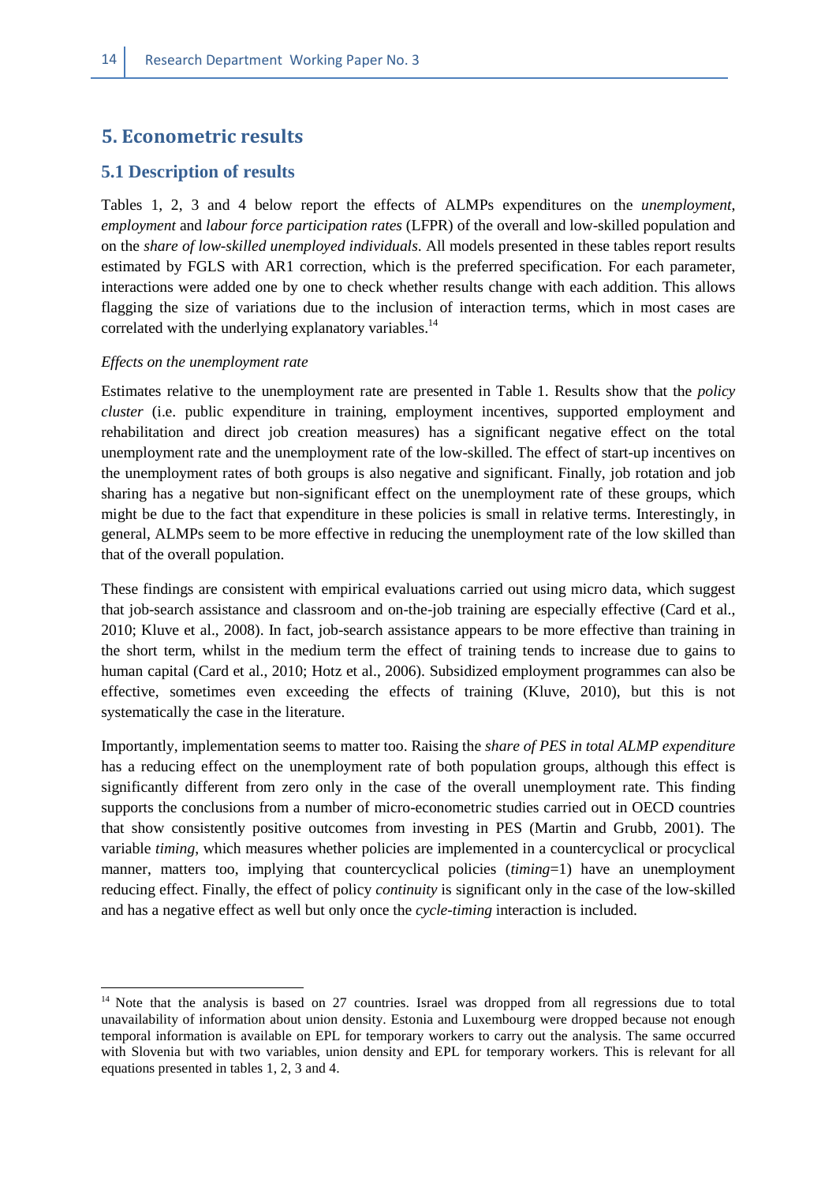# 5. Econometric results

## 5.1 Description of results

Tables 1, 2, 3 and 4 below report the effects of ALMPs expenditures on the *unemployment*, *employment* and *labour force participation rates* (LFPR) of the overall and low-skilled population and on the *share of low-skilled unemployed individuals*. All models presented in these tables report results estimated by FGLS with AR1 correction, which is the preferred specification. For each parameter, interactions were added one by one to check whether results change with each addition. This allows flagging the size of variations due to the inclusion of interaction terms, which in most cases are correlated with the underlying explanatory variables.[14]

*Effects on the unemployment rate*

Estimates relative to the unemployment rate are presented in Table 1. Results show that the *policy cluster* (i.e. public expenditure in training, employment incentives, supported employment and rehabilitation and direct job creation measures) has a significant negative effect on the total unemployment rate and the unemployment rate of the low-skilled. The effect of start-up incentives on the unemployment rates of both groups is also negative and significant. Finally, job rotation and job sharing has a negative but non-significant effect on the unemployment rate of these groups, which might be due to the fact that expenditure in these policies is small in relative terms. Interestingly, in general, ALMPs seem to be more effective in reducing the unemployment rate of the low skilled than that of the overall population.

These findings are consistent with empirical evaluations carried out using micro data, which suggest that job-search assistance and classroom and on-the-job training are especially effective (Card et al., 2010; Kluve et al., 2008). In fact, job-search assistance appears to be more effective than training in the short term, whilst in the medium term the effect of training tends to increase due to gains to human capital (Card et al., 2010; Hotz et al., 2006). Subsidized employment programmes can also be effective, sometimes even exceeding the effects of training (Kluve, 2010), but this is not systematically the case in the literature.

Importantly, implementation seems to matter too. Raising the *share of PES in total ALMP expenditure* has a reducing effect on the unemployment rate of both population groups, although this effect is significantly different from zero only in the case of the overall unemployment rate. This finding supports the conclusions from a number of micro-econometric studies carried out in OECD countries that show consistently positive outcomes from investing in PES (Martin and Grubb, 2001). The variable *timing*, which measures whether policies are implemented in a countercyclical or procyclical manner, matters too, implying that countercyclical policies (*timing*=1) have an unemployment reducing effect. Finally, the effect of policy *continuity* is significant only in the case of the low-skilled and has a negative effect as well but only once the *cycle-timing* interaction is included.

[14] Note that the analysis is based on 27 countries. Israel was dropped from all regressions due to total unavailability of information about union density. Estonia and Luxembourg were dropped because not enough temporal information is available on EPL for temporary workers to carry out the analysis. The same occurred with Slovenia but with two variables, union density and EPL for temporary workers. This is relevant for all equations presented in tables 1, 2, 3 and 4.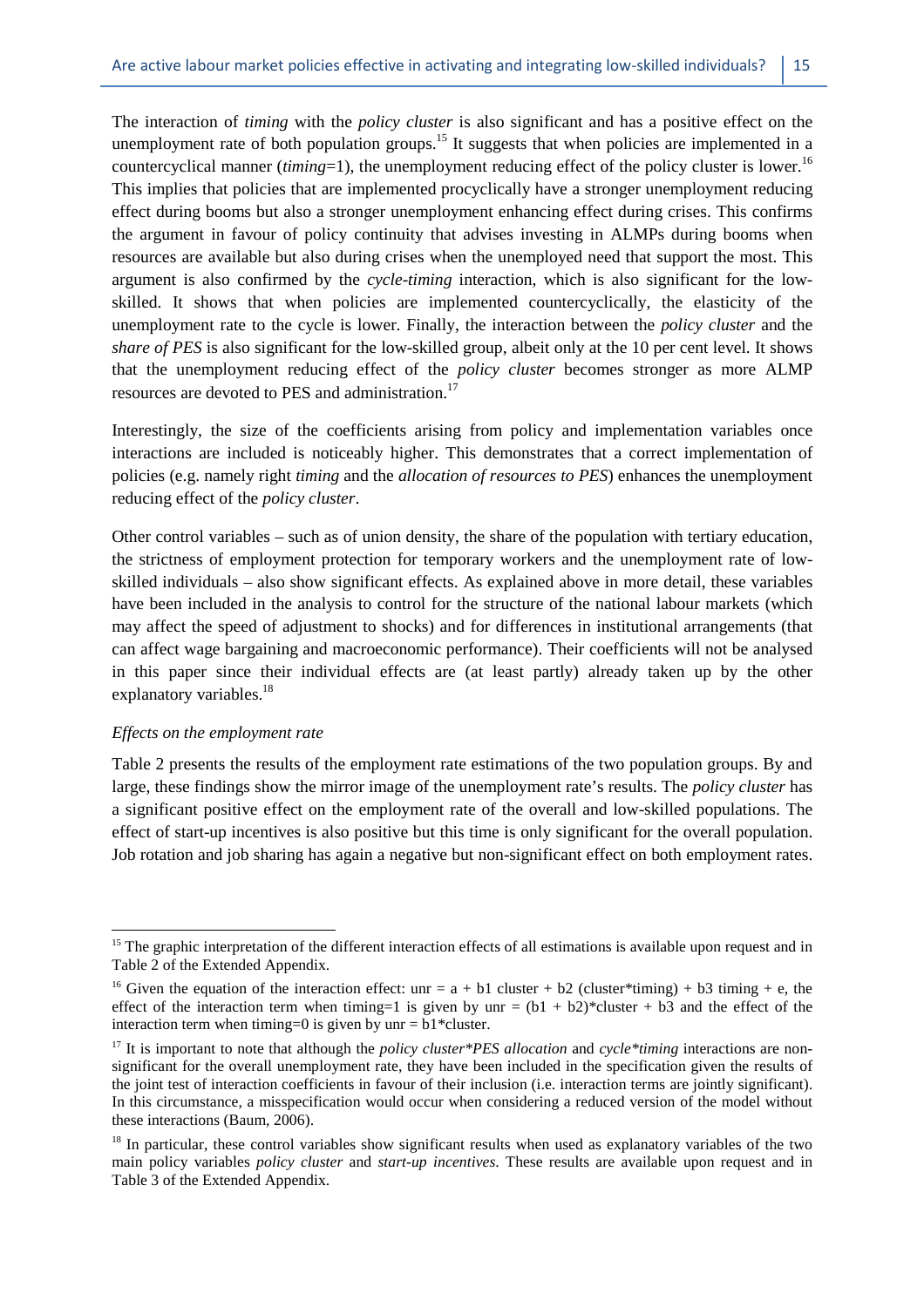The interaction of *timing* with the *policy cluster* is also significant and has a positive effect on the unemployment rate of both population groups.[15] It suggests that when policies are implemented in a countercyclical manner (*timing*=1), the unemployment reducing effect of the policy cluster is lower.[16] This implies that policies that are implemented procyclically have a stronger unemployment reducing effect during booms but also a stronger unemployment enhancing effect during crises. This confirms the argument in favour of policy continuity that advises investing in ALMPs during booms when resources are available but also during crises when the unemployed need that support the most. This argument is also confirmed by the *cycle-timing* interaction, which is also significant for the low-skilled. It shows that when policies are implemented countercyclically, the elasticity of the unemployment rate to the cycle is lower. Finally, the interaction between the *policy cluster* and the *share of PES* is also significant for the low-skilled group, albeit only at the 10 per cent level. It shows that the unemployment reducing effect of the *policy cluster* becomes stronger as more ALMP resources are devoted to PES and administration.[17]

Interestingly, the size of the coefficients arising from policy and implementation variables once interactions are included is noticeably higher. This demonstrates that a correct implementation of policies (e.g. namely right *timing* and the *allocation of resources to PES*) enhances the unemployment reducing effect of the *policy cluster*.

Other control variables – such as of union density, the share of the population with tertiary education, the strictness of employment protection for temporary workers and the unemployment rate of low-skilled individuals – also show significant effects. As explained above in more detail, these variables have been included in the analysis to control for the structure of the national labour markets (which may affect the speed of adjustment to shocks) and for differences in institutional arrangements (that can affect wage bargaining and macroeconomic performance). Their coefficients will not be analysed in this paper since their individual effects are (at least partly) already taken up by the other explanatory variables.[18]

*Effects on the employment rate*

Table 2 presents the results of the employment rate estimations of the two population groups. By and large, these findings show the mirror image of the unemployment rate's results. The *policy cluster* has a significant positive effect on the employment rate of the overall and low-skilled populations. The effect of start-up incentives is also positive but this time is only significant for the overall population. Job rotation and job sharing has again a negative but non-significant effect on both employment rates.

---

[15] The graphic interpretation of the different interaction effects of all estimations is available upon request and in Table 2 of the Extended Appendix.

[16] Given the equation of the interaction effect: unr = a + b1 cluster + b2 (cluster*timing) + b3 timing + e, the effect of the interaction term when timing=1 is given by unr = (b1 + b2)*cluster + b3 and the effect of the interaction term when timing=0 is given by unr = b1*cluster.

[17] It is important to note that although the *policy cluster*PES allocation* and *cycle*timing* interactions are non-significant for the overall unemployment rate, they have been included in the specification given the results of the joint test of interaction coefficients in favour of their inclusion (i.e. interaction terms are jointly significant). In this circumstance, a misspecification would occur when considering a reduced version of the model without these interactions (Baum, 2006).

[18] In particular, these control variables show significant results when used as explanatory variables of the two main policy variables *policy cluster* and *start-up incentives*. These results are available upon request and in Table 3 of the Extended Appendix.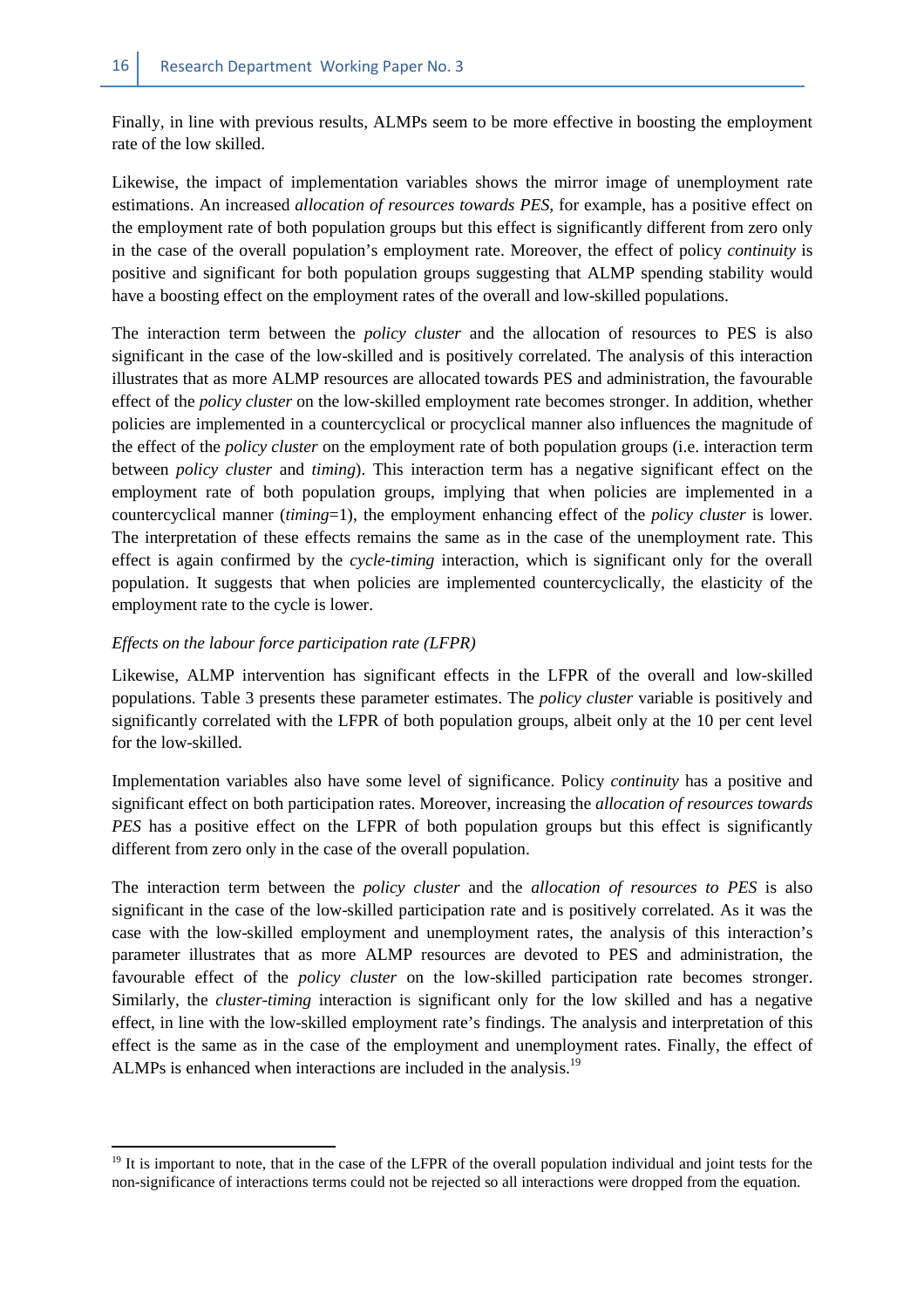Finally, in line with previous results, ALMPs seem to be more effective in boosting the employment rate of the low skilled.

Likewise, the impact of implementation variables shows the mirror image of unemployment rate estimations. An increased *allocation of resources towards PES*, for example, has a positive effect on the employment rate of both population groups but this effect is significantly different from zero only in the case of the overall population's employment rate. Moreover, the effect of policy *continuity* is positive and significant for both population groups suggesting that ALMP spending stability would have a boosting effect on the employment rates of the overall and low-skilled populations.

The interaction term between the *policy cluster* and the allocation of resources to PES is also significant in the case of the low-skilled and is positively correlated. The analysis of this interaction illustrates that as more ALMP resources are allocated towards PES and administration, the favourable effect of the *policy cluster* on the low-skilled employment rate becomes stronger. In addition, whether policies are implemented in a countercyclical or procyclical manner also influences the magnitude of the effect of the *policy cluster* on the employment rate of both population groups (i.e. interaction term between *policy cluster* and *timing*). This interaction term has a negative significant effect on the employment rate of both population groups, implying that when policies are implemented in a countercyclical manner (*timing*=1), the employment enhancing effect of the *policy cluster* is lower. The interpretation of these effects remains the same as in the case of the unemployment rate. This effect is again confirmed by the *cycle-timing* interaction, which is significant only for the overall population. It suggests that when policies are implemented countercyclically, the elasticity of the employment rate to the cycle is lower.

*Effects on the labour force participation rate (LFPR)*

Likewise, ALMP intervention has significant effects in the LFPR of the overall and low-skilled populations. Table 3 presents these parameter estimates. The *policy cluster* variable is positively and significantly correlated with the LFPR of both population groups, albeit only at the 10 per cent level for the low-skilled.

Implementation variables also have some level of significance. Policy *continuity* has a positive and significant effect on both participation rates. Moreover, increasing the *allocation of resources towards PES* has a positive effect on the LFPR of both population groups but this effect is significantly different from zero only in the case of the overall population.

The interaction term between the *policy cluster* and the *allocation of resources to PES* is also significant in the case of the low-skilled participation rate and is positively correlated. As it was the case with the low-skilled employment and unemployment rates, the analysis of this interaction's parameter illustrates that as more ALMP resources are devoted to PES and administration, the favourable effect of the *policy cluster* on the low-skilled participation rate becomes stronger. Similarly, the *cluster-timing* interaction is significant only for the low skilled and has a negative effect, in line with the low-skilled employment rate's findings. The analysis and interpretation of this effect is the same as in the case of the employment and unemployment rates. Finally, the effect of ALMPs is enhanced when interactions are included in the analysis.[19]

[19] It is important to note, that in the case of the LFPR of the overall population individual and joint tests for the non-significance of interactions terms could not be rejected so all interactions were dropped from the equation.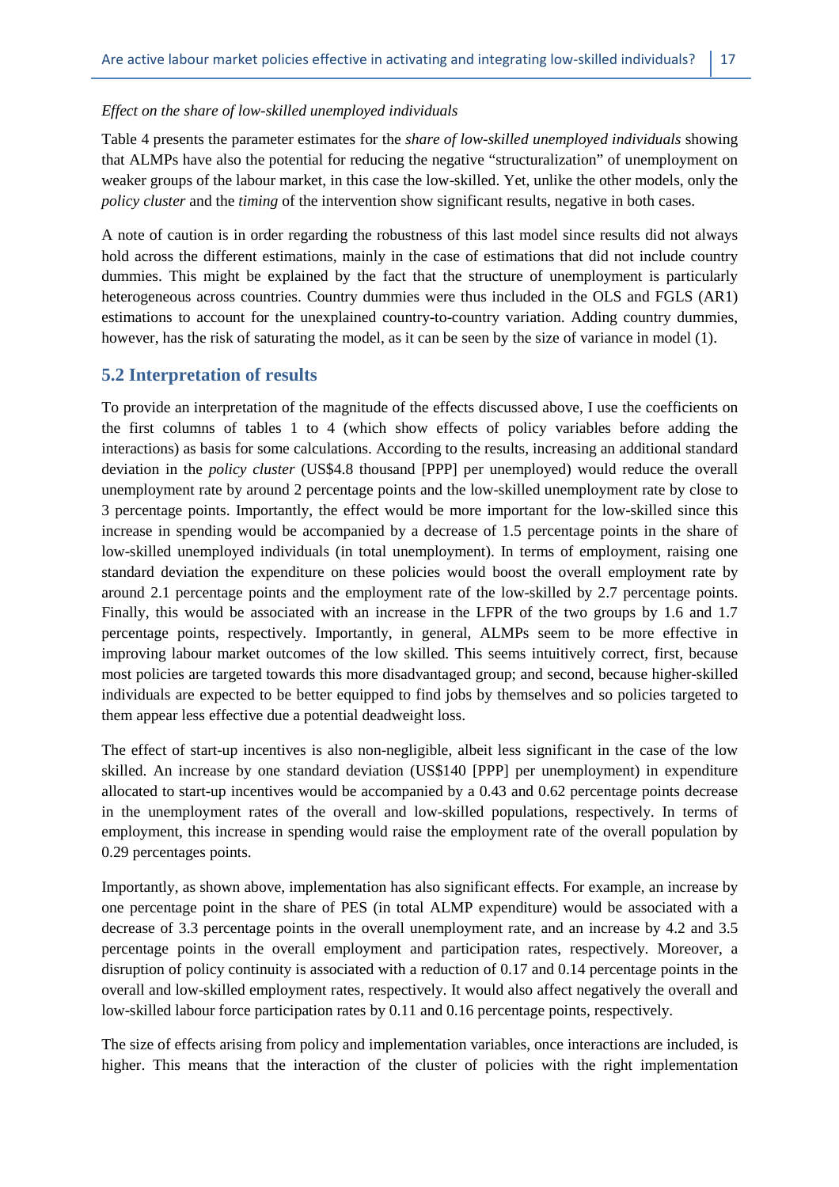*Effect on the share of low-skilled unemployed individuals*

Table 4 presents the parameter estimates for the *share of low-skilled unemployed individuals* showing that ALMPs have also the potential for reducing the negative "structuralization" of unemployment on weaker groups of the labour market, in this case the low-skilled. Yet, unlike the other models, only the *policy cluster* and the *timing* of the intervention show significant results, negative in both cases.

A note of caution is in order regarding the robustness of this last model since results did not always hold across the different estimations, mainly in the case of estimations that did not include country dummies. This might be explained by the fact that the structure of unemployment is particularly heterogeneous across countries. Country dummies were thus included in the OLS and FGLS (AR1) estimations to account for the unexplained country-to-country variation. Adding country dummies, however, has the risk of saturating the model, as it can be seen by the size of variance in model (1).

## 5.2 Interpretation of results

To provide an interpretation of the magnitude of the effects discussed above, I use the coefficients on the first columns of tables 1 to 4 (which show effects of policy variables before adding the interactions) as basis for some calculations. According to the results, increasing an additional standard deviation in the *policy cluster* (US$4.8 thousand [PPP] per unemployed) would reduce the overall unemployment rate by around 2 percentage points and the low-skilled unemployment rate by close to 3 percentage points. Importantly, the effect would be more important for the low-skilled since this increase in spending would be accompanied by a decrease of 1.5 percentage points in the share of low-skilled unemployed individuals (in total unemployment). In terms of employment, raising one standard deviation the expenditure on these policies would boost the overall employment rate by around 2.1 percentage points and the employment rate of the low-skilled by 2.7 percentage points. Finally, this would be associated with an increase in the LFPR of the two groups by 1.6 and 1.7 percentage points, respectively. Importantly, in general, ALMPs seem to be more effective in improving labour market outcomes of the low skilled. This seems intuitively correct, first, because most policies are targeted towards this more disadvantaged group; and second, because higher-skilled individuals are expected to be better equipped to find jobs by themselves and so policies targeted to them appear less effective due a potential deadweight loss.

The effect of start-up incentives is also non-negligible, albeit less significant in the case of the low skilled. An increase by one standard deviation (US$140 [PPP] per unemployment) in expenditure allocated to start-up incentives would be accompanied by a 0.43 and 0.62 percentage points decrease in the unemployment rates of the overall and low-skilled populations, respectively. In terms of employment, this increase in spending would raise the employment rate of the overall population by 0.29 percentages points.

Importantly, as shown above, implementation has also significant effects. For example, an increase by one percentage point in the share of PES (in total ALMP expenditure) would be associated with a decrease of 3.3 percentage points in the overall unemployment rate, and an increase by 4.2 and 3.5 percentage points in the overall employment and participation rates, respectively. Moreover, a disruption of policy continuity is associated with a reduction of 0.17 and 0.14 percentage points in the overall and low-skilled employment rates, respectively. It would also affect negatively the overall and low-skilled labour force participation rates by 0.11 and 0.16 percentage points, respectively.

The size of effects arising from policy and implementation variables, once interactions are included, is higher. This means that the interaction of the cluster of policies with the right implementation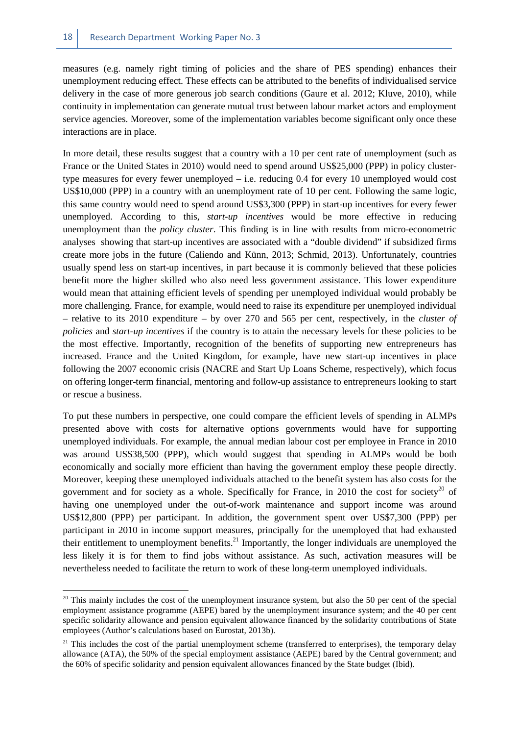measures (e.g. namely right timing of policies and the share of PES spending) enhances their unemployment reducing effect. These effects can be attributed to the benefits of individualised service delivery in the case of more generous job search conditions (Gaure et al. 2012; Kluve, 2010), while continuity in implementation can generate mutual trust between labour market actors and employment service agencies. Moreover, some of the implementation variables become significant only once these interactions are in place.

In more detail, these results suggest that a country with a 10 per cent rate of unemployment (such as France or the United States in 2010) would need to spend around US$25,000 (PPP) in policy cluster-type measures for every fewer unemployed – i.e. reducing 0.4 for every 10 unemployed would cost US$10,000 (PPP) in a country with an unemployment rate of 10 per cent. Following the same logic, this same country would need to spend around US$3,300 (PPP) in start-up incentives for every fewer unemployed. According to this, *start-up incentives* would be more effective in reducing unemployment than the *policy cluster*. This finding is in line with results from micro-econometric analyses showing that start-up incentives are associated with a "double dividend" if subsidized firms create more jobs in the future (Caliendo and Künn, 2013; Schmid, 2013). Unfortunately, countries usually spend less on start-up incentives, in part because it is commonly believed that these policies benefit more the higher skilled who also need less government assistance. This lower expenditure would mean that attaining efficient levels of spending per unemployed individual would probably be more challenging. France, for example, would need to raise its expenditure per unemployed individual – relative to its 2010 expenditure – by over 270 and 565 per cent, respectively, in the *cluster of policies* and *start-up incentives* if the country is to attain the necessary levels for these policies to be the most effective. Importantly, recognition of the benefits of supporting new entrepreneurs has increased. France and the United Kingdom, for example, have new start-up incentives in place following the 2007 economic crisis (NACRE and Start Up Loans Scheme, respectively), which focus on offering longer-term financial, mentoring and follow-up assistance to entrepreneurs looking to start or rescue a business.

To put these numbers in perspective, one could compare the efficient levels of spending in ALMPs presented above with costs for alternative options governments would have for supporting unemployed individuals. For example, the annual median labour cost per employee in France in 2010 was around US$38,500 (PPP), which would suggest that spending in ALMPs would be both economically and socially more efficient than having the government employ these people directly. Moreover, keeping these unemployed individuals attached to the benefit system has also costs for the government and for society as a whole. Specifically for France, in 2010 the cost for society[20] of having one unemployed under the out-of-work maintenance and support income was around US$12,800 (PPP) per participant. In addition, the government spent over US$7,300 (PPP) per participant in 2010 in income support measures, principally for the unemployed that had exhausted their entitlement to unemployment benefits.[21] Importantly, the longer individuals are unemployed the less likely it is for them to find jobs without assistance. As such, activation measures will be nevertheless needed to facilitate the return to work of these long-term unemployed individuals.

---

[20] This mainly includes the cost of the unemployment insurance system, but also the 50 per cent of the special employment assistance programme (AEPE) bared by the unemployment insurance system; and the 40 per cent specific solidarity allowance and pension equivalent allowance financed by the solidarity contributions of State employees (Author's calculations based on Eurostat, 2013b).

[21] This includes the cost of the partial unemployment scheme (transferred to enterprises), the temporary delay allowance (ATA), the 50% of the special employment assistance (AEPE) bared by the Central government; and the 60% of specific solidarity and pension equivalent allowances financed by the State budget (Ibid).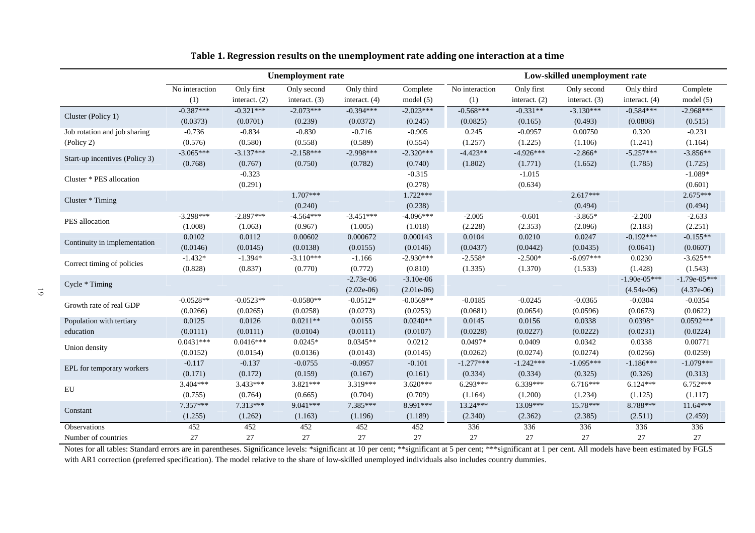**Table 1. Regression results on the unemployment rate adding one interaction at a time**

| | Unemployment rate | | | | | Low-skilled unemployment rate | | | | |
|---|---|---|---|---|---|---|---|---|---|---|
| | No interaction (1) | Only first interact. (2) | Only second interact. (3) | Only third interact. (4) | Complete model (5) | No interaction (1) | Only first interact. (2) | Only second interact. (3) | Only third interact. (4) | Complete model (5) |
| Cluster (Policy 1) | -0.387*** | -0.321*** | -2.073*** | -0.394*** | -2.023*** | -0.568*** | -0.331** | -3.130*** | -0.584*** | -2.968*** |
| | (0.0373) | (0.0701) | (0.239) | (0.0372) | (0.245) | (0.0825) | (0.165) | (0.493) | (0.0808) | (0.515) |
| Job rotation and job sharing (Policy 2) | -0.736 | -0.834 | -0.830 | -0.716 | -0.905 | 0.245 | -0.0957 | 0.00750 | 0.320 | -0.231 |
| | (0.576) | (0.580) | (0.558) | (0.589) | (0.554) | (1.257) | (1.225) | (1.106) | (1.241) | (1.164) |
| Start-up incentives (Policy 3) | -3.065*** | -3.137*** | -2.158*** | -2.998*** | -2.320*** | -4.423** | -4.926*** | -2.866* | -5.257*** | -3.856** |
| | (0.768) | (0.767) | (0.750) | (0.782) | (0.740) | (1.802) | (1.771) | (1.652) | (1.785) | (1.725) |
| Cluster * PES allocation | | -0.323 | | | -0.315 | | -1.015 | | | -1.089* |
| | | (0.291) | | | (0.278) | | (0.634) | | | (0.601) |
| Cluster * Timing | | | 1.707*** | | 1.722*** | | | 2.617*** | | 2.675*** |
| | | | (0.240) | | (0.238) | | | (0.494) | | (0.494) |
| PES allocation | -3.298*** | -2.897*** | -4.564*** | -3.451*** | -4.096*** | -2.005 | -0.601 | -3.865* | -2.200 | -2.633 |
| | (1.008) | (1.063) | (0.967) | (1.005) | (1.018) | (2.228) | (2.353) | (2.096) | (2.183) | (2.251) |
| Continuity in implementation | 0.0102 | 0.0112 | 0.00602 | 0.000672 | 0.000143 | 0.0104 | 0.0210 | 0.0247 | -0.192*** | -0.155** |
| | (0.0146) | (0.0145) | (0.0138) | (0.0155) | (0.0146) | (0.0437) | (0.0442) | (0.0435) | (0.0641) | (0.0607) |
| Correct timing of policies | -1.432* | -1.394* | -3.110*** | -1.166 | -2.930*** | -2.558* | -2.500* | -6.097*** | 0.0230 | -3.625** |
| | (0.828) | (0.837) | (0.770) | (0.772) | (0.810) | (1.335) | (1.370) | (1.533) | (1.428) | (1.543) |
| Cycle * Timing | | | | -2.73e-06 | -3.10e-06 | | | | -1.90e-05*** | -1.79e-05*** |
| | | | | (2.02e-06) | (2.01e-06) | | | | (4.54e-06) | (4.37e-06) |
| Growth rate of real GDP | -0.0528** | -0.0523** | -0.0580** | -0.0512* | -0.0569** | -0.0185 | -0.0245 | -0.0365 | -0.0304 | -0.0354 |
| | (0.0266) | (0.0265) | (0.0258) | (0.0273) | (0.0253) | (0.0681) | (0.0654) | (0.0596) | (0.0673) | (0.0622) |
| Population with tertiary education | 0.0125 | 0.0126 | 0.0211** | 0.0155 | 0.0240** | 0.0145 | 0.0156 | 0.0338 | 0.0398* | 0.0592*** |
| | (0.0111) | (0.0111) | (0.0104) | (0.0111) | (0.0107) | (0.0228) | (0.0227) | (0.0222) | (0.0231) | (0.0224) |
| Union density | 0.0431*** | 0.0416*** | 0.0245* | 0.0345** | 0.0212 | 0.0497* | 0.0409 | 0.0342 | 0.0338 | 0.00771 |
| | (0.0152) | (0.0154) | (0.0136) | (0.0143) | (0.0145) | (0.0262) | (0.0274) | (0.0274) | (0.0256) | (0.0259) |
| EPL for temporary workers | -0.117 | -0.137 | -0.0755 | -0.0957 | -0.101 | -1.277*** | -1.242*** | -1.095*** | -1.186*** | -1.079*** |
| | (0.171) | (0.172) | (0.159) | (0.167) | (0.161) | (0.334) | (0.334) | (0.325) | (0.326) | (0.313) |
| EU | 3.404*** | 3.433*** | 3.821*** | 3.319*** | 3.620*** | 6.293*** | 6.339*** | 6.716*** | 6.124*** | 6.752*** |
| | (0.755) | (0.764) | (0.665) | (0.704) | (0.709) | (1.164) | (1.200) | (1.234) | (1.125) | (1.117) |
| Constant | 7.357*** | 7.313*** | 9.041*** | 7.385*** | 8.991*** | 13.24*** | 13.09*** | 15.78*** | 8.788*** | 11.64*** |
| | (1.255) | (1.262) | (1.163) | (1.196) | (1.189) | (2.340) | (2.362) | (2.385) | (2.511) | (2.459) |
| Observations | 452 | 452 | 452 | 452 | 452 | 336 | 336 | 336 | 336 | 336 |
| Number of countries | 27 | 27 | 27 | 27 | 27 | 27 | 27 | 27 | 27 | 27 |

Notes for all tables: Standard errors are in parentheses. Significance levels: *significant at 10 per cent; **significant at 5 per cent; ***significant at 1 per cent. All models have been estimated by FGLS with AR1 correction (preferred specification). The model relative to the share of low-skilled unemployed individuals also includes country dummies.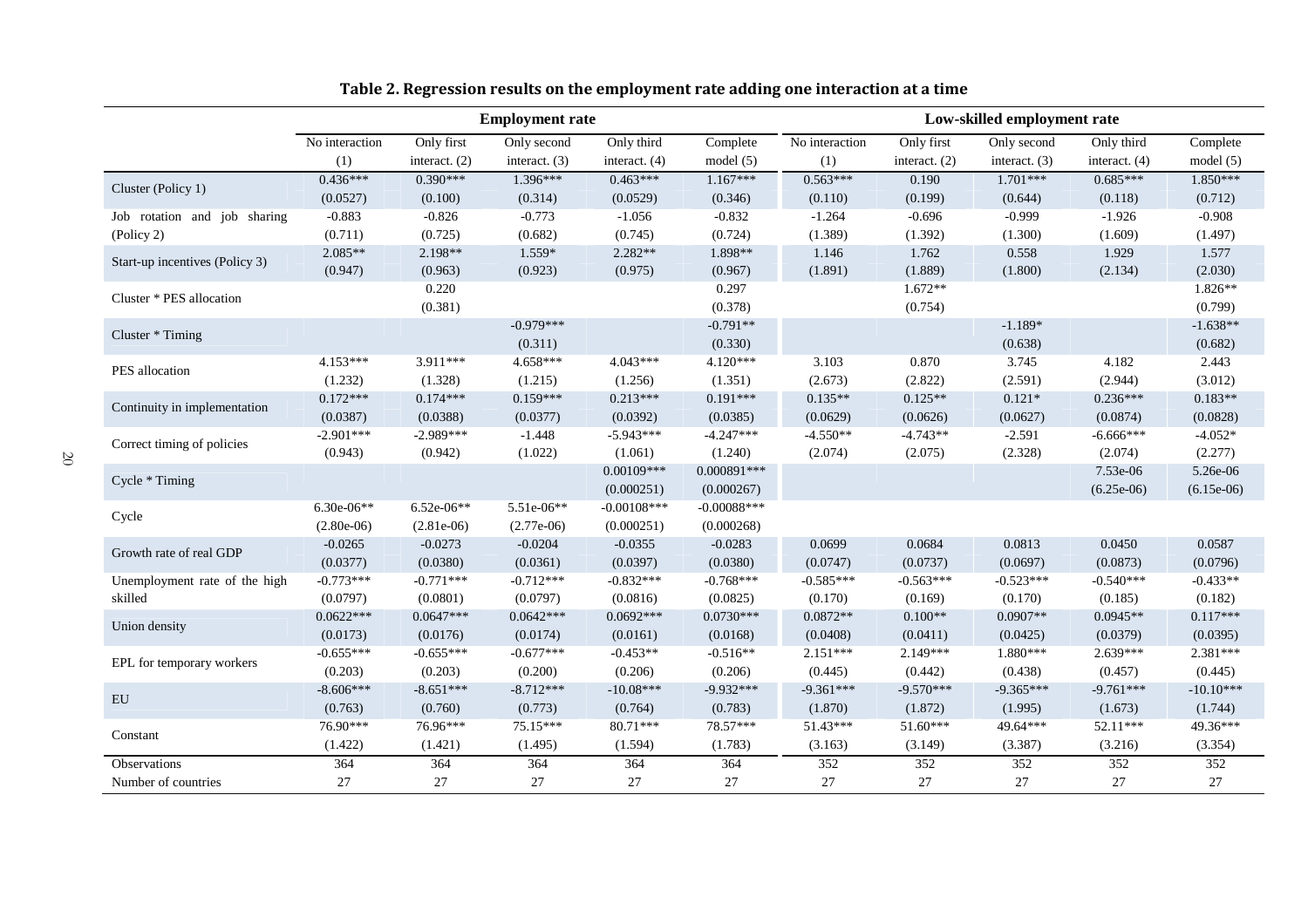**Table 2. Regression results on the employment rate adding one interaction at a time**

| | Employment rate | | | | | Low-skilled employment rate | | | | |
|---|---|---|---|---|---|---|---|---|---|---|
| | No interaction (1) | Only first interact. (2) | Only second interact. (3) | Only third interact. (4) | Complete model (5) | No interaction (1) | Only first interact. (2) | Only second interact. (3) | Only third interact. (4) | Complete model (5) |
| Cluster (Policy 1) | 0.436*** | 0.390*** | 1.396*** | 0.463*** | 1.167*** | 0.563*** | 0.190 | 1.701*** | 0.685*** | 1.850*** |
| | (0.0527) | (0.100) | (0.314) | (0.0529) | (0.346) | (0.110) | (0.199) | (0.644) | (0.118) | (0.712) |
| Job rotation and job sharing (Policy 2) | -0.883 | -0.826 | -0.773 | -1.056 | -0.832 | -1.264 | -0.696 | -0.999 | -1.926 | -0.908 |
| | (0.711) | (0.725) | (0.682) | (0.745) | (0.724) | (1.389) | (1.392) | (1.300) | (1.609) | (1.497) |
| Start-up incentives (Policy 3) | 2.085** | 2.198** | 1.559* | 2.282** | 1.898** | 1.146 | 1.762 | 0.558 | 1.929 | 1.577 |
| | (0.947) | (0.963) | (0.923) | (0.975) | (0.967) | (1.891) | (1.889) | (1.800) | (2.134) | (2.030) |
| Cluster * PES allocation | | 0.220 | | | 0.297 | | 1.672** | | | 1.826** |
| | | (0.381) | | | (0.378) | | (0.754) | | | (0.799) |
| Cluster * Timing | | | -0.979*** | | -0.791** | | | -1.189* | | -1.638** |
| | | | (0.311) | | (0.330) | | | (0.638) | | (0.682) |
| PES allocation | 4.153*** | 3.911*** | 4.658*** | 4.043*** | 4.120*** | 3.103 | 0.870 | 3.745 | 4.182 | 2.443 |
| | (1.232) | (1.328) | (1.215) | (1.256) | (1.351) | (2.673) | (2.822) | (2.591) | (2.944) | (3.012) |
| Continuity in implementation | 0.172*** | 0.174*** | 0.159*** | 0.213*** | 0.191*** | 0.135** | 0.125** | 0.121* | 0.236*** | 0.183** |
| | (0.0387) | (0.0388) | (0.0377) | (0.0392) | (0.0385) | (0.0629) | (0.0626) | (0.0627) | (0.0874) | (0.0828) |
| Correct timing of policies | -2.901*** | -2.989*** | -1.448 | -5.943*** | -4.247*** | -4.550** | -4.743** | -2.591 | -6.666*** | -4.052* |
| | (0.943) | (0.942) | (1.022) | (1.061) | (1.240) | (2.074) | (2.075) | (2.328) | (2.074) | (2.277) |
| Cycle * Timing | | | | 0.00109*** | 0.000891*** | | | | 7.53e-06 | 5.26e-06 |
| | | | | (0.000251) | (0.000267) | | | | (6.25e-06) | (6.15e-06) |
| Cycle | 6.30e-06** | 6.52e-06** | 5.51e-06** | -0.00108*** | -0.00088*** | | | | | |
| | (2.80e-06) | (2.81e-06) | (2.77e-06) | (0.000251) | (0.000268) | | | | | |
| Growth rate of real GDP | -0.0265 | -0.0273 | -0.0204 | -0.0355 | -0.0283 | 0.0699 | 0.0684 | 0.0813 | 0.0450 | 0.0587 |
| | (0.0377) | (0.0380) | (0.0361) | (0.0397) | (0.0380) | (0.0747) | (0.0737) | (0.0697) | (0.0873) | (0.0796) |
| Unemployment rate of the high skilled | -0.773*** | -0.771*** | -0.712*** | -0.832*** | -0.768*** | -0.585*** | -0.563*** | -0.523*** | -0.540*** | -0.433** |
| | (0.0797) | (0.0801) | (0.0797) | (0.0816) | (0.0825) | (0.170) | (0.169) | (0.170) | (0.185) | (0.182) |
| Union density | 0.0622*** | 0.0647*** | 0.0642*** | 0.0692*** | 0.0730*** | 0.0872** | 0.100** | 0.0907** | 0.0945** | 0.117*** |
| | (0.0173) | (0.0176) | (0.0174) | (0.0161) | (0.0168) | (0.0408) | (0.0411) | (0.0425) | (0.0379) | (0.0395) |
| EPL for temporary workers | -0.655*** | -0.655*** | -0.677*** | -0.453** | -0.516** | 2.151*** | 2.149*** | 1.880*** | 2.639*** | 2.381*** |
| | (0.203) | (0.203) | (0.200) | (0.206) | (0.206) | (0.445) | (0.442) | (0.438) | (0.457) | (0.445) |
| EU | -8.606*** | -8.651*** | -8.712*** | -10.08*** | -9.932*** | -9.361*** | -9.570*** | -9.365*** | -9.761*** | -10.10*** |
| | (0.763) | (0.760) | (0.773) | (0.764) | (0.783) | (1.870) | (1.872) | (1.995) | (1.673) | (1.744) |
| Constant | 76.90*** | 76.96*** | 75.15*** | 80.71*** | 78.57*** | 51.43*** | 51.60*** | 49.64*** | 52.11*** | 49.36*** |
| | (1.422) | (1.421) | (1.495) | (1.594) | (1.783) | (3.163) | (3.149) | (3.387) | (3.216) | (3.354) |
| Observations | 364 | 364 | 364 | 364 | 364 | 352 | 352 | 352 | 352 | 352 |
| Number of countries | 27 | 27 | 27 | 27 | 27 | 27 | 27 | 27 | 27 | 27 |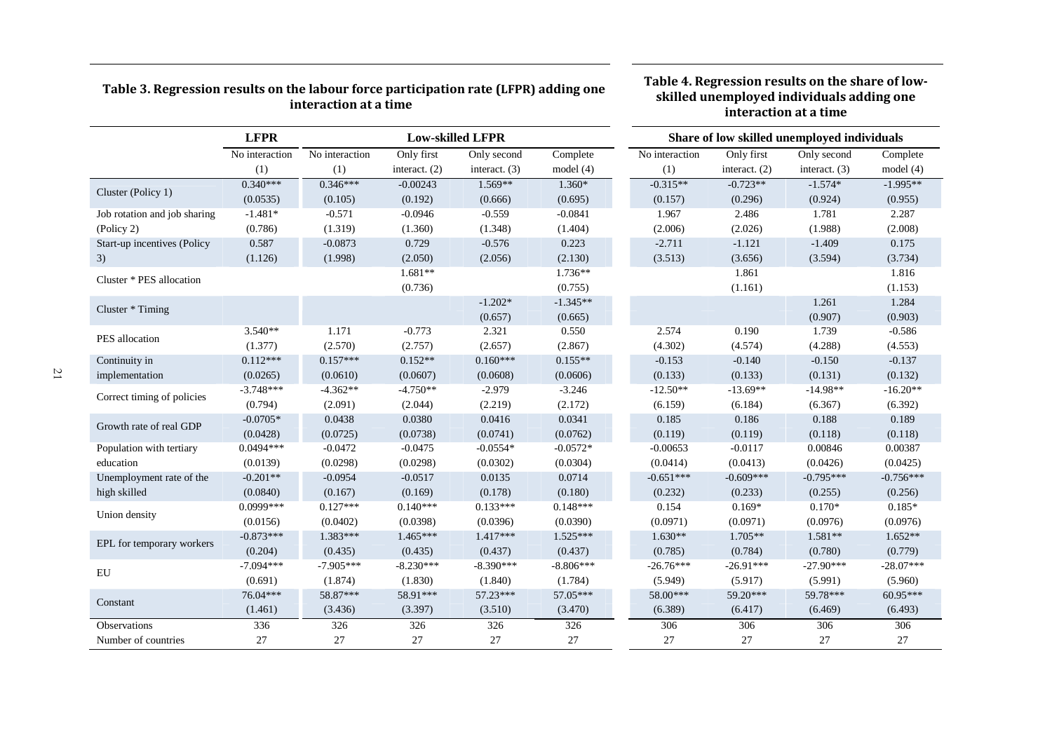### Table 3. Regression results on the labour force participation rate (LFPR) adding one interaction at a time

### Table 4. Regression results on the share of low-skilled unemployed individuals adding one interaction at a time

| | LFPR | Low-skilled LFPR | | | | Share of low skilled unemployed individuals | | | |
|---|---|---|---|---|---|---|---|---|---|
| | No interaction | No interaction | Only first interact. (2) | Only second interact. (3) | Complete model (4) | No interaction | Only first interact. (2) | Only second interact. (3) | Complete model (4) |
| | (1) | (1) | | | | (1) | | | |
| Cluster (Policy 1) | 0.340*** | 0.346*** | -0.00243 | 1.569** | 1.360* | -0.315** | -0.723** | -1.574* | -1.995** |
| | (0.0535) | (0.105) | (0.192) | (0.666) | (0.695) | (0.157) | (0.296) | (0.924) | (0.955) |
| Job rotation and job sharing (Policy 2) | -1.481* | -0.571 | -0.0946 | -0.559 | -0.0841 | 1.967 | 2.486 | 1.781 | 2.287 |
| | (0.786) | (1.319) | (1.360) | (1.348) | (1.404) | (2.006) | (2.026) | (1.988) | (2.008) |
| Start-up incentives (Policy 3) | 0.587 | -0.0873 | 0.729 | -0.576 | 0.223 | -2.711 | -1.121 | -1.409 | 0.175 |
| | (1.126) | (1.998) | (2.050) | (2.056) | (2.130) | (3.513) | (3.656) | (3.594) | (3.734) |
| Cluster * PES allocation | | | 1.681** | | 1.736** | | 1.861 | | 1.816 |
| | | | (0.736) | | (0.755) | | (1.161) | | (1.153) |
| Cluster * Timing | | | | -1.202* | -1.345** | | | 1.261 | 1.284 |
| | | | | (0.657) | (0.665) | | | (0.907) | (0.903) |
| PES allocation | 3.540** | 1.171 | -0.773 | 2.321 | 0.550 | 2.574 | 0.190 | 1.739 | -0.586 |
| | (1.377) | (2.570) | (2.757) | (2.657) | (2.867) | (4.302) | (4.574) | (4.288) | (4.553) |
| Continuity in implementation | 0.112*** | 0.157*** | 0.152** | 0.160*** | 0.155** | -0.153 | -0.140 | -0.150 | -0.137 |
| | (0.0265) | (0.0610) | (0.0607) | (0.0608) | (0.0606) | (0.133) | (0.133) | (0.131) | (0.132) |
| Correct timing of policies | -3.748*** | -4.362** | -4.750** | -2.979 | -3.246 | -12.50** | -13.69** | -14.98** | -16.20** |
| | (0.794) | (2.091) | (2.044) | (2.219) | (2.172) | (6.159) | (6.184) | (6.367) | (6.392) |
| Growth rate of real GDP | -0.0705* | 0.0438 | 0.0380 | 0.0416 | 0.0341 | 0.185 | 0.186 | 0.188 | 0.189 |
| | (0.0428) | (0.0725) | (0.0738) | (0.0741) | (0.0762) | (0.119) | (0.119) | (0.118) | (0.118) |
| Population with tertiary education | 0.0494*** | -0.0472 | -0.0475 | -0.0554* | -0.0572* | -0.00653 | -0.0117 | 0.00846 | 0.00387 |
| | (0.0139) | (0.0298) | (0.0298) | (0.0302) | (0.0304) | (0.0414) | (0.0413) | (0.0426) | (0.0425) |
| Unemployment rate of the high skilled | -0.201** | -0.0954 | -0.0517 | 0.0135 | 0.0714 | -0.651*** | -0.609*** | -0.795*** | -0.756*** |
| | (0.0840) | (0.167) | (0.169) | (0.178) | (0.180) | (0.232) | (0.233) | (0.255) | (0.256) |
| Union density | 0.0999*** | 0.127*** | 0.140*** | 0.133*** | 0.148*** | 0.154 | 0.169* | 0.170* | 0.185* |
| | (0.0156) | (0.0402) | (0.0398) | (0.0396) | (0.0390) | (0.0971) | (0.0971) | (0.0976) | (0.0976) |
| EPL for temporary workers | -0.873*** | 1.383*** | 1.465*** | 1.417*** | 1.525*** | 1.630** | 1.705** | 1.581** | 1.652** |
| | (0.204) | (0.435) | (0.435) | (0.437) | (0.437) | (0.785) | (0.784) | (0.780) | (0.779) |
| EU | -7.094*** | -7.905*** | -8.230*** | -8.390*** | -8.806*** | -26.76*** | -26.91*** | -27.90*** | -28.07*** |
| | (0.691) | (1.874) | (1.830) | (1.840) | (1.784) | (5.949) | (5.917) | (5.991) | (5.960) |
| Constant | 76.04*** | 58.87*** | 58.91*** | 57.23*** | 57.05*** | 58.00*** | 59.20*** | 59.78*** | 60.95*** |
| | (1.461) | (3.436) | (3.397) | (3.510) | (3.470) | (6.389) | (6.417) | (6.469) | (6.493) |
| Observations | 336 | 326 | 326 | 326 | 326 | 306 | 306 | 306 | 306 |
| Number of countries | 27 | 27 | 27 | 27 | 27 | 27 | 27 | 27 | 27 |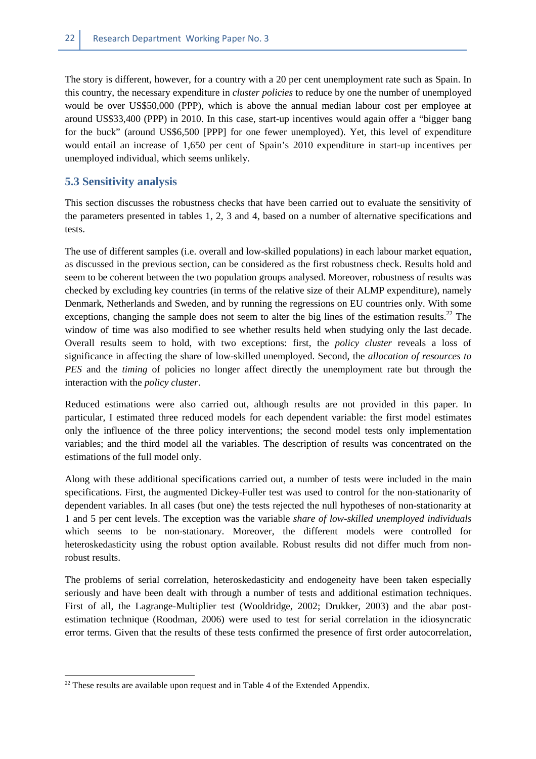The story is different, however, for a country with a 20 per cent unemployment rate such as Spain. In this country, the necessary expenditure in *cluster policies* to reduce by one the number of unemployed would be over US$50,000 (PPP), which is above the annual median labour cost per employee at around US$33,400 (PPP) in 2010. In this case, start-up incentives would again offer a "bigger bang for the buck" (around US$6,500 [PPP] for one fewer unemployed). Yet, this level of expenditure would entail an increase of 1,650 per cent of Spain's 2010 expenditure in start-up incentives per unemployed individual, which seems unlikely.

## 5.3 Sensitivity analysis

This section discusses the robustness checks that have been carried out to evaluate the sensitivity of the parameters presented in tables 1, 2, 3 and 4, based on a number of alternative specifications and tests.

The use of different samples (i.e. overall and low-skilled populations) in each labour market equation, as discussed in the previous section, can be considered as the first robustness check. Results hold and seem to be coherent between the two population groups analysed. Moreover, robustness of results was checked by excluding key countries (in terms of the relative size of their ALMP expenditure), namely Denmark, Netherlands and Sweden, and by running the regressions on EU countries only. With some exceptions, changing the sample does not seem to alter the big lines of the estimation results.[22] The window of time was also modified to see whether results held when studying only the last decade. Overall results seem to hold, with two exceptions: first, the *policy cluster* reveals a loss of significance in affecting the share of low-skilled unemployed. Second, the *allocation of resources to PES* and the *timing* of policies no longer affect directly the unemployment rate but through the interaction with the *policy cluster*.

Reduced estimations were also carried out, although results are not provided in this paper. In particular, I estimated three reduced models for each dependent variable: the first model estimates only the influence of the three policy interventions; the second model tests only implementation variables; and the third model all the variables. The description of results was concentrated on the estimations of the full model only.

Along with these additional specifications carried out, a number of tests were included in the main specifications. First, the augmented Dickey-Fuller test was used to control for the non-stationarity of dependent variables. In all cases (but one) the tests rejected the null hypotheses of non-stationarity at 1 and 5 per cent levels. The exception was the variable *share of low-skilled unemployed individuals* which seems to be non-stationary. Moreover, the different models were controlled for heteroskedasticity using the robust option available. Robust results did not differ much from non-robust results.

The problems of serial correlation, heteroskedasticity and endogeneity have been taken especially seriously and have been dealt with through a number of tests and additional estimation techniques. First of all, the Lagrange-Multiplier test (Wooldridge, 2002; Drukker, 2003) and the abar post-estimation technique (Roodman, 2006) were used to test for serial correlation in the idiosyncratic error terms. Given that the results of these tests confirmed the presence of first order autocorrelation,

[22] These results are available upon request and in Table 4 of the Extended Appendix.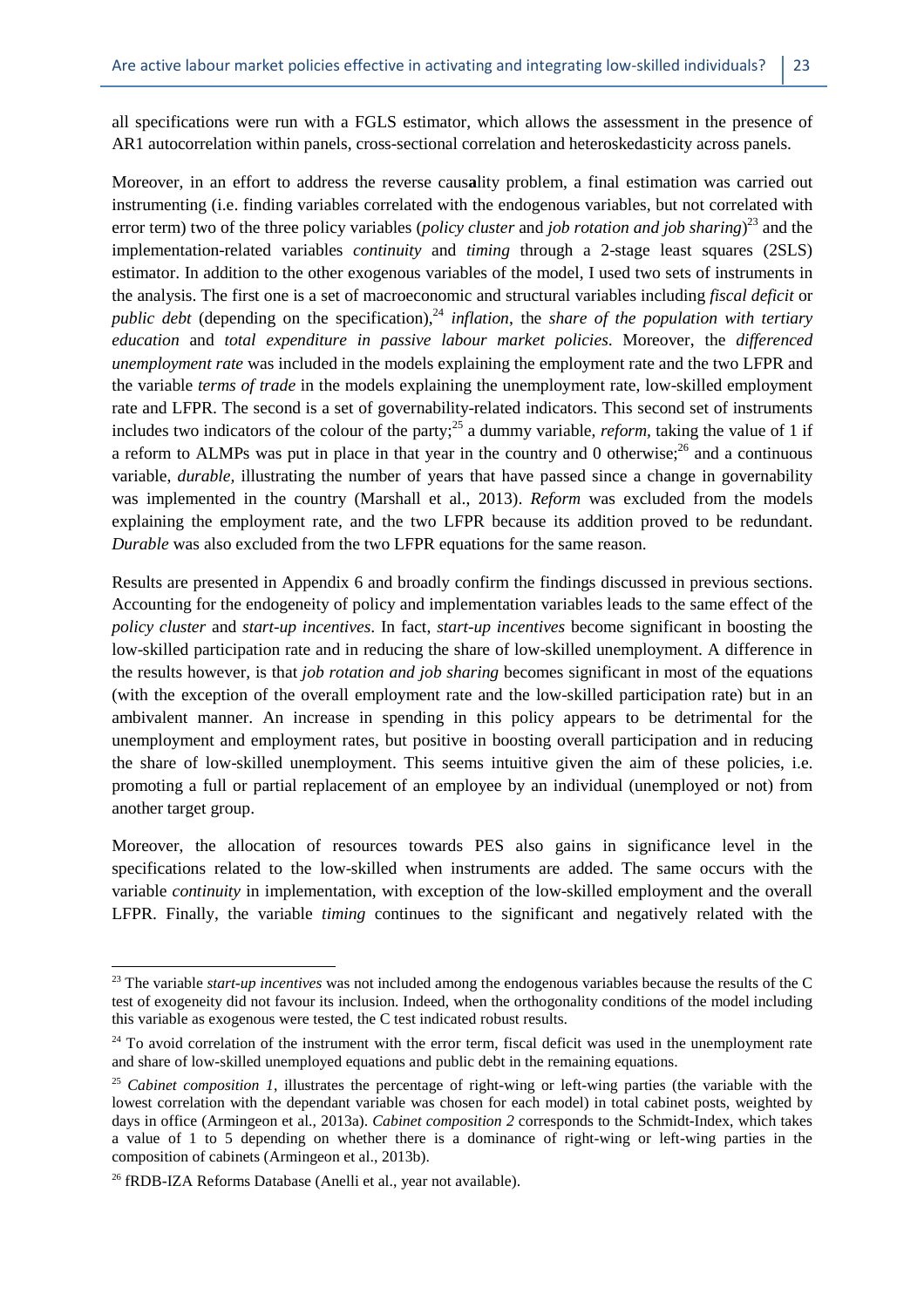all specifications were run with a FGLS estimator, which allows the assessment in the presence of AR1 autocorrelation within panels, cross-sectional correlation and heteroskedasticity across panels.

Moreover, in an effort to address the reverse caus**a**lity problem, a final estimation was carried out instrumenting (i.e. finding variables correlated with the endogenous variables, but not correlated with error term) two of the three policy variables (*policy cluster* and *job rotation and job sharing*)[23] and the implementation-related variables *continuity* and *timing* through a 2-stage least squares (2SLS) estimator. In addition to the other exogenous variables of the model, I used two sets of instruments in the analysis. The first one is a set of macroeconomic and structural variables including *fiscal deficit* or *public debt* (depending on the specification),[24] *inflation*, the *share of the population with tertiary education* and *total expenditure in passive labour market policies*. Moreover, the *differenced unemployment rate* was included in the models explaining the employment rate and the two LFPR and the variable *terms of trade* in the models explaining the unemployment rate, low-skilled employment rate and LFPR. The second is a set of governability-related indicators. This second set of instruments includes two indicators of the colour of the party;[25] a dummy variable, *reform*, taking the value of 1 if a reform to ALMPs was put in place in that year in the country and 0 otherwise;[26] and a continuous variable, *durable*, illustrating the number of years that have passed since a change in governability was implemented in the country (Marshall et al., 2013). *Reform* was excluded from the models explaining the employment rate, and the two LFPR because its addition proved to be redundant. *Durable* was also excluded from the two LFPR equations for the same reason.

Results are presented in Appendix 6 and broadly confirm the findings discussed in previous sections. Accounting for the endogeneity of policy and implementation variables leads to the same effect of the *policy cluster* and *start-up incentives*. In fact, *start-up incentives* become significant in boosting the low-skilled participation rate and in reducing the share of low-skilled unemployment. A difference in the results however, is that *job rotation and job sharing* becomes significant in most of the equations (with the exception of the overall employment rate and the low-skilled participation rate) but in an ambivalent manner. An increase in spending in this policy appears to be detrimental for the unemployment and employment rates, but positive in boosting overall participation and in reducing the share of low-skilled unemployment. This seems intuitive given the aim of these policies, i.e. promoting a full or partial replacement of an employee by an individual (unemployed or not) from another target group.

Moreover, the allocation of resources towards PES also gains in significance level in the specifications related to the low-skilled when instruments are added. The same occurs with the variable *continuity* in implementation, with exception of the low-skilled employment and the overall LFPR. Finally, the variable *timing* continues to the significant and negatively related with the

---

[23] The variable *start-up incentives* was not included among the endogenous variables because the results of the C test of exogeneity did not favour its inclusion. Indeed, when the orthogonality conditions of the model including this variable as exogenous were tested, the C test indicated robust results.

[24] To avoid correlation of the instrument with the error term, fiscal deficit was used in the unemployment rate and share of low-skilled unemployed equations and public debt in the remaining equations.

[25] *Cabinet composition 1*, illustrates the percentage of right-wing or left-wing parties (the variable with the lowest correlation with the dependant variable was chosen for each model) in total cabinet posts, weighted by days in office (Armingeon et al., 2013a). *Cabinet composition 2* corresponds to the Schmidt-Index, which takes a value of 1 to 5 depending on whether there is a dominance of right-wing or left-wing parties in the composition of cabinets (Armingeon et al., 2013b).

[26] fRDB-IZA Reforms Database (Anelli et al., year not available).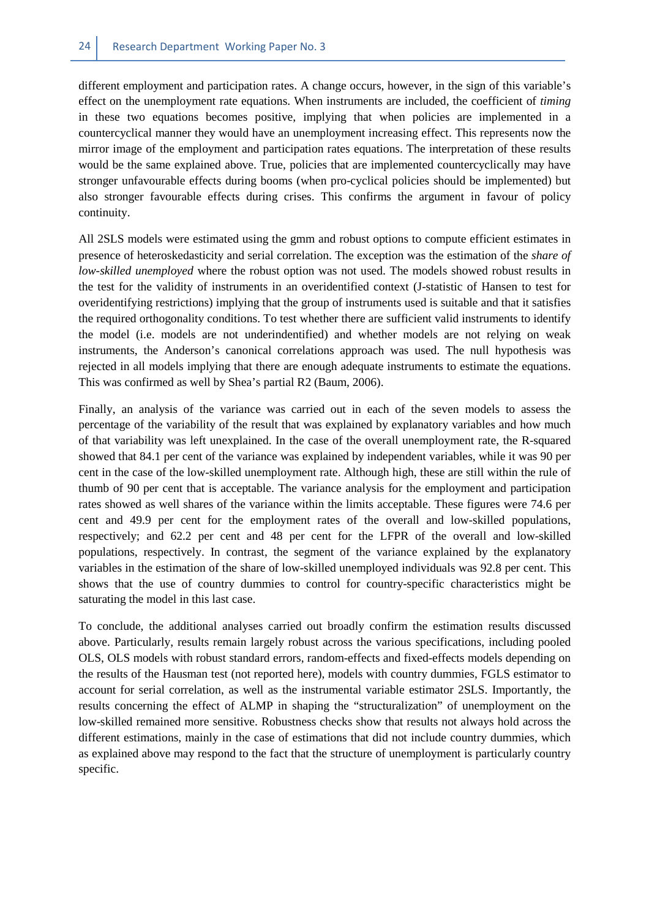different employment and participation rates. A change occurs, however, in the sign of this variable's effect on the unemployment rate equations. When instruments are included, the coefficient of *timing* in these two equations becomes positive, implying that when policies are implemented in a countercyclical manner they would have an unemployment increasing effect. This represents now the mirror image of the employment and participation rates equations. The interpretation of these results would be the same explained above. True, policies that are implemented countercyclically may have stronger unfavourable effects during booms (when pro-cyclical policies should be implemented) but also stronger favourable effects during crises. This confirms the argument in favour of policy continuity.

All 2SLS models were estimated using the gmm and robust options to compute efficient estimates in presence of heteroskedasticity and serial correlation. The exception was the estimation of the *share of low-skilled unemployed* where the robust option was not used. The models showed robust results in the test for the validity of instruments in an overidentified context (J-statistic of Hansen to test for overidentifying restrictions) implying that the group of instruments used is suitable and that it satisfies the required orthogonality conditions. To test whether there are sufficient valid instruments to identify the model (i.e. models are not underindentified) and whether models are not relying on weak instruments, the Anderson's canonical correlations approach was used. The null hypothesis was rejected in all models implying that there are enough adequate instruments to estimate the equations. This was confirmed as well by Shea's partial R2 (Baum, 2006).

Finally, an analysis of the variance was carried out in each of the seven models to assess the percentage of the variability of the result that was explained by explanatory variables and how much of that variability was left unexplained. In the case of the overall unemployment rate, the R-squared showed that 84.1 per cent of the variance was explained by independent variables, while it was 90 per cent in the case of the low-skilled unemployment rate. Although high, these are still within the rule of thumb of 90 per cent that is acceptable. The variance analysis for the employment and participation rates showed as well shares of the variance within the limits acceptable. These figures were 74.6 per cent and 49.9 per cent for the employment rates of the overall and low-skilled populations, respectively; and 62.2 per cent and 48 per cent for the LFPR of the overall and low-skilled populations, respectively. In contrast, the segment of the variance explained by the explanatory variables in the estimation of the share of low-skilled unemployed individuals was 92.8 per cent. This shows that the use of country dummies to control for country-specific characteristics might be saturating the model in this last case.

To conclude, the additional analyses carried out broadly confirm the estimation results discussed above. Particularly, results remain largely robust across the various specifications, including pooled OLS, OLS models with robust standard errors, random-effects and fixed-effects models depending on the results of the Hausman test (not reported here), models with country dummies, FGLS estimator to account for serial correlation, as well as the instrumental variable estimator 2SLS. Importantly, the results concerning the effect of ALMP in shaping the "structuralization" of unemployment on the low-skilled remained more sensitive. Robustness checks show that results not always hold across the different estimations, mainly in the case of estimations that did not include country dummies, which as explained above may respond to the fact that the structure of unemployment is particularly country specific.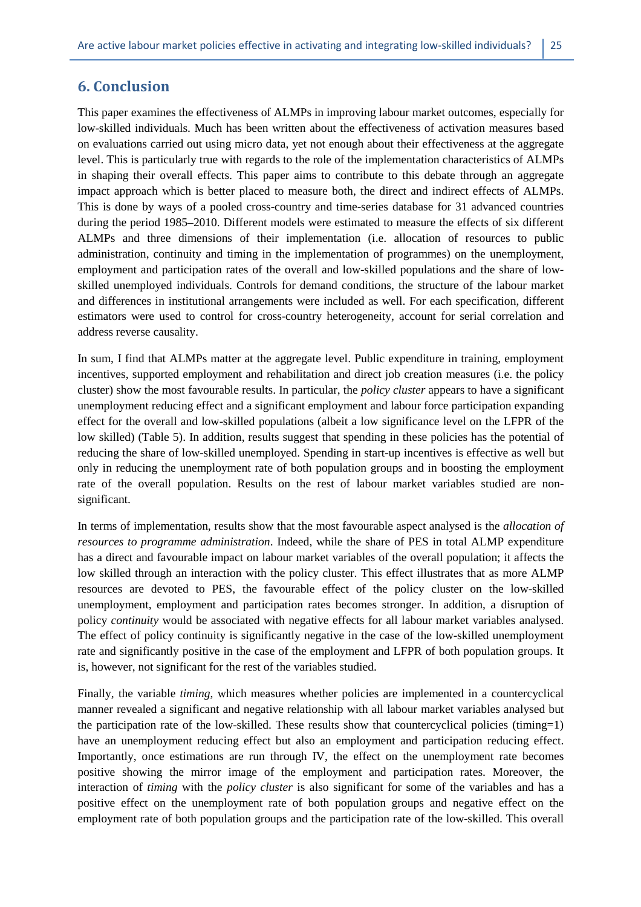## 6. Conclusion

This paper examines the effectiveness of ALMPs in improving labour market outcomes, especially for low-skilled individuals. Much has been written about the effectiveness of activation measures based on evaluations carried out using micro data, yet not enough about their effectiveness at the aggregate level. This is particularly true with regards to the role of the implementation characteristics of ALMPs in shaping their overall effects. This paper aims to contribute to this debate through an aggregate impact approach which is better placed to measure both, the direct and indirect effects of ALMPs. This is done by ways of a pooled cross-country and time-series database for 31 advanced countries during the period 1985–2010. Different models were estimated to measure the effects of six different ALMPs and three dimensions of their implementation (i.e. allocation of resources to public administration, continuity and timing in the implementation of programmes) on the unemployment, employment and participation rates of the overall and low-skilled populations and the share of low-skilled unemployed individuals. Controls for demand conditions, the structure of the labour market and differences in institutional arrangements were included as well. For each specification, different estimators were used to control for cross-country heterogeneity, account for serial correlation and address reverse causality.

In sum, I find that ALMPs matter at the aggregate level. Public expenditure in training, employment incentives, supported employment and rehabilitation and direct job creation measures (i.e. the policy cluster) show the most favourable results. In particular, the *policy cluster* appears to have a significant unemployment reducing effect and a significant employment and labour force participation expanding effect for the overall and low-skilled populations (albeit a low significance level on the LFPR of the low skilled) (Table 5). In addition, results suggest that spending in these policies has the potential of reducing the share of low-skilled unemployed. Spending in start-up incentives is effective as well but only in reducing the unemployment rate of both population groups and in boosting the employment rate of the overall population. Results on the rest of labour market variables studied are non-significant.

In terms of implementation, results show that the most favourable aspect analysed is the *allocation of resources to programme administration*. Indeed, while the share of PES in total ALMP expenditure has a direct and favourable impact on labour market variables of the overall population; it affects the low skilled through an interaction with the policy cluster. This effect illustrates that as more ALMP resources are devoted to PES, the favourable effect of the policy cluster on the low-skilled unemployment, employment and participation rates becomes stronger. In addition, a disruption of policy *continuity* would be associated with negative effects for all labour market variables analysed. The effect of policy continuity is significantly negative in the case of the low-skilled unemployment rate and significantly positive in the case of the employment and LFPR of both population groups. It is, however, not significant for the rest of the variables studied.

Finally, the variable *timing*, which measures whether policies are implemented in a countercyclical manner revealed a significant and negative relationship with all labour market variables analysed but the participation rate of the low-skilled. These results show that countercyclical policies (timing=1) have an unemployment reducing effect but also an employment and participation reducing effect. Importantly, once estimations are run through IV, the effect on the unemployment rate becomes positive showing the mirror image of the employment and participation rates. Moreover, the interaction of *timing* with the *policy cluster* is also significant for some of the variables and has a positive effect on the unemployment rate of both population groups and negative effect on the employment rate of both population groups and the participation rate of the low-skilled. This overall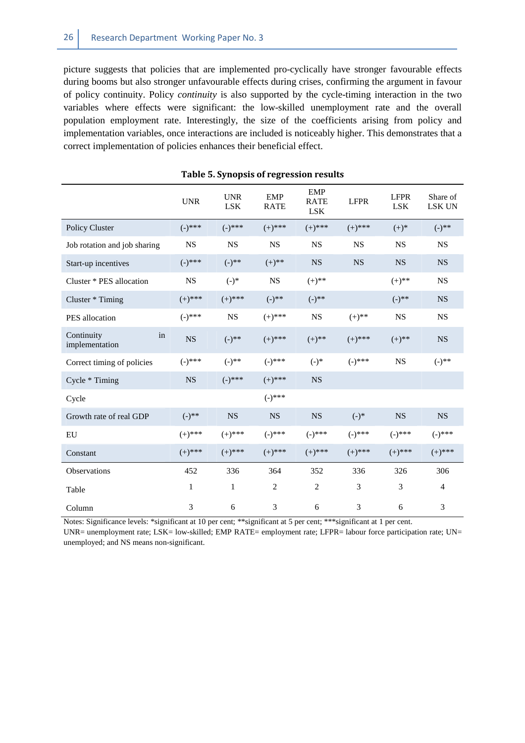picture suggests that policies that are implemented pro-cyclically have stronger favourable effects during booms but also stronger unfavourable effects during crises, confirming the argument in favour of policy continuity. Policy *continuity* is also supported by the cycle-timing interaction in the two variables where effects were significant: the low-skilled unemployment rate and the overall population employment rate. Interestingly, the size of the coefficients arising from policy and implementation variables, once interactions are included is noticeably higher. This demonstrates that a correct implementation of policies enhances their beneficial effect.

**Table 5. Synopsis of regression results**

| | UNR | UNR LSK | EMP RATE | EMP RATE LSK | LFPR | LFPR LSK | Share of LSK UN |
|---|---|---|---|---|---|---|---|
| Policy Cluster | (-)*** | (-)*** | (+)*** | (+)*** | (+)*** | (+)* | (-)** |
| Job rotation and job sharing | NS | NS | NS | NS | NS | NS | NS |
| Start-up incentives | (-)*** | (-)** | (+)** | NS | NS | NS | NS |
| Cluster * PES allocation | NS | (-)* | NS | (+)** | | (+)** | NS |
| Cluster * Timing | (+)*** | (+)*** | (-)** | (-)** | | (-)** | NS |
| PES allocation | (-)*** | NS | (+)*** | NS | (+)** | NS | NS |
| Continuity in implementation | NS | (-)** | (+)*** | (+)** | (+)*** | (+)** | NS |
| Correct timing of policies | (-)*** | (-)** | (-)*** | (-)* | (-)*** | NS | (-)** |
| Cycle * Timing | NS | (-)*** | (+)*** | NS | | | |
| Cycle | | | (-)*** | | | | |
| Growth rate of real GDP | (-)** | NS | NS | NS | (-)* | NS | NS |
| EU | (+)*** | (+)*** | (-)*** | (-)*** | (-)*** | (-)*** | (-)*** |
| Constant | (+)*** | (+)*** | (+)*** | (+)*** | (+)*** | (+)*** | (+)*** |
| Observations | 452 | 336 | 364 | 352 | 336 | 326 | 306 |
| Table | 1 | 1 | 2 | 2 | 3 | 3 | 4 |
| Column | 3 | 6 | 3 | 6 | 3 | 6 | 3 |

Notes: Significance levels: *significant at 10 per cent; **significant at 5 per cent; ***significant at 1 per cent.
UNR= unemployment rate; LSK= low-skilled; EMP RATE= employment rate; LFPR= labour force participation rate; UN= unemployed; and NS means non-significant.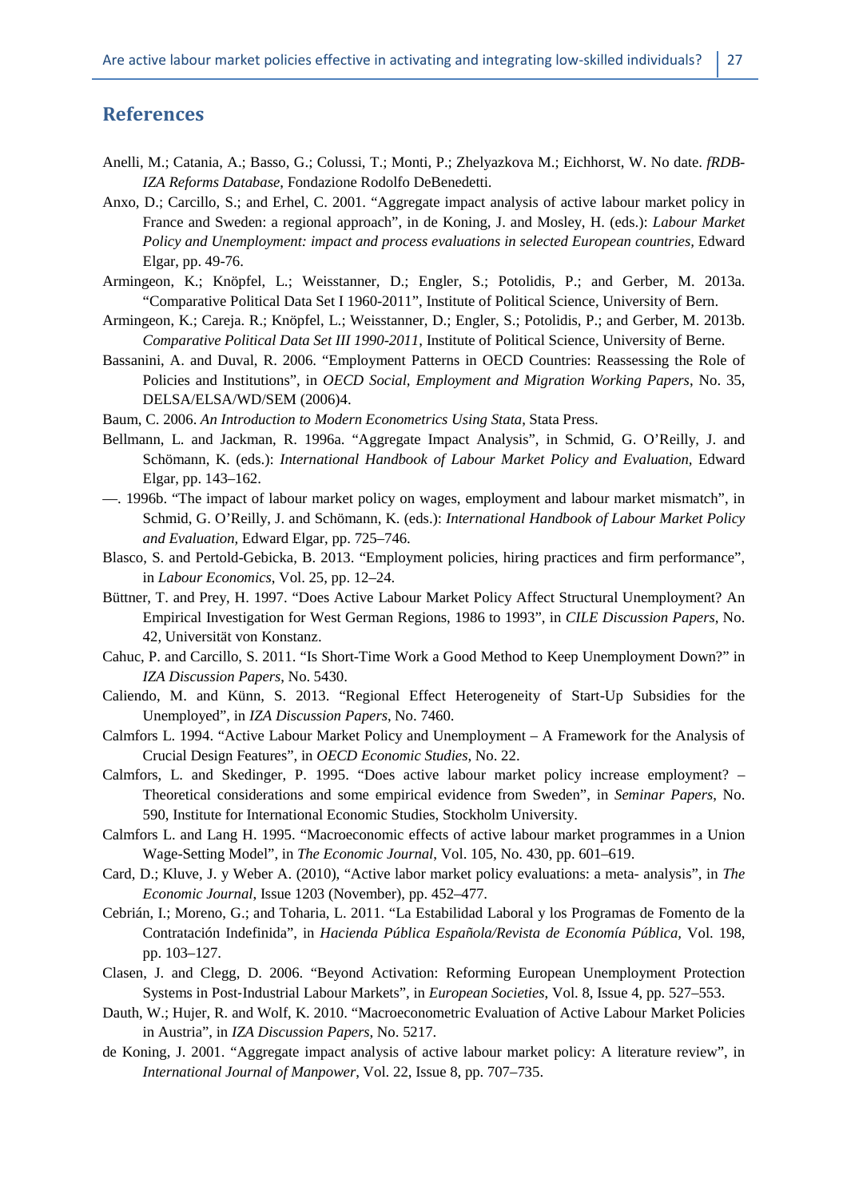## References

Anelli, M.; Catania, A.; Basso, G.; Colussi, T.; Monti, P.; Zhelyazkova M.; Eichhorst, W. No date. *fRDB-IZA Reforms Database*, Fondazione Rodolfo DeBenedetti.

Anxo, D.; Carcillo, S.; and Erhel, C. 2001. "Aggregate impact analysis of active labour market policy in France and Sweden: a regional approach", in de Koning, J. and Mosley, H. (eds.): *Labour Market Policy and Unemployment: impact and process evaluations in selected European countries*, Edward Elgar, pp. 49-76.

Armingeon, K.; Knöpfel, L.; Weisstanner, D.; Engler, S.; Potolidis, P.; and Gerber, M. 2013a. "Comparative Political Data Set I 1960-2011", Institute of Political Science, University of Bern.

Armingeon, K.; Careja. R.; Knöpfel, L.; Weisstanner, D.; Engler, S.; Potolidis, P.; and Gerber, M. 2013b. *Comparative Political Data Set III 1990-2011*, Institute of Political Science, University of Berne.

Bassanini, A. and Duval, R. 2006. "Employment Patterns in OECD Countries: Reassessing the Role of Policies and Institutions", in *OECD Social, Employment and Migration Working Papers*, No. 35, DELSA/ELSA/WD/SEM (2006)4.

Baum, C. 2006. *An Introduction to Modern Econometrics Using Stata*, Stata Press.

Bellmann, L. and Jackman, R. 1996a. "Aggregate Impact Analysis", in Schmid, G. O'Reilly, J. and Schömann, K. (eds.): *International Handbook of Labour Market Policy and Evaluation*, Edward Elgar, pp. 143–162.

—. 1996b. "The impact of labour market policy on wages, employment and labour market mismatch", in Schmid, G. O'Reilly, J. and Schömann, K. (eds.): *International Handbook of Labour Market Policy and Evaluation*, Edward Elgar, pp. 725–746.

Blasco, S. and Pertold-Gebicka, B. 2013. "Employment policies, hiring practices and firm performance", in *Labour Economics*, Vol. 25, pp. 12–24.

Büttner, T. and Prey, H. 1997. "Does Active Labour Market Policy Affect Structural Unemployment? An Empirical Investigation for West German Regions, 1986 to 1993", in *CILE Discussion Papers*, No. 42, Universität von Konstanz.

Cahuc, P. and Carcillo, S. 2011. "Is Short-Time Work a Good Method to Keep Unemployment Down?" in *IZA Discussion Papers*, No. 5430.

Caliendo, M. and Künn, S. 2013. "Regional Effect Heterogeneity of Start-Up Subsidies for the Unemployed", in *IZA Discussion Papers*, No. 7460.

Calmfors L. 1994. "Active Labour Market Policy and Unemployment – A Framework for the Analysis of Crucial Design Features", in *OECD Economic Studies*, No. 22.

Calmfors, L. and Skedinger, P. 1995. "Does active labour market policy increase employment? – Theoretical considerations and some empirical evidence from Sweden", in *Seminar Papers*, No. 590, Institute for International Economic Studies, Stockholm University.

Calmfors L. and Lang H. 1995. "Macroeconomic effects of active labour market programmes in a Union Wage-Setting Model", in *The Economic Journal*, Vol. 105, No. 430, pp. 601–619.

Card, D.; Kluve, J. y Weber A. (2010), "Active labor market policy evaluations: a meta- analysis", in *The Economic Journal*, Issue 1203 (November), pp. 452–477.

Cebrián, I.; Moreno, G.; and Toharia, L. 2011. "La Estabilidad Laboral y los Programas de Fomento de la Contratación Indefinida", in *Hacienda Pública Española/Revista de Economía Pública*, Vol. 198, pp. 103–127.

Clasen, J. and Clegg, D. 2006. "Beyond Activation: Reforming European Unemployment Protection Systems in Post-Industrial Labour Markets", in *European Societies*, Vol. 8, Issue 4, pp. 527–553.

Dauth, W.; Hujer, R. and Wolf, K. 2010. "Macroeconometric Evaluation of Active Labour Market Policies in Austria", in *IZA Discussion Papers*, No. 5217.

de Koning, J. 2001. "Aggregate impact analysis of active labour market policy: A literature review", in *International Journal of Manpower*, Vol. 22, Issue 8, pp. 707–735.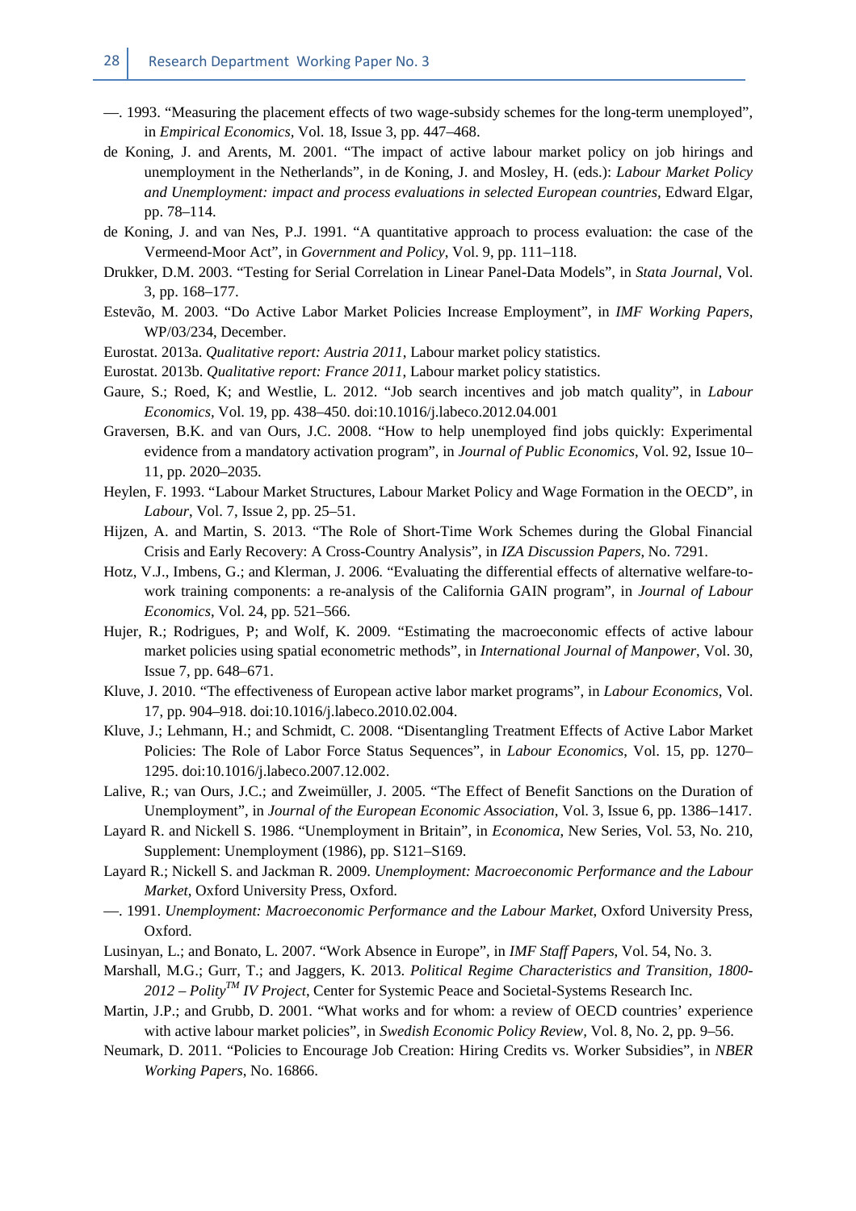—. 1993. "Measuring the placement effects of two wage-subsidy schemes for the long-term unemployed", in *Empirical Economics*, Vol. 18, Issue 3, pp. 447–468.

de Koning, J. and Arents, M. 2001. "The impact of active labour market policy on job hirings and unemployment in the Netherlands", in de Koning, J. and Mosley, H. (eds.): *Labour Market Policy and Unemployment: impact and process evaluations in selected European countries*, Edward Elgar, pp. 78–114.

de Koning, J. and van Nes, P.J. 1991. "A quantitative approach to process evaluation: the case of the Vermeend-Moor Act", in *Government and Policy*, Vol. 9, pp. 111–118.

Drukker, D.M. 2003. "Testing for Serial Correlation in Linear Panel-Data Models", in *Stata Journal*, Vol. 3, pp. 168–177.

Estevão, M. 2003. "Do Active Labor Market Policies Increase Employment", in *IMF Working Papers*, WP/03/234, December.

Eurostat. 2013a. *Qualitative report: Austria 2011*, Labour market policy statistics.

Eurostat. 2013b. *Qualitative report: France 2011*, Labour market policy statistics.

Gaure, S.; Roed, K; and Westlie, L. 2012. "Job search incentives and job match quality", in *Labour Economics*, Vol. 19, pp. 438–450. doi:10.1016/j.labeco.2012.04.001

Graversen, B.K. and van Ours, J.C. 2008. "How to help unemployed find jobs quickly: Experimental evidence from a mandatory activation program", in *Journal of Public Economics*, Vol. 92, Issue 10–11, pp. 2020–2035.

Heylen, F. 1993. "Labour Market Structures, Labour Market Policy and Wage Formation in the OECD", in *Labour*, Vol. 7, Issue 2, pp. 25–51.

Hijzen, A. and Martin, S. 2013. "The Role of Short-Time Work Schemes during the Global Financial Crisis and Early Recovery: A Cross-Country Analysis", in *IZA Discussion Papers*, No. 7291.

Hotz, V.J., Imbens, G.; and Klerman, J. 2006. "Evaluating the differential effects of alternative welfare-to-work training components: a re-analysis of the California GAIN program", in *Journal of Labour Economics*, Vol. 24, pp. 521–566.

Hujer, R.; Rodrigues, P; and Wolf, K. 2009. "Estimating the macroeconomic effects of active labour market policies using spatial econometric methods", in *International Journal of Manpower*, Vol. 30, Issue 7, pp. 648–671.

Kluve, J. 2010. "The effectiveness of European active labor market programs", in *Labour Economics*, Vol. 17, pp. 904–918. doi:10.1016/j.labeco.2010.02.004.

Kluve, J.; Lehmann, H.; and Schmidt, C. 2008. "Disentangling Treatment Effects of Active Labor Market Policies: The Role of Labor Force Status Sequences", in *Labour Economics*, Vol. 15, pp. 1270–1295. doi:10.1016/j.labeco.2007.12.002.

Lalive, R.; van Ours, J.C.; and Zweimüller, J. 2005. "The Effect of Benefit Sanctions on the Duration of Unemployment", in *Journal of the European Economic Association*, Vol. 3, Issue 6, pp. 1386–1417.

Layard R. and Nickell S. 1986. "Unemployment in Britain", in *Economica*, New Series, Vol. 53, No. 210, Supplement: Unemployment (1986), pp. S121–S169.

Layard R.; Nickell S. and Jackman R. 2009. *Unemployment: Macroeconomic Performance and the Labour Market*, Oxford University Press, Oxford.

—. 1991. *Unemployment: Macroeconomic Performance and the Labour Market*, Oxford University Press, Oxford.

Lusinyan, L.; and Bonato, L. 2007. "Work Absence in Europe", in *IMF Staff Papers*, Vol. 54, No. 3.

Marshall, M.G.; Gurr, T.; and Jaggers, K. 2013. *Political Regime Characteristics and Transition, 1800-2012 – Polity$^{TM}$ IV Project*, Center for Systemic Peace and Societal-Systems Research Inc.

Martin, J.P.; and Grubb, D. 2001. "What works and for whom: a review of OECD countries' experience with active labour market policies", in *Swedish Economic Policy Review*, Vol. 8, No. 2, pp. 9–56.

Neumark, D. 2011. "Policies to Encourage Job Creation: Hiring Credits vs. Worker Subsidies", in *NBER Working Papers*, No. 16866.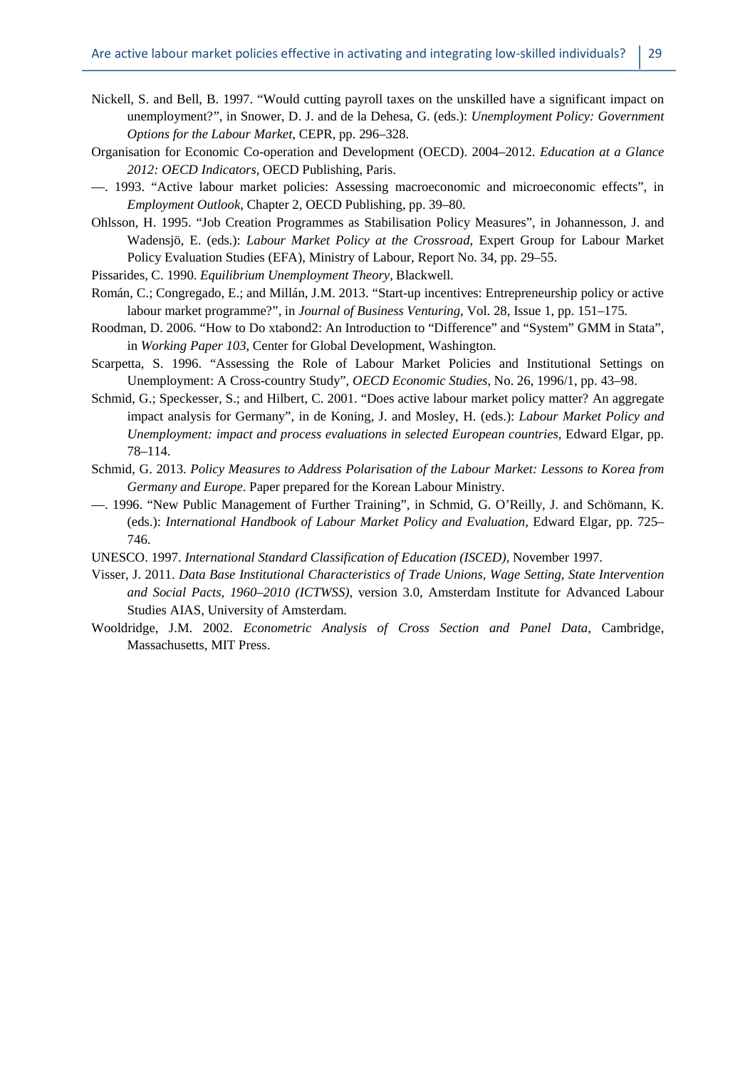Nickell, S. and Bell, B. 1997. "Would cutting payroll taxes on the unskilled have a significant impact on unemployment?", in Snower, D. J. and de la Dehesa, G. (eds.): *Unemployment Policy: Government Options for the Labour Market*, CEPR, pp. 296–328.

Organisation for Economic Co-operation and Development (OECD). 2004–2012. *Education at a Glance 2012: OECD Indicators*, OECD Publishing, Paris.

—. 1993. "Active labour market policies: Assessing macroeconomic and microeconomic effects", in *Employment Outlook*, Chapter 2, OECD Publishing, pp. 39–80.

Ohlsson, H. 1995. "Job Creation Programmes as Stabilisation Policy Measures", in Johannesson, J. and Wadensjö, E. (eds.): *Labour Market Policy at the Crossroad,* Expert Group for Labour Market Policy Evaluation Studies (EFA), Ministry of Labour, Report No. 34, pp. 29–55.

Pissarides, C. 1990. *Equilibrium Unemployment Theory*, Blackwell.

Román, C.; Congregado, E.; and Millán, J.M. 2013. "Start-up incentives: Entrepreneurship policy or active labour market programme?", in *Journal of Business Venturing*, Vol. 28, Issue 1, pp. 151–175.

Roodman, D. 2006. "How to Do xtabond2: An Introduction to "Difference" and "System" GMM in Stata", in *Working Paper 103*, Center for Global Development, Washington.

Scarpetta, S. 1996. "Assessing the Role of Labour Market Policies and Institutional Settings on Unemployment: A Cross-country Study", *OECD Economic Studies*, No. 26, 1996/1, pp. 43–98.

Schmid, G.; Speckesser, S.; and Hilbert, C. 2001. "Does active labour market policy matter? An aggregate impact analysis for Germany", in de Koning, J. and Mosley, H. (eds.): *Labour Market Policy and Unemployment: impact and process evaluations in selected European countries*, Edward Elgar, pp. 78–114.

Schmid, G. 2013. *Policy Measures to Address Polarisation of the Labour Market: Lessons to Korea from Germany and Europe*. Paper prepared for the Korean Labour Ministry.

—. 1996. "New Public Management of Further Training", in Schmid, G. O'Reilly, J. and Schömann, K. (eds.): *International Handbook of Labour Market Policy and Evaluation,* Edward Elgar, pp. 725–746.

UNESCO. 1997. *International Standard Classification of Education (ISCED)*, November 1997.

Visser, J. 2011. *Data Base Institutional Characteristics of Trade Unions, Wage Setting, State Intervention and Social Pacts, 1960–2010 (ICTWSS)*, version 3.0, Amsterdam Institute for Advanced Labour Studies AIAS, University of Amsterdam.

Wooldridge, J.M. 2002. *Econometric Analysis of Cross Section and Panel Data,* Cambridge, Massachusetts, MIT Press.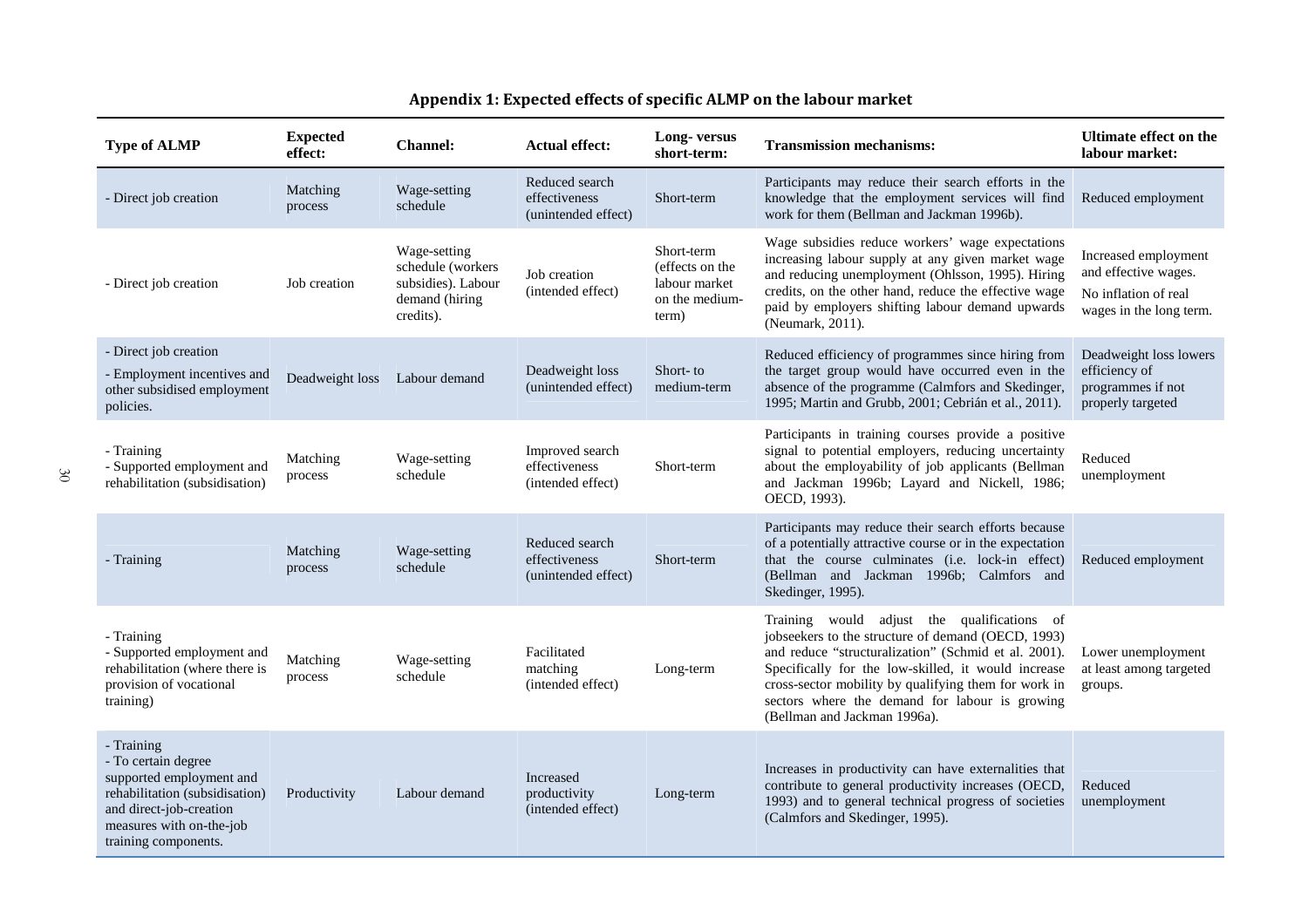## Appendix 1: Expected effects of specific ALMP on the labour market

| Type of ALMP | Expected effect: | Channel: | Actual effect: | Long- versus short-term: | Transmission mechanisms: | Ultimate effect on the labour market: |
|---|---|---|---|---|---|---|
| - Direct job creation | Matching process | Wage-setting schedule | Reduced search effectiveness (unintended effect) | Short-term | Participants may reduce their search efforts in the knowledge that the employment services will find work for them (Bellman and Jackman 1996b). | Reduced employment |
| - Direct job creation | Job creation | Wage-setting schedule (workers subsidies). Labour demand (hiring credits). | Job creation (intended effect) | Short-term (effects on the labour market on the medium-term) | Wage subsidies reduce workers' wage expectations increasing labour supply at any given market wage and reducing unemployment (Ohlsson, 1995). Hiring credits, on the other hand, reduce the effective wage paid by employers shifting labour demand upwards (Neumark, 2011). | Increased employment and effective wages. No inflation of real wages in the long term. |
| - Direct job creation<br>- Employment incentives and other subsidised employment policies. | Deadweight loss | Labour demand | Deadweight loss (unintended effect) | Short- to medium-term | Reduced efficiency of programmes since hiring from the target group would have occurred even in the absence of the programme (Calmfors and Skedinger, 1995; Martin and Grubb, 2001; Cebrián et al., 2011). | Deadweight loss lowers efficiency of programmes if not properly targeted |
| - Training<br>- Supported employment and rehabilitation (subsidisation) | Matching process | Wage-setting schedule | Improved search effectiveness (intended effect) | Short-term | Participants in training courses provide a positive signal to potential employers, reducing uncertainty about the employability of job applicants (Bellman and Jackman 1996b; Layard and Nickell, 1986; OECD, 1993). | Reduced unemployment |
| - Training | Matching process | Wage-setting schedule | Reduced search effectiveness (unintended effect) | Short-term | Participants may reduce their search efforts because of a potentially attractive course or in the expectation that the course culminates (i.e. lock-in effect) (Bellman and Jackman 1996b; Calmfors and Skedinger, 1995). | Reduced employment |
| - Training<br>- Supported employment and rehabilitation (where there is provision of vocational training) | Matching process | Wage-setting schedule | Facilitated matching (intended effect) | Long-term | Training would adjust the qualifications of jobseekers to the structure of demand (OECD, 1993) and reduce "structuralization" (Schmid et al. 2001). Specifically for the low-skilled, it would increase cross-sector mobility by qualifying them for work in sectors where the demand for labour is growing (Bellman and Jackman 1996a). | Lower unemployment at least among targeted groups. |
| - Training<br>- To certain degree supported employment and rehabilitation (subsidisation) and direct-job-creation measures with on-the-job training components. | Productivity | Labour demand | Increased productivity (intended effect) | Long-term | Increases in productivity can have externalities that contribute to general productivity increases (OECD, 1993) and to general technical progress of societies (Calmfors and Skedinger, 1995). | Reduced unemployment |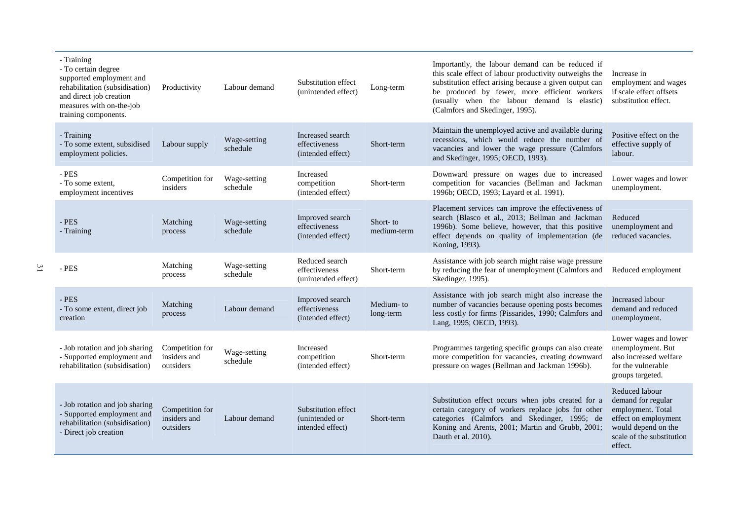| | | | | | | |
|---|---|---|---|---|---|---|
| - Training<br>- To certain degree supported employment and rehabilitation (subsidisation) and direct job creation measures with on-the-job training components. | Productivity | Labour demand | Substitution effect (unintended effect) | Long-term | Importantly, the labour demand can be reduced if this scale effect of labour productivity outweighs the substitution effect arising because a given output can be produced by fewer, more efficient workers (usually when the labour demand is elastic) (Calmfors and Skedinger, 1995). | Increase in employment and wages if scale effect offsets substitution effect. |
| - Training<br>- To some extent, subsidised employment policies. | Labour supply | Wage-setting schedule | Increased search effectiveness (intended effect) | Short-term | Maintain the unemployed active and available during recessions, which would reduce the number of vacancies and lower the wage pressure (Calmfors and Skedinger, 1995; OECD, 1993). | Positive effect on the effective supply of labour. |
| - PES<br>- To some extent, employment incentives | Competition for insiders | Wage-setting schedule | Increased competition (intended effect) | Short-term | Downward pressure on wages due to increased competition for vacancies (Bellman and Jackman 1996b; OECD, 1993; Layard et al. 1991). | Lower wages and lower unemployment. |
| - PES<br>- Training | Matching process | Wage-setting schedule | Improved search effectiveness (intended effect) | Short- to medium-term | Placement services can improve the effectiveness of search (Blasco et al., 2013; Bellman and Jackman 1996b). Some believe, however, that this positive effect depends on quality of implementation (de Koning, 1993). | Reduced unemployment and reduced vacancies. |
| - PES | Matching process | Wage-setting schedule | Reduced search effectiveness (unintended effect) | Short-term | Assistance with job search might raise wage pressure by reducing the fear of unemployment (Calmfors and Skedinger, 1995). | Reduced employment |
| - PES<br>- To some extent, direct job creation | Matching process | Labour demand | Improved search effectiveness (intended effect) | Medium- to long-term | Assistance with job search might also increase the number of vacancies because opening posts becomes less costly for firms (Pissarides, 1990; Calmfors and Lang, 1995; OECD, 1993). | Increased labour demand and reduced unemployment. |
| - Job rotation and job sharing<br>- Supported employment and rehabilitation (subsidisation) | Competition for insiders and outsiders | Wage-setting schedule | Increased competition (intended effect) | Short-term | Programmes targeting specific groups can also create more competition for vacancies, creating downward pressure on wages (Bellman and Jackman 1996b). | Lower wages and lower unemployment. But also increased welfare for the vulnerable groups targeted. |
| - Job rotation and job sharing<br>- Supported employment and rehabilitation (subsidisation)<br>- Direct job creation | Competition for insiders and outsiders | Labour demand | Substitution effect (unintended or intended effect) | Short-term | Substitution effect occurs when jobs created for a certain category of workers replace jobs for other categories (Calmfors and Skedinger, 1995; de Koning and Arents, 2001; Martin and Grubb, 2001; Dauth et al. 2010). | Reduced labour demand for regular employment. Total effect on employment would depend on the scale of the substitution effect. |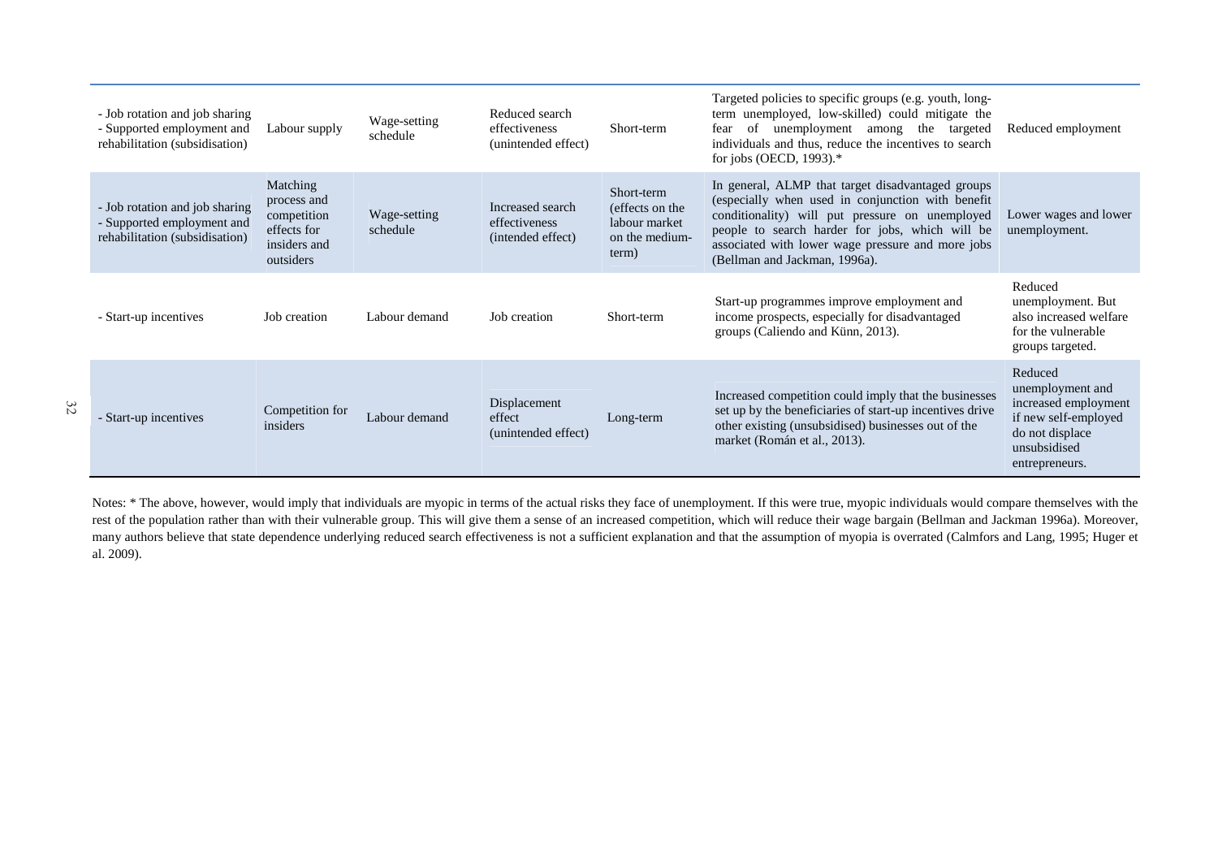| | | | | | | |
|---|---|---|---|---|---|---|
| - Job rotation and job sharing<br>- Supported employment and rehabilitation (subsidisation) | Labour supply | Wage-setting schedule | Reduced search effectiveness (unintended effect) | Short-term | Targeted policies to specific groups (e.g. youth, long-term unemployed, low-skilled) could mitigate the fear of unemployment among the targeted individuals and thus, reduce the incentives to search for jobs (OECD, 1993).* | Reduced employment |
| - Job rotation and job sharing<br>- Supported employment and rehabilitation (subsidisation) | Matching process and competition effects for insiders and outsiders | Wage-setting schedule | Increased search effectiveness (intended effect) | Short-term (effects on the labour market on the medium-term) | In general, ALMP that target disadvantaged groups (especially when used in conjunction with benefit conditionality) will put pressure on unemployed people to search harder for jobs, which will be associated with lower wage pressure and more jobs (Bellman and Jackman, 1996a). | Lower wages and lower unemployment. |
| - Start-up incentives | Job creation | Labour demand | Job creation | Short-term | Start-up programmes improve employment and income prospects, especially for disadvantaged groups (Caliendo and Künn, 2013). | Reduced unemployment. But also increased welfare for the vulnerable groups targeted. |
| - Start-up incentives | Competition for insiders | Labour demand | Displacement effect (unintended effect) | Long-term | Increased competition could imply that the businesses set up by the beneficiaries of start-up incentives drive other existing (unsubsidised) businesses out of the market (Román et al., 2013). | Reduced unemployment and increased employment if new self-employed do not displace unsubsidised entrepreneurs. |

Notes: * The above, however, would imply that individuals are myopic in terms of the actual risks they face of unemployment. If this were true, myopic individuals would compare themselves with the rest of the population rather than with their vulnerable group. This will give them a sense of an increased competition, which will reduce their wage bargain (Bellman and Jackman 1996a). Moreover, many authors believe that state dependence underlying reduced search effectiveness is not a sufficient explanation and that the assumption of myopia is overrated (Calmfors and Lang, 1995; Huger et al. 2009).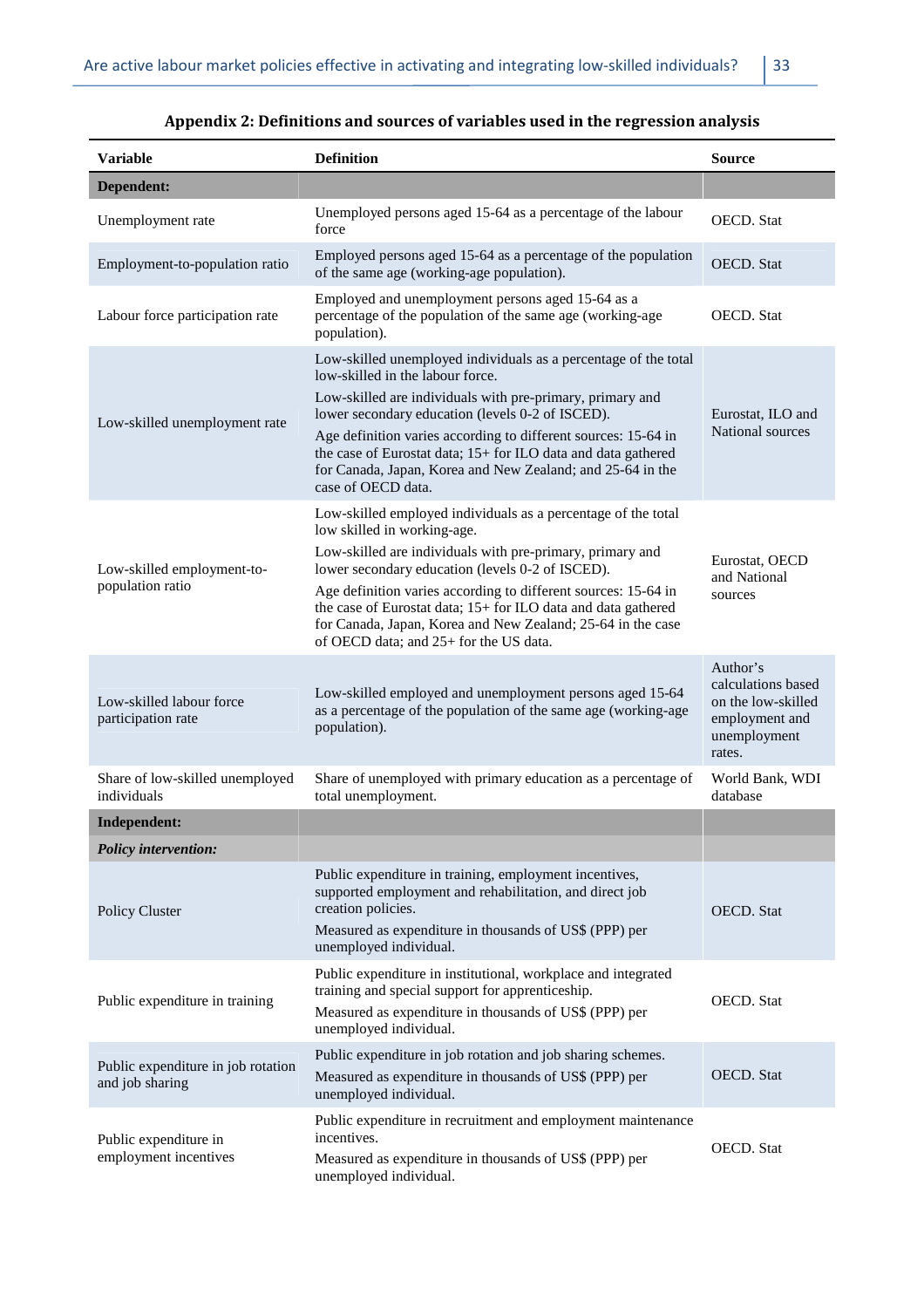## Appendix 2: Definitions and sources of variables used in the regression analysis

| Variable | Definition | Source |
|---|---|---|
| **Dependent:** | | |
| Unemployment rate | Unemployed persons aged 15-64 as a percentage of the labour force | OECD. Stat |
| Employment-to-population ratio | Employed persons aged 15-64 as a percentage of the population of the same age (working-age population). | OECD. Stat |
| Labour force participation rate | Employed and unemployment persons aged 15-64 as a percentage of the population of the same age (working-age population). | OECD. Stat |
| Low-skilled unemployment rate | Low-skilled unemployed individuals as a percentage of the total low-skilled in the labour force. Low-skilled are individuals with pre-primary, primary and lower secondary education (levels 0-2 of ISCED). Age definition varies according to different sources: 15-64 in the case of Eurostat data; 15+ for ILO data and data gathered for Canada, Japan, Korea and New Zealand; and 25-64 in the case of OECD data. | Eurostat, ILO and National sources |
| Low-skilled employment-to-population ratio | Low-skilled employed individuals as a percentage of the total low skilled in working-age. Low-skilled are individuals with pre-primary, primary and lower secondary education (levels 0-2 of ISCED). Age definition varies according to different sources: 15-64 in the case of Eurostat data; 15+ for ILO data and data gathered for Canada, Japan, Korea and New Zealand; 25-64 in the case of OECD data; and 25+ for the US data. | Eurostat, OECD and National sources |
| Low-skilled labour force participation rate | Low-skilled employed and unemployment persons aged 15-64 as a percentage of the population of the same age (working-age population). | Author's calculations based on the low-skilled employment and unemployment rates. |
| Share of low-skilled unemployed individuals | Share of unemployed with primary education as a percentage of total unemployment. | World Bank, WDI database |
| **Independent:** | | |
| ***Policy intervention:*** | | |
| Policy Cluster | Public expenditure in training, employment incentives, supported employment and rehabilitation, and direct job creation policies. Measured as expenditure in thousands of US$ (PPP) per unemployed individual. | OECD. Stat |
| Public expenditure in training | Public expenditure in institutional, workplace and integrated training and special support for apprenticeship. Measured as expenditure in thousands of US$ (PPP) per unemployed individual. | OECD. Stat |
| Public expenditure in job rotation and job sharing | Public expenditure in job rotation and job sharing schemes. Measured as expenditure in thousands of US$ (PPP) per unemployed individual. | OECD. Stat |
| Public expenditure in employment incentives | Public expenditure in recruitment and employment maintenance incentives. Measured as expenditure in thousands of US$ (PPP) per unemployed individual. | OECD. Stat |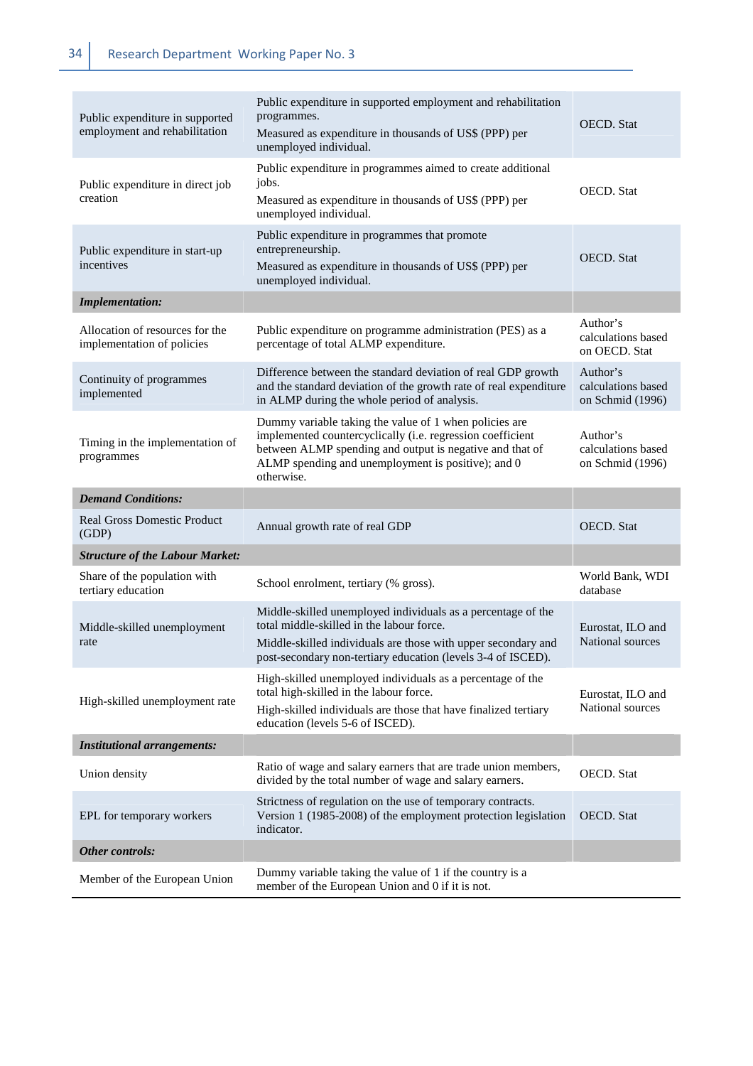| | | |
|---|---|---|
| Public expenditure in supported employment and rehabilitation | Public expenditure in supported employment and rehabilitation programmes. Measured as expenditure in thousands of US$ (PPP) per unemployed individual. | OECD. Stat |
| Public expenditure in direct job creation | Public expenditure in programmes aimed to create additional jobs. Measured as expenditure in thousands of US$ (PPP) per unemployed individual. | OECD. Stat |
| Public expenditure in start-up incentives | Public expenditure in programmes that promote entrepreneurship. Measured as expenditure in thousands of US$ (PPP) per unemployed individual. | OECD. Stat |
| ***Implementation:*** | | |
| Allocation of resources for the implementation of policies | Public expenditure on programme administration (PES) as a percentage of total ALMP expenditure. | Author's calculations based on OECD. Stat |
| Continuity of programmes implemented | Difference between the standard deviation of real GDP growth and the standard deviation of the growth rate of real expenditure in ALMP during the whole period of analysis. | Author's calculations based on Schmid (1996) |
| Timing in the implementation of programmes | Dummy variable taking the value of 1 when policies are implemented countercyclically (i.e. regression coefficient between ALMP spending and output is negative and that of ALMP spending and unemployment is positive); and 0 otherwise. | Author's calculations based on Schmid (1996) |
| ***Demand Conditions:*** | | |
| Real Gross Domestic Product (GDP) | Annual growth rate of real GDP | OECD. Stat |
| ***Structure of the Labour Market:*** | | |
| Share of the population with tertiary education | School enrolment, tertiary (% gross). | World Bank, WDI database |
| Middle-skilled unemployment rate | Middle-skilled unemployed individuals as a percentage of the total middle-skilled in the labour force. Middle-skilled individuals are those with upper secondary and post-secondary non-tertiary education (levels 3-4 of ISCED). | Eurostat, ILO and National sources |
| High-skilled unemployment rate | High-skilled unemployed individuals as a percentage of the total high-skilled in the labour force. High-skilled individuals are those that have finalized tertiary education (levels 5-6 of ISCED). | Eurostat, ILO and National sources |
| ***Institutional arrangements:*** | | |
| Union density | Ratio of wage and salary earners that are trade union members, divided by the total number of wage and salary earners. | OECD. Stat |
| EPL for temporary workers | Strictness of regulation on the use of temporary contracts. Version 1 (1985-2008) of the employment protection legislation indicator. | OECD. Stat |
| ***Other controls:*** | | |
| Member of the European Union | Dummy variable taking the value of 1 if the country is a member of the European Union and 0 if it is not. | |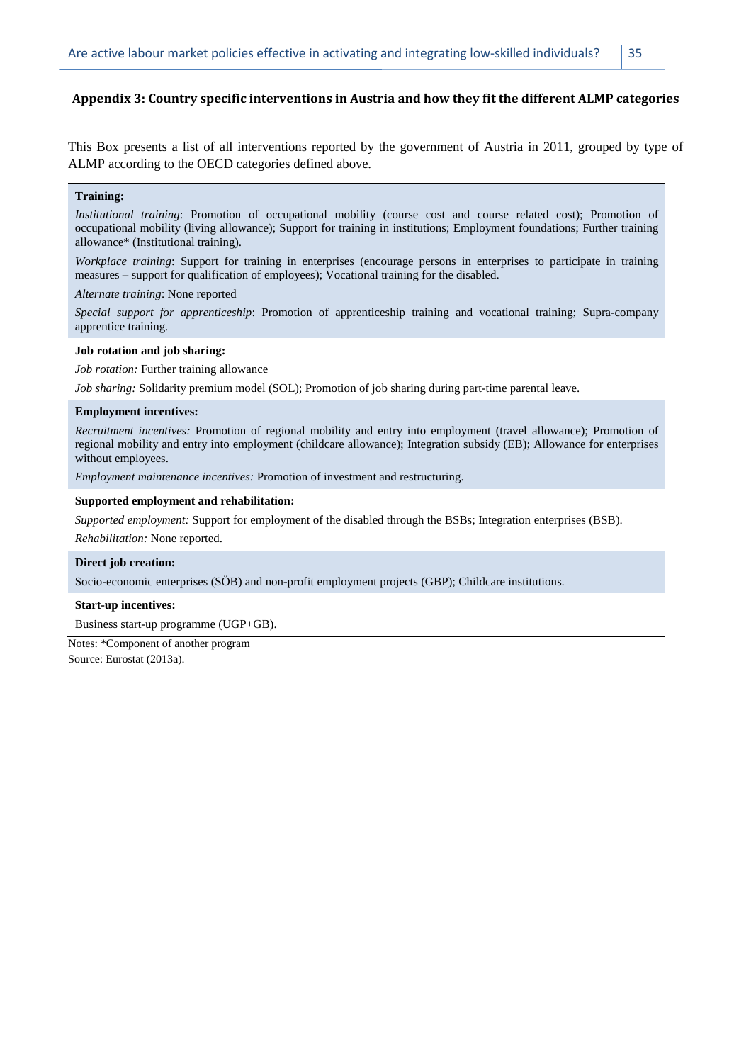### Appendix 3: Country specific interventions in Austria and how they fit the different ALMP categories

This Box presents a list of all interventions reported by the government of Austria in 2011, grouped by type of ALMP according to the OECD categories defined above.

**Training:**

*Institutional training*: Promotion of occupational mobility (course cost and course related cost); Promotion of occupational mobility (living allowance); Support for training in institutions; Employment foundations; Further training allowance* (Institutional training).

*Workplace training*: Support for training in enterprises (encourage persons in enterprises to participate in training measures – support for qualification of employees); Vocational training for the disabled.

*Alternate training*: None reported

*Special support for apprenticeship*: Promotion of apprenticeship training and vocational training; Supra-company apprentice training.

**Job rotation and job sharing:**

*Job rotation:* Further training allowance

*Job sharing:* Solidarity premium model (SOL); Promotion of job sharing during part-time parental leave.

**Employment incentives:**

*Recruitment incentives:* Promotion of regional mobility and entry into employment (travel allowance); Promotion of regional mobility and entry into employment (childcare allowance); Integration subsidy (EB); Allowance for enterprises without employees.

*Employment maintenance incentives:* Promotion of investment and restructuring.

**Supported employment and rehabilitation:**

*Supported employment:* Support for employment of the disabled through the BSBs; Integration enterprises (BSB).

*Rehabilitation:* None reported.

**Direct job creation:**

Socio-economic enterprises (SÖB) and non-profit employment projects (GBP); Childcare institutions.

**Start-up incentives:**

Business start-up programme (UGP+GB).

Notes: *Component of another program

Source: Eurostat (2013a).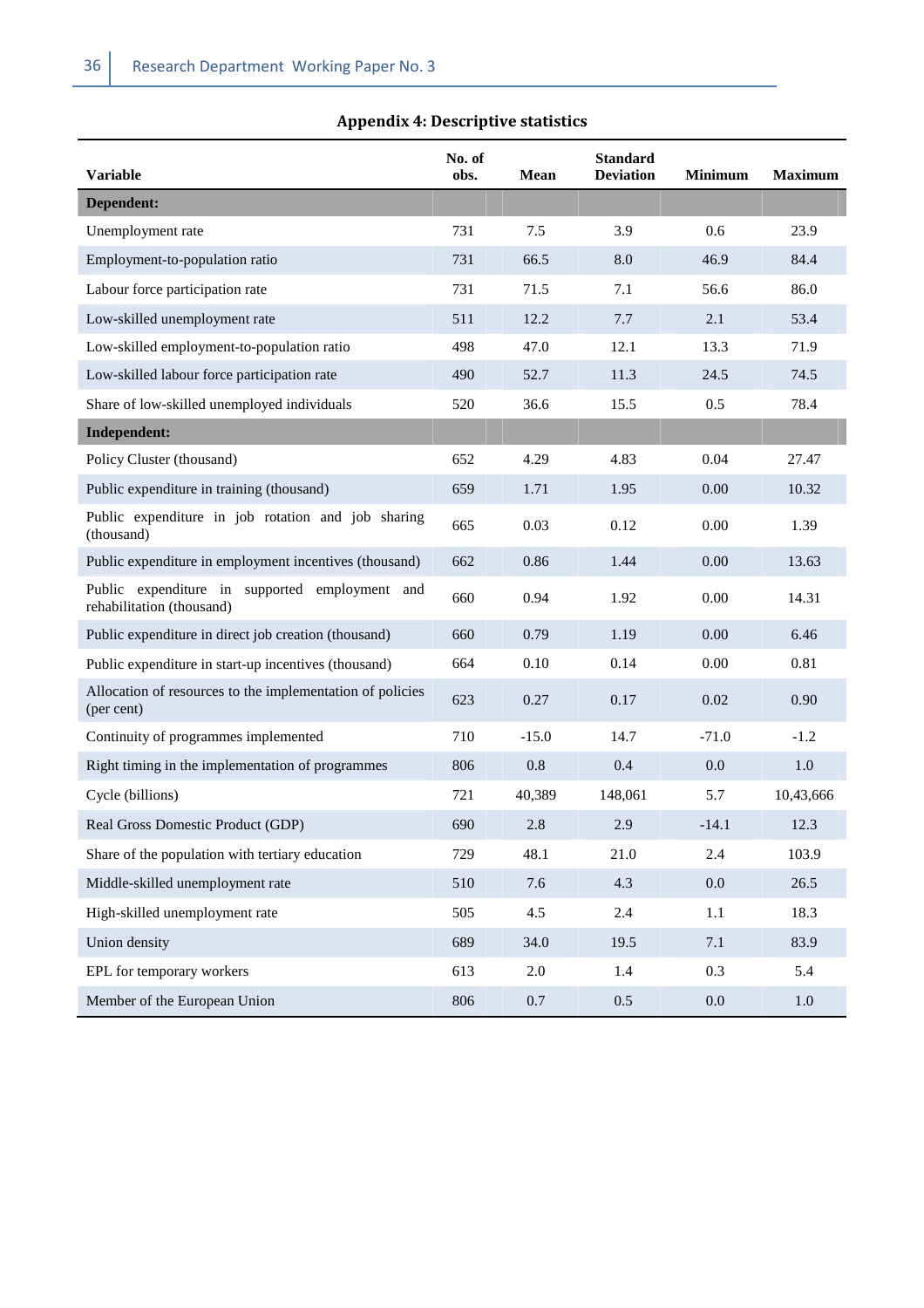## Appendix 4: Descriptive statistics

| Variable | No. of obs. | Mean | Standard Deviation | Minimum | Maximum |
|---|---|---|---|---|---|
| **Dependent:** | | | | | |
| Unemployment rate | 731 | 7.5 | 3.9 | 0.6 | 23.9 |
| Employment-to-population ratio | 731 | 66.5 | 8.0 | 46.9 | 84.4 |
| Labour force participation rate | 731 | 71.5 | 7.1 | 56.6 | 86.0 |
| Low-skilled unemployment rate | 511 | 12.2 | 7.7 | 2.1 | 53.4 |
| Low-skilled employment-to-population ratio | 498 | 47.0 | 12.1 | 13.3 | 71.9 |
| Low-skilled labour force participation rate | 490 | 52.7 | 11.3 | 24.5 | 74.5 |
| Share of low-skilled unemployed individuals | 520 | 36.6 | 15.5 | 0.5 | 78.4 |
| **Independent:** | | | | | |
| Policy Cluster (thousand) | 652 | 4.29 | 4.83 | 0.04 | 27.47 |
| Public expenditure in training (thousand) | 659 | 1.71 | 1.95 | 0.00 | 10.32 |
| Public expenditure in job rotation and job sharing (thousand) | 665 | 0.03 | 0.12 | 0.00 | 1.39 |
| Public expenditure in employment incentives (thousand) | 662 | 0.86 | 1.44 | 0.00 | 13.63 |
| Public expenditure in supported employment and rehabilitation (thousand) | 660 | 0.94 | 1.92 | 0.00 | 14.31 |
| Public expenditure in direct job creation (thousand) | 660 | 0.79 | 1.19 | 0.00 | 6.46 |
| Public expenditure in start-up incentives (thousand) | 664 | 0.10 | 0.14 | 0.00 | 0.81 |
| Allocation of resources to the implementation of policies (per cent) | 623 | 0.27 | 0.17 | 0.02 | 0.90 |
| Continuity of programmes implemented | 710 | -15.0 | 14.7 | -71.0 | -1.2 |
| Right timing in the implementation of programmes | 806 | 0.8 | 0.4 | 0.0 | 1.0 |
| Cycle (billions) | 721 | 40,389 | 148,061 | 5.7 | 10,43,666 |
| Real Gross Domestic Product (GDP) | 690 | 2.8 | 2.9 | -14.1 | 12.3 |
| Share of the population with tertiary education | 729 | 48.1 | 21.0 | 2.4 | 103.9 |
| Middle-skilled unemployment rate | 510 | 7.6 | 4.3 | 0.0 | 26.5 |
| High-skilled unemployment rate | 505 | 4.5 | 2.4 | 1.1 | 18.3 |
| Union density | 689 | 34.0 | 19.5 | 7.1 | 83.9 |
| EPL for temporary workers | 613 | 2.0 | 1.4 | 0.3 | 5.4 |
| Member of the European Union | 806 | 0.7 | 0.5 | 0.0 | 1.0 |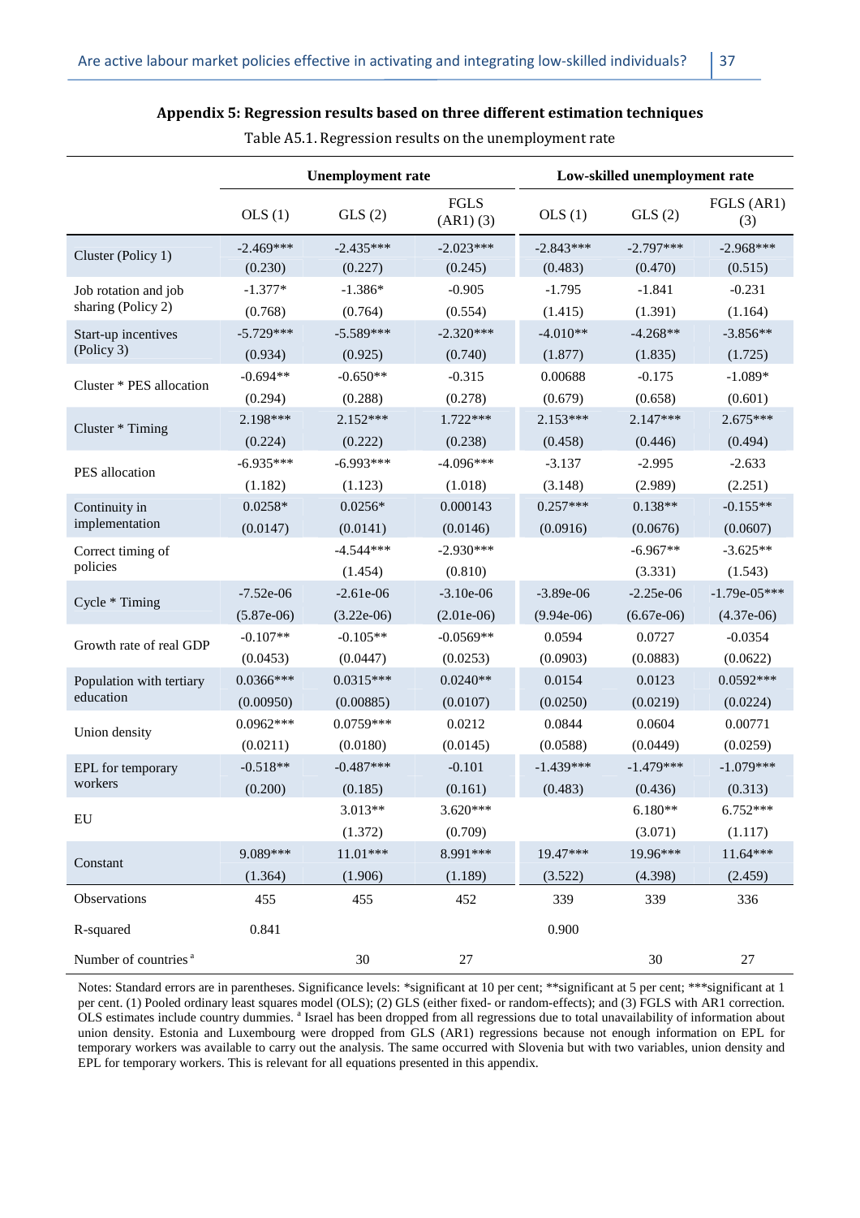**Appendix 5: Regression results based on three different estimation techniques**

Table A5.1. Regression results on the unemployment rate

| | Unemployment rate | | | Low-skilled unemployment rate | | |
|---|---|---|---|---|---|---|
| | OLS (1) | GLS (2) | FGLS (AR1) (3) | OLS (1) | GLS (2) | FGLS (AR1) (3) |
| Cluster (Policy 1) | -2.469*** | -2.435*** | -2.023*** | -2.843*** | -2.797*** | -2.968*** |
| | (0.230) | (0.227) | (0.245) | (0.483) | (0.470) | (0.515) |
| Job rotation and job sharing (Policy 2) | -1.377* | -1.386* | -0.905 | -1.795 | -1.841 | -0.231 |
| | (0.768) | (0.764) | (0.554) | (1.415) | (1.391) | (1.164) |
| Start-up incentives (Policy 3) | -5.729*** | -5.589*** | -2.320*** | -4.010** | -4.268** | -3.856** |
| | (0.934) | (0.925) | (0.740) | (1.877) | (1.835) | (1.725) |
| Cluster * PES allocation | -0.694** | -0.650** | -0.315 | 0.00688 | -0.175 | -1.089* |
| | (0.294) | (0.288) | (0.278) | (0.679) | (0.658) | (0.601) |
| Cluster * Timing | 2.198*** | 2.152*** | 1.722*** | 2.153*** | 2.147*** | 2.675*** |
| | (0.224) | (0.222) | (0.238) | (0.458) | (0.446) | (0.494) |
| PES allocation | -6.935*** | -6.993*** | -4.096*** | -3.137 | -2.995 | -2.633 |
| | (1.182) | (1.123) | (1.018) | (3.148) | (2.989) | (2.251) |
| Continuity in implementation | 0.0258* | 0.0256* | 0.000143 | 0.257*** | 0.138** | -0.155** |
| | (0.0147) | (0.0141) | (0.0146) | (0.0916) | (0.0676) | (0.0607) |
| Correct timing of policies | | -4.544*** | -2.930*** | | -6.967** | -3.625** |
| | | (1.454) | (0.810) | | (3.331) | (1.543) |
| Cycle * Timing | -7.52e-06 | -2.61e-06 | -3.10e-06 | -3.89e-06 | -2.25e-06 | -1.79e-05*** |
| | (5.87e-06) | (3.22e-06) | (2.01e-06) | (9.94e-06) | (6.67e-06) | (4.37e-06) |
| Growth rate of real GDP | -0.107** | -0.105** | -0.0569** | 0.0594 | 0.0727 | -0.0354 |
| | (0.0453) | (0.0447) | (0.0253) | (0.0903) | (0.0883) | (0.0622) |
| Population with tertiary education | 0.0366*** | 0.0315*** | 0.0240** | 0.0154 | 0.0123 | 0.0592*** |
| | (0.00950) | (0.00885) | (0.0107) | (0.0250) | (0.0219) | (0.0224) |
| Union density | 0.0962*** | 0.0759*** | 0.0212 | 0.0844 | 0.0604 | 0.00771 |
| | (0.0211) | (0.0180) | (0.0145) | (0.0588) | (0.0449) | (0.0259) |
| EPL for temporary workers | -0.518** | -0.487*** | -0.101 | -1.439*** | -1.479*** | -1.079*** |
| | (0.200) | (0.185) | (0.161) | (0.483) | (0.436) | (0.313) |
| EU | | 3.013** | 3.620*** | | 6.180** | 6.752*** |
| | | (1.372) | (0.709) | | (3.071) | (1.117) |
| Constant | 9.089*** | 11.01*** | 8.991*** | 19.47*** | 19.96*** | 11.64*** |
| | (1.364) | (1.906) | (1.189) | (3.522) | (4.398) | (2.459) |
| Observations | 455 | 455 | 452 | 339 | 339 | 336 |
| R-squared | 0.841 | | | 0.900 | | |
| Number of countries [a] | | 30 | 27 | | 30 | 27 |

Notes: Standard errors are in parentheses. Significance levels: *significant at 10 per cent; **significant at 5 per cent; ***significant at 1 per cent. (1) Pooled ordinary least squares model (OLS); (2) GLS (either fixed- or random-effects); and (3) FGLS with AR1 correction. OLS estimates include country dummies. [a] Israel has been dropped from all regressions due to total unavailability of information about union density. Estonia and Luxembourg were dropped from GLS (AR1) regressions because not enough information on EPL for temporary workers was available to carry out the analysis. The same occurred with Slovenia but with two variables, union density and EPL for temporary workers. This is relevant for all equations presented in this appendix.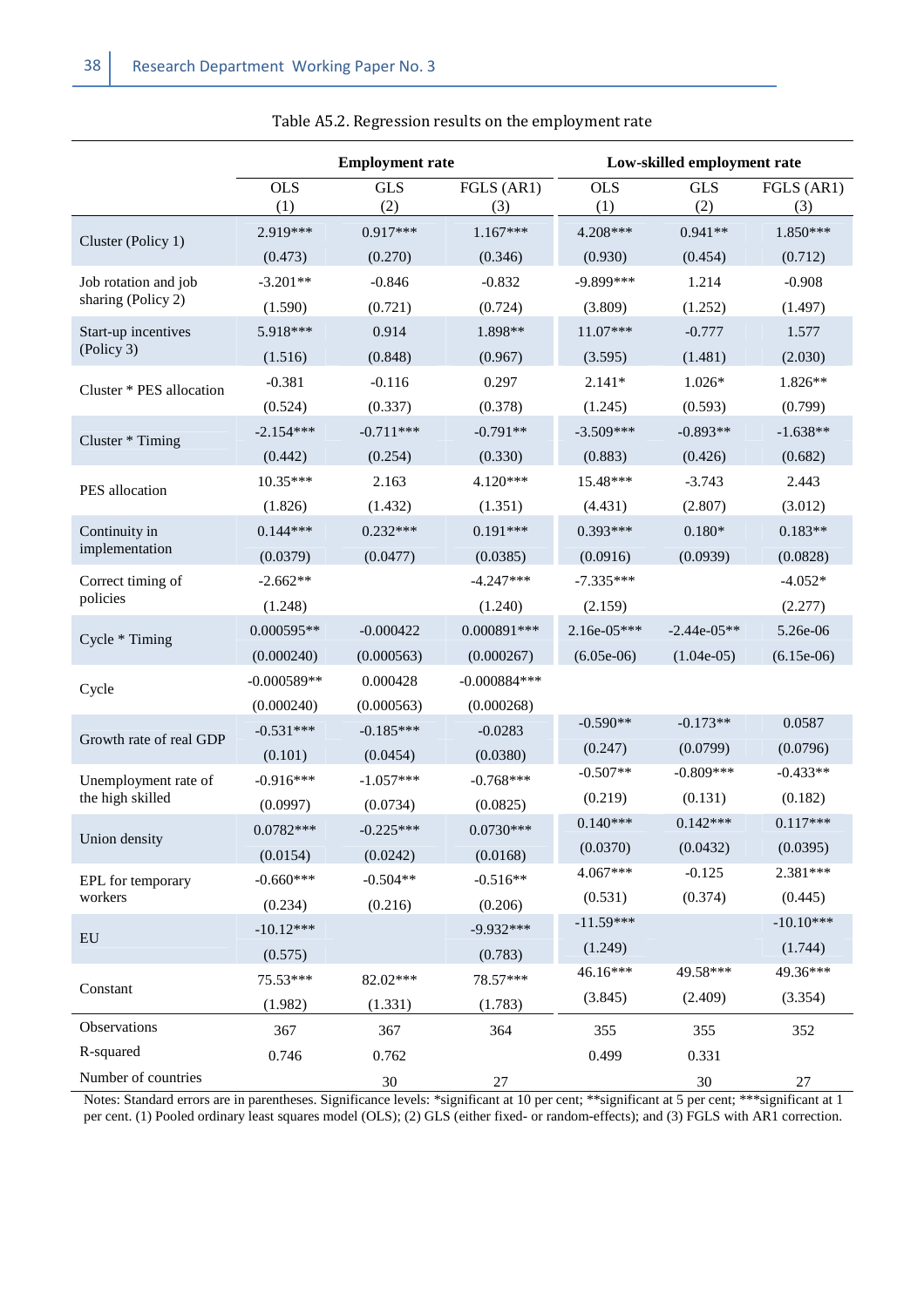Table A5.2. Regression results on the employment rate

| | Employment rate | | | Low-skilled employment rate | | |
|---|---|---|---|---|---|---|
| | OLS (1) | GLS (2) | FGLS (AR1) (3) | OLS (1) | GLS (2) | FGLS (AR1) (3) |
| Cluster (Policy 1) | 2.919*** | 0.917*** | 1.167*** | 4.208*** | 0.941** | 1.850*** |
| | (0.473) | (0.270) | (0.346) | (0.930) | (0.454) | (0.712) |
| Job rotation and job sharing (Policy 2) | -3.201** | -0.846 | -0.832 | -9.899*** | 1.214 | -0.908 |
| | (1.590) | (0.721) | (0.724) | (3.809) | (1.252) | (1.497) |
| Start-up incentives (Policy 3) | 5.918*** | 0.914 | 1.898** | 11.07*** | -0.777 | 1.577 |
| | (1.516) | (0.848) | (0.967) | (3.595) | (1.481) | (2.030) |
| Cluster * PES allocation | -0.381 | -0.116 | 0.297 | 2.141* | 1.026* | 1.826** |
| | (0.524) | (0.337) | (0.378) | (1.245) | (0.593) | (0.799) |
| Cluster * Timing | -2.154*** | -0.711*** | -0.791** | -3.509*** | -0.893** | -1.638** |
| | (0.442) | (0.254) | (0.330) | (0.883) | (0.426) | (0.682) |
| PES allocation | 10.35*** | 2.163 | 4.120*** | 15.48*** | -3.743 | 2.443 |
| | (1.826) | (1.432) | (1.351) | (4.431) | (2.807) | (3.012) |
| Continuity in implementation | 0.144*** | 0.232*** | 0.191*** | 0.393*** | 0.180* | 0.183** |
| | (0.0379) | (0.0477) | (0.0385) | (0.0916) | (0.0939) | (0.0828) |
| Correct timing of policies | -2.662** | | -4.247*** | -7.335*** | | -4.052* |
| | (1.248) | | (1.240) | (2.159) | | (2.277) |
| Cycle * Timing | 0.000595** | -0.000422 | 0.000891*** | 2.16e-05*** | -2.44e-05** | 5.26e-06 |
| | (0.000240) | (0.000563) | (0.000267) | (6.05e-06) | (1.04e-05) | (6.15e-06) |
| Cycle | -0.000589** | 0.000428 | -0.000884*** | | | |
| | (0.000240) | (0.000563) | (0.000268) | | | |
| Growth rate of real GDP | -0.531*** | -0.185*** | -0.0283 | -0.590** | -0.173** | 0.0587 |
| | (0.101) | (0.0454) | (0.0380) | (0.247) | (0.0799) | (0.0796) |
| Unemployment rate of the high skilled | -0.916*** | -1.057*** | -0.768*** | -0.507** | -0.809*** | -0.433** |
| | (0.0997) | (0.0734) | (0.0825) | (0.219) | (0.131) | (0.182) |
| Union density | 0.0782*** | -0.225*** | 0.0730*** | 0.140*** | 0.142*** | 0.117*** |
| | (0.0154) | (0.0242) | (0.0168) | (0.0370) | (0.0432) | (0.0395) |
| EPL for temporary workers | -0.660*** | -0.504** | -0.516** | 4.067*** | -0.125 | 2.381*** |
| | (0.234) | (0.216) | (0.206) | (0.531) | (0.374) | (0.445) |
| EU | -10.12*** | | -9.932*** | -11.59*** | | -10.10*** |
| | (0.575) | | (0.783) | (1.249) | | (1.744) |
| Constant | 75.53*** | 82.02*** | 78.57*** | 46.16*** | 49.58*** | 49.36*** |
| | (1.982) | (1.331) | (1.783) | (3.845) | (2.409) | (3.354) |
| Observations | 367 | 367 | 364 | 355 | 355 | 352 |
| R-squared | 0.746 | 0.762 | | 0.499 | 0.331 | |
| Number of countries | | 30 | 27 | | 30 | 27 |

Notes: Standard errors are in parentheses. Significance levels: *significant at 10 per cent; **significant at 5 per cent; ***significant at 1 per cent. (1) Pooled ordinary least squares model (OLS); (2) GLS (either fixed- or random-effects); and (3) FGLS with AR1 correction.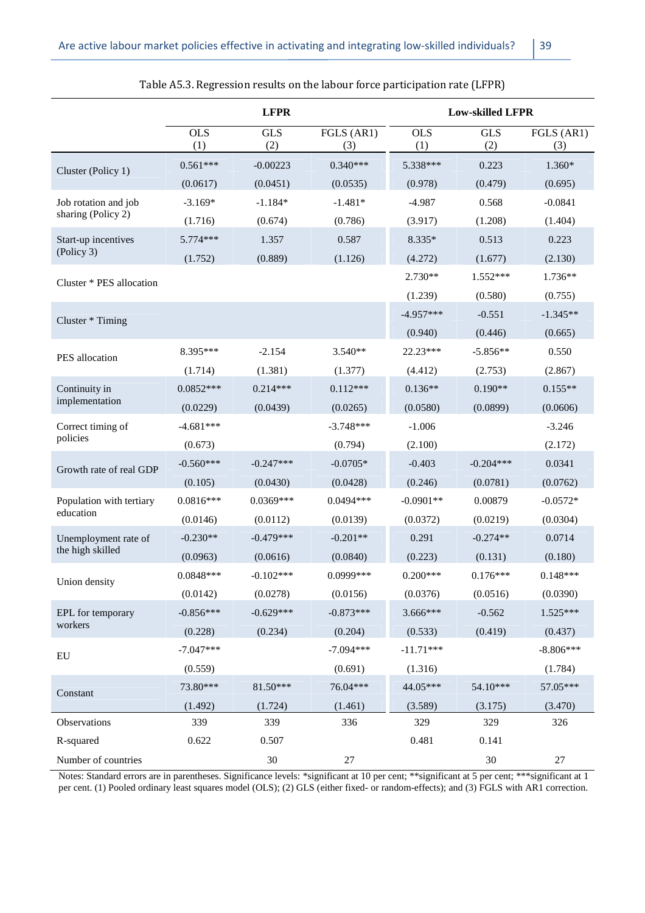Table A5.3. Regression results on the labour force participation rate (LFPR)

| | LFPR | | | Low-skilled LFPR | | |
|---|---|---|---|---|---|---|
| | OLS (1) | GLS (2) | FGLS (AR1) (3) | OLS (1) | GLS (2) | FGLS (AR1) (3) |
| Cluster (Policy 1) | 0.561*** | -0.00223 | 0.340*** | 5.338*** | 0.223 | 1.360* |
| | (0.0617) | (0.0451) | (0.0535) | (0.978) | (0.479) | (0.695) |
| Job rotation and job sharing (Policy 2) | -3.169* | -1.184* | -1.481* | -4.987 | 0.568 | -0.0841 |
| | (1.716) | (0.674) | (0.786) | (3.917) | (1.208) | (1.404) |
| Start-up incentives (Policy 3) | 5.774*** | 1.357 | 0.587 | 8.335* | 0.513 | 0.223 |
| | (1.752) | (0.889) | (1.126) | (4.272) | (1.677) | (2.130) |
| Cluster * PES allocation | | | | 2.730** | 1.552*** | 1.736** |
| | | | | (1.239) | (0.580) | (0.755) |
| Cluster * Timing | | | | -4.957*** | -0.551 | -1.345** |
| | | | | (0.940) | (0.446) | (0.665) |
| PES allocation | 8.395*** | -2.154 | 3.540** | 22.23*** | -5.856** | 0.550 |
| | (1.714) | (1.381) | (1.377) | (4.412) | (2.753) | (2.867) |
| Continuity in implementation | 0.0852*** | 0.214*** | 0.112*** | 0.136** | 0.190** | 0.155** |
| | (0.0229) | (0.0439) | (0.0265) | (0.0580) | (0.0899) | (0.0606) |
| Correct timing of policies | -4.681*** | | -3.748*** | -1.006 | | -3.246 |
| | (0.673) | | (0.794) | (2.100) | | (2.172) |
| Growth rate of real GDP | -0.560*** | -0.247*** | -0.0705* | -0.403 | -0.204*** | 0.0341 |
| | (0.105) | (0.0430) | (0.0428) | (0.246) | (0.0781) | (0.0762) |
| Population with tertiary education | 0.0816*** | 0.0369*** | 0.0494*** | -0.0901** | 0.00879 | -0.0572* |
| | (0.0146) | (0.0112) | (0.0139) | (0.0372) | (0.0219) | (0.0304) |
| Unemployment rate of the high skilled | -0.230** | -0.479*** | -0.201** | 0.291 | -0.274** | 0.0714 |
| | (0.0963) | (0.0616) | (0.0840) | (0.223) | (0.131) | (0.180) |
| Union density | 0.0848*** | -0.102*** | 0.0999*** | 0.200*** | 0.176*** | 0.148*** |
| | (0.0142) | (0.0278) | (0.0156) | (0.0376) | (0.0516) | (0.0390) |
| EPL for temporary workers | -0.856*** | -0.629*** | -0.873*** | 3.666*** | -0.562 | 1.525*** |
| | (0.228) | (0.234) | (0.204) | (0.533) | (0.419) | (0.437) |
| EU | -7.047*** | | -7.094*** | -11.71*** | | -8.806*** |
| | (0.559) | | (0.691) | (1.316) | | (1.784) |
| Constant | 73.80*** | 81.50*** | 76.04*** | 44.05*** | 54.10*** | 57.05*** |
| | (1.492) | (1.724) | (1.461) | (3.589) | (3.175) | (3.470) |
| Observations | 339 | 339 | 336 | 329 | 329 | 326 |
| R-squared | 0.622 | 0.507 | | 0.481 | 0.141 | |
| Number of countries | | 30 | 27 | | 30 | 27 |

Notes: Standard errors are in parentheses. Significance levels: *significant at 10 per cent; **significant at 5 per cent; ***significant at 1 per cent. (1) Pooled ordinary least squares model (OLS); (2) GLS (either fixed- or random-effects); and (3) FGLS with AR1 correction.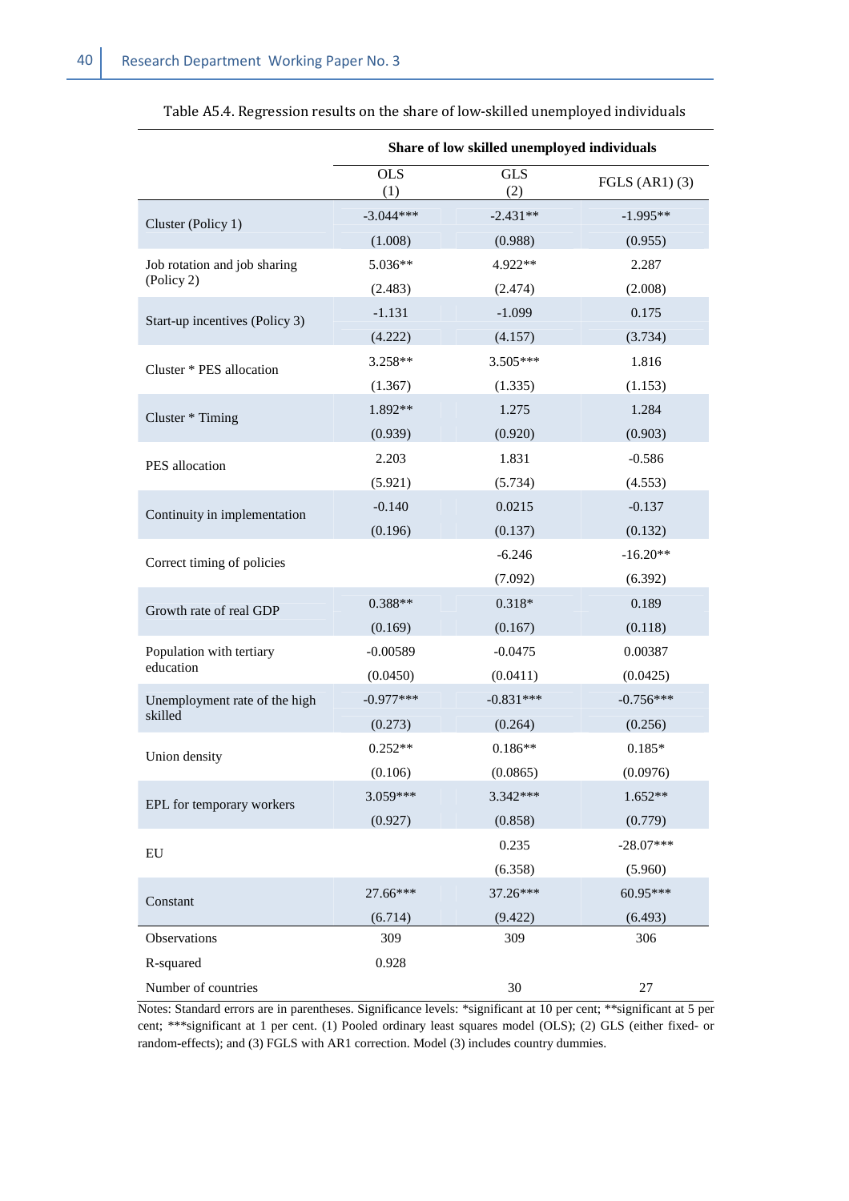Table A5.4. Regression results on the share of low-skilled unemployed individuals

| | Share of low skilled unemployed individuals | | |
|---|---|---|---|
| | OLS (1) | GLS (2) | FGLS (AR1) (3) |
| Cluster (Policy 1) | -3.044*** | -2.431** | -1.995** |
| | (1.008) | (0.988) | (0.955) |
| Job rotation and job sharing (Policy 2) | 5.036** | 4.922** | 2.287 |
| | (2.483) | (2.474) | (2.008) |
| Start-up incentives (Policy 3) | -1.131 | -1.099 | 0.175 |
| | (4.222) | (4.157) | (3.734) |
| Cluster * PES allocation | 3.258** | 3.505*** | 1.816 |
| | (1.367) | (1.335) | (1.153) |
| Cluster * Timing | 1.892** | 1.275 | 1.284 |
| | (0.939) | (0.920) | (0.903) |
| PES allocation | 2.203 | 1.831 | -0.586 |
| | (5.921) | (5.734) | (4.553) |
| Continuity in implementation | -0.140 | 0.0215 | -0.137 |
| | (0.196) | (0.137) | (0.132) |
| Correct timing of policies | | -6.246 | -16.20** |
| | | (7.092) | (6.392) |
| Growth rate of real GDP | 0.388** | 0.318* | 0.189 |
| | (0.169) | (0.167) | (0.118) |
| Population with tertiary education | -0.00589 | -0.0475 | 0.00387 |
| | (0.0450) | (0.0411) | (0.0425) |
| Unemployment rate of the high skilled | -0.977*** | -0.831*** | -0.756*** |
| | (0.273) | (0.264) | (0.256) |
| Union density | 0.252** | 0.186** | 0.185* |
| | (0.106) | (0.0865) | (0.0976) |
| EPL for temporary workers | 3.059*** | 3.342*** | 1.652** |
| | (0.927) | (0.858) | (0.779) |
| EU | | 0.235 | -28.07*** |
| | | (6.358) | (5.960) |
| Constant | 27.66*** | 37.26*** | 60.95*** |
| | (6.714) | (9.422) | (6.493) |
| Observations | 309 | 309 | 306 |
| R-squared | 0.928 | | |
| Number of countries | | 30 | 27 |

Notes: Standard errors are in parentheses. Significance levels: *significant at 10 per cent; **significant at 5 per cent; ***significant at 1 per cent. (1) Pooled ordinary least squares model (OLS); (2) GLS (either fixed- or random-effects); and (3) FGLS with AR1 correction. Model (3) includes country dummies.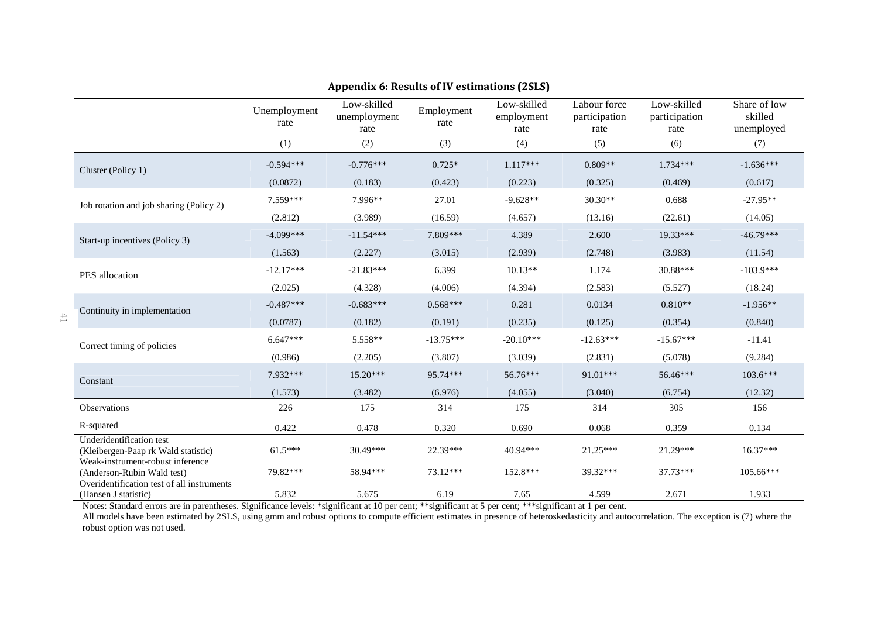## Appendix 6: Results of IV estimations (2SLS)

| | Unemployment rate | Low-skilled unemployment rate | Employment rate | Low-skilled employment rate | Labour force participation rate | Low-skilled participation rate | Share of low skilled unemployed |
|---|---|---|---|---|---|---|---|
| | (1) | (2) | (3) | (4) | (5) | (6) | (7) |
| Cluster (Policy 1) | -0.594*** | -0.776*** | 0.725* | 1.117*** | 0.809** | 1.734*** | -1.636*** |
| | (0.0872) | (0.183) | (0.423) | (0.223) | (0.325) | (0.469) | (0.617) |
| Job rotation and job sharing (Policy 2) | 7.559*** | 7.996** | 27.01 | -9.628** | 30.30** | 0.688 | -27.95** |
| | (2.812) | (3.989) | (16.59) | (4.657) | (13.16) | (22.61) | (14.05) |
| Start-up incentives (Policy 3) | -4.099*** | -11.54*** | 7.809*** | 4.389 | 2.600 | 19.33*** | -46.79*** |
| | (1.563) | (2.227) | (3.015) | (2.939) | (2.748) | (3.983) | (11.54) |
| PES allocation | -12.17*** | -21.83*** | 6.399 | 10.13** | 1.174 | 30.88*** | -103.9*** |
| | (2.025) | (4.328) | (4.006) | (4.394) | (2.583) | (5.527) | (18.24) |
| Continuity in implementation | -0.487*** | -0.683*** | 0.568*** | 0.281 | 0.0134 | 0.810** | -1.956** |
| | (0.0787) | (0.182) | (0.191) | (0.235) | (0.125) | (0.354) | (0.840) |
| Correct timing of policies | 6.647*** | 5.558** | -13.75*** | -20.10*** | -12.63*** | -15.67*** | -11.41 |
| | (0.986) | (2.205) | (3.807) | (3.039) | (2.831) | (5.078) | (9.284) |
| Constant | 7.932*** | 15.20*** | 95.74*** | 56.76*** | 91.01*** | 56.46*** | 103.6*** |
| | (1.573) | (3.482) | (6.976) | (4.055) | (3.040) | (6.754) | (12.32) |
| Observations | 226 | 175 | 314 | 175 | 314 | 305 | 156 |
| R-squared | 0.422 | 0.478 | 0.320 | 0.690 | 0.068 | 0.359 | 0.134 |
| Underidentification test (Kleibergen-Paap rk Wald statistic) | 61.5*** | 30.49*** | 22.39*** | 40.94*** | 21.25*** | 21.29*** | 16.37*** |
| Weak-instrument-robust inference (Anderson-Rubin Wald test) | 79.82*** | 58.94*** | 73.12*** | 152.8*** | 39.32*** | 37.73*** | 105.66*** |
| Overidentification test of all instruments (Hansen J statistic) | 5.832 | 5.675 | 6.19 | 7.65 | 4.599 | 2.671 | 1.933 |

Notes: Standard errors are in parentheses. Significance levels: *significant at 10 per cent; **significant at 5 per cent; ***significant at 1 per cent.
All models have been estimated by 2SLS, using gmm and robust options to compute efficient estimates in presence of heteroskedasticity and autocorrelation. The exception is (7) where the robust option was not used.